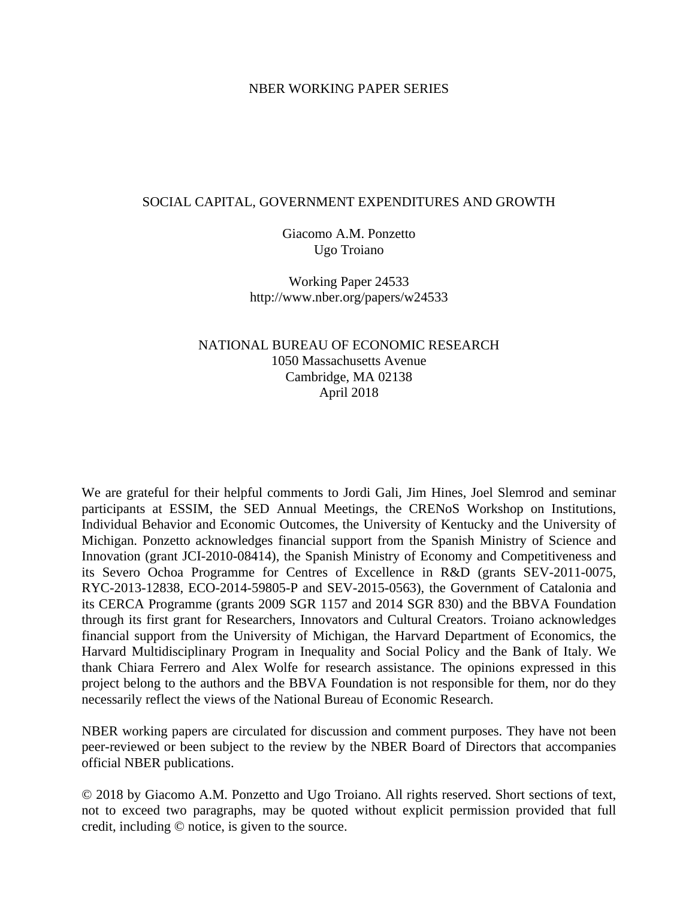NBER WORKING PAPER SERIES

# SOCIAL CAPITAL, GOVERNMENT EXPENDITURES AND GROWTH

Giacomo A.M. Ponzetto
Ugo Troiano

Working Paper 24533
http://www.nber.org/papers/w24533

NATIONAL BUREAU OF ECONOMIC RESEARCH
1050 Massachusetts Avenue
Cambridge, MA 02138
April 2018

We are grateful for their helpful comments to Jordi Gali, Jim Hines, Joel Slemrod and seminar participants at ESSIM, the SED Annual Meetings, the CRENoS Workshop on Institutions, Individual Behavior and Economic Outcomes, the University of Kentucky and the University of Michigan. Ponzetto acknowledges financial support from the Spanish Ministry of Science and Innovation (grant JCI-2010-08414), the Spanish Ministry of Economy and Competitiveness and its Severo Ochoa Programme for Centres of Excellence in R&D (grants SEV-2011-0075, RYC-2013-12838, ECO-2014-59805-P and SEV-2015-0563), the Government of Catalonia and its CERCA Programme (grants 2009 SGR 1157 and 2014 SGR 830) and the BBVA Foundation through its first grant for Researchers, Innovators and Cultural Creators. Troiano acknowledges financial support from the University of Michigan, the Harvard Department of Economics, the Harvard Multidisciplinary Program in Inequality and Social Policy and the Bank of Italy. We thank Chiara Ferrero and Alex Wolfe for research assistance. The opinions expressed in this project belong to the authors and the BBVA Foundation is not responsible for them, nor do they necessarily reflect the views of the National Bureau of Economic Research.

NBER working papers are circulated for discussion and comment purposes. They have not been peer-reviewed or been subject to the review by the NBER Board of Directors that accompanies official NBER publications.

© 2018 by Giacomo A.M. Ponzetto and Ugo Troiano. All rights reserved. Short sections of text, not to exceed two paragraphs, may be quoted without explicit permission provided that full credit, including © notice, is given to the source.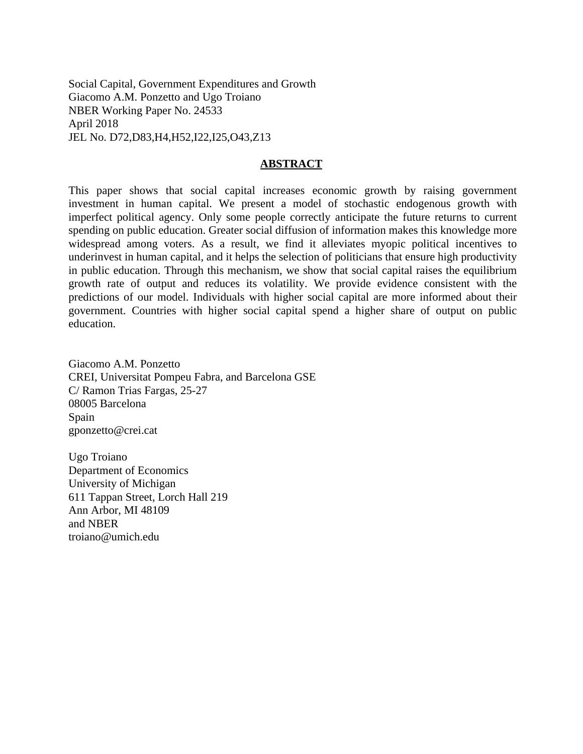Social Capital, Government Expenditures and Growth
Giacomo A.M. Ponzetto and Ugo Troiano
NBER Working Paper No. 24533
April 2018
JEL No. D72,D83,H4,H52,I22,I25,O43,Z13

## ABSTRACT

This paper shows that social capital increases economic growth by raising government investment in human capital. We present a model of stochastic endogenous growth with imperfect political agency. Only some people correctly anticipate the future returns to current spending on public education. Greater social diffusion of information makes this knowledge more widespread among voters. As a result, we find it alleviates myopic political incentives to underinvest in human capital, and it helps the selection of politicians that ensure high productivity in public education. Through this mechanism, we show that social capital raises the equilibrium growth rate of output and reduces its volatility. We provide evidence consistent with the predictions of our model. Individuals with higher social capital are more informed about their government. Countries with higher social capital spend a higher share of output on public education.

Giacomo A.M. Ponzetto
CREI, Universitat Pompeu Fabra, and Barcelona GSE
C/ Ramon Trias Fargas, 25-27
08005 Barcelona
Spain
gponzetto@crei.cat

Ugo Troiano
Department of Economics
University of Michigan
611 Tappan Street, Lorch Hall 219
Ann Arbor, MI 48109
and NBER
troiano@umich.edu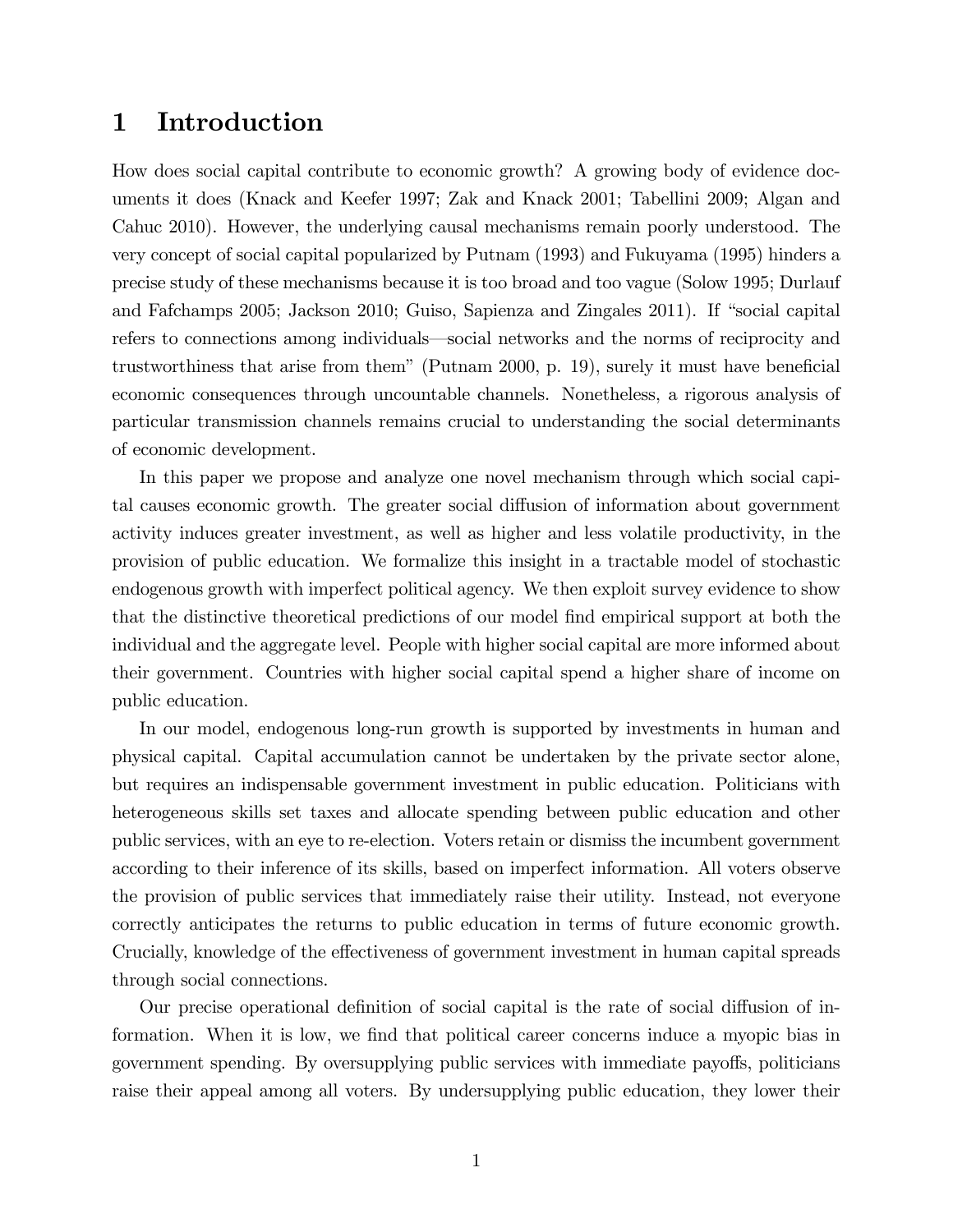# 1 Introduction

How does social capital contribute to economic growth? A growing body of evidence documents it does (Knack and Keefer 1997; Zak and Knack 2001; Tabellini 2009; Algan and Cahuc 2010). However, the underlying causal mechanisms remain poorly understood. The very concept of social capital popularized by Putnam (1993) and Fukuyama (1995) hinders a precise study of these mechanisms because it is too broad and too vague (Solow 1995; Durlauf and Fafchamps 2005; Jackson 2010; Guiso, Sapienza and Zingales 2011). If "social capital refers to connections among individuals—social networks and the norms of reciprocity and trustworthiness that arise from them" (Putnam 2000, p. 19), surely it must have beneficial economic consequences through uncountable channels. Nonetheless, a rigorous analysis of particular transmission channels remains crucial to understanding the social determinants of economic development.

In this paper we propose and analyze one novel mechanism through which social capital causes economic growth. The greater social diffusion of information about government activity induces greater investment, as well as higher and less volatile productivity, in the provision of public education. We formalize this insight in a tractable model of stochastic endogenous growth with imperfect political agency. We then exploit survey evidence to show that the distinctive theoretical predictions of our model find empirical support at both the individual and the aggregate level. People with higher social capital are more informed about their government. Countries with higher social capital spend a higher share of income on public education.

In our model, endogenous long-run growth is supported by investments in human and physical capital. Capital accumulation cannot be undertaken by the private sector alone, but requires an indispensable government investment in public education. Politicians with heterogeneous skills set taxes and allocate spending between public education and other public services, with an eye to re-election. Voters retain or dismiss the incumbent government according to their inference of its skills, based on imperfect information. All voters observe the provision of public services that immediately raise their utility. Instead, not everyone correctly anticipates the returns to public education in terms of future economic growth. Crucially, knowledge of the effectiveness of government investment in human capital spreads through social connections.

Our precise operational definition of social capital is the rate of social diffusion of information. When it is low, we find that political career concerns induce a myopic bias in government spending. By oversupplying public services with immediate payoffs, politicians raise their appeal among all voters. By undersupplying public education, they lower their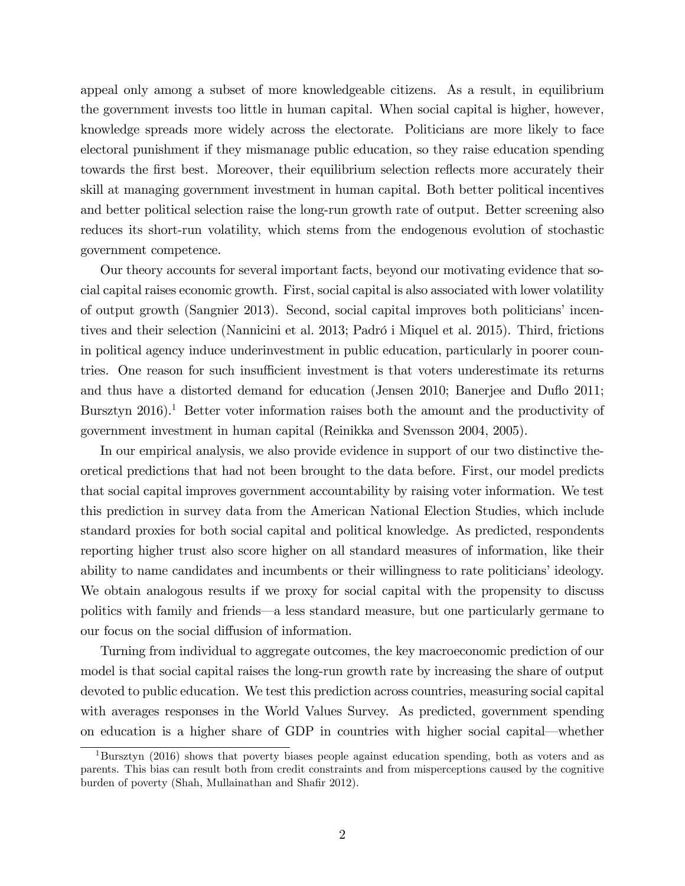appeal only among a subset of more knowledgeable citizens. As a result, in equilibrium the government invests too little in human capital. When social capital is higher, however, knowledge spreads more widely across the electorate. Politicians are more likely to face electoral punishment if they mismanage public education, so they raise education spending towards the first best. Moreover, their equilibrium selection reflects more accurately their skill at managing government investment in human capital. Both better political incentives and better political selection raise the long-run growth rate of output. Better screening also reduces its short-run volatility, which stems from the endogenous evolution of stochastic government competence.

Our theory accounts for several important facts, beyond our motivating evidence that social capital raises economic growth. First, social capital is also associated with lower volatility of output growth (Sangnier 2013). Second, social capital improves both politicians' incentives and their selection (Nannicini et al. 2013; Padró i Miquel et al. 2015). Third, frictions in political agency induce underinvestment in public education, particularly in poorer countries. One reason for such insufficient investment is that voters underestimate its returns and thus have a distorted demand for education (Jensen 2010; Banerjee and Duflo 2011; Bursztyn 2016).[1] Better voter information raises both the amount and the productivity of government investment in human capital (Reinikka and Svensson 2004, 2005).

In our empirical analysis, we also provide evidence in support of our two distinctive theoretical predictions that had not been brought to the data before. First, our model predicts that social capital improves government accountability by raising voter information. We test this prediction in survey data from the American National Election Studies, which include standard proxies for both social capital and political knowledge. As predicted, respondents reporting higher trust also score higher on all standard measures of information, like their ability to name candidates and incumbents or their willingness to rate politicians' ideology. We obtain analogous results if we proxy for social capital with the propensity to discuss politics with family and friends—a less standard measure, but one particularly germane to our focus on the social diffusion of information.

Turning from individual to aggregate outcomes, the key macroeconomic prediction of our model is that social capital raises the long-run growth rate by increasing the share of output devoted to public education. We test this prediction across countries, measuring social capital with averages responses in the World Values Survey. As predicted, government spending on education is a higher share of GDP in countries with higher social capital—whether

[1] Bursztyn (2016) shows that poverty biases people against education spending, both as voters and as parents. This bias can result both from credit constraints and from misperceptions caused by the cognitive burden of poverty (Shah, Mullainathan and Shafir 2012).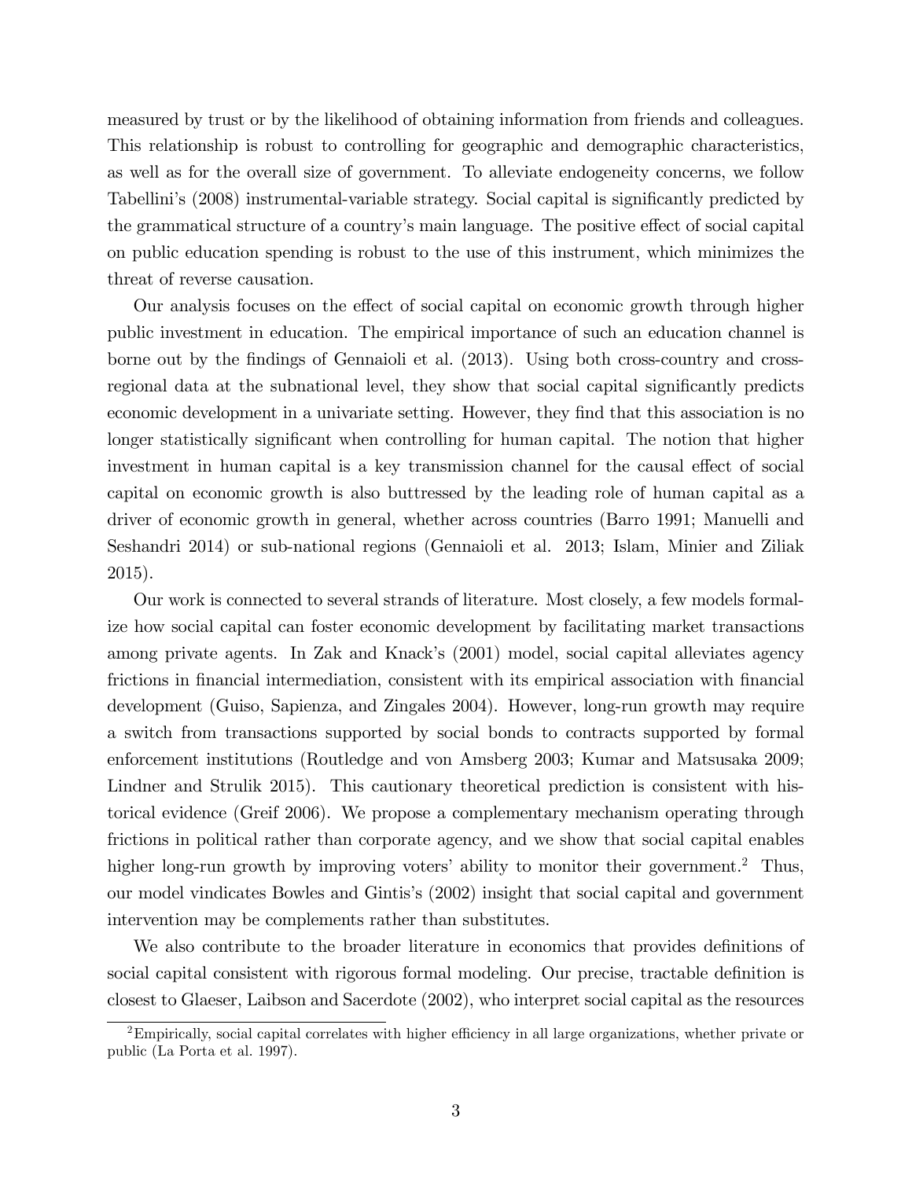measured by trust or by the likelihood of obtaining information from friends and colleagues. This relationship is robust to controlling for geographic and demographic characteristics, as well as for the overall size of government. To alleviate endogeneity concerns, we follow Tabellini's (2008) instrumental-variable strategy. Social capital is significantly predicted by the grammatical structure of a country's main language. The positive effect of social capital on public education spending is robust to the use of this instrument, which minimizes the threat of reverse causation.

Our analysis focuses on the effect of social capital on economic growth through higher public investment in education. The empirical importance of such an education channel is borne out by the findings of Gennaioli et al. (2013). Using both cross-country and cross-regional data at the subnational level, they show that social capital significantly predicts economic development in a univariate setting. However, they find that this association is no longer statistically significant when controlling for human capital. The notion that higher investment in human capital is a key transmission channel for the causal effect of social capital on economic growth is also buttressed by the leading role of human capital as a driver of economic growth in general, whether across countries (Barro 1991; Manuelli and Seshandri 2014) or sub-national regions (Gennaioli et al. 2013; Islam, Minier and Ziliak 2015).

Our work is connected to several strands of literature. Most closely, a few models formalize how social capital can foster economic development by facilitating market transactions among private agents. In Zak and Knack's (2001) model, social capital alleviates agency frictions in financial intermediation, consistent with its empirical association with financial development (Guiso, Sapienza, and Zingales 2004). However, long-run growth may require a switch from transactions supported by social bonds to contracts supported by formal enforcement institutions (Routledge and von Amsberg 2003; Kumar and Matsusaka 2009; Lindner and Strulik 2015). This cautionary theoretical prediction is consistent with historical evidence (Greif 2006). We propose a complementary mechanism operating through frictions in political rather than corporate agency, and we show that social capital enables higher long-run growth by improving voters' ability to monitor their government.[2] Thus, our model vindicates Bowles and Gintis's (2002) insight that social capital and government intervention may be complements rather than substitutes.

We also contribute to the broader literature in economics that provides definitions of social capital consistent with rigorous formal modeling. Our precise, tractable definition is closest to Glaeser, Laibson and Sacerdote (2002), who interpret social capital as the resources

[2] Empirically, social capital correlates with higher efficiency in all large organizations, whether private or public (La Porta et al. 1997).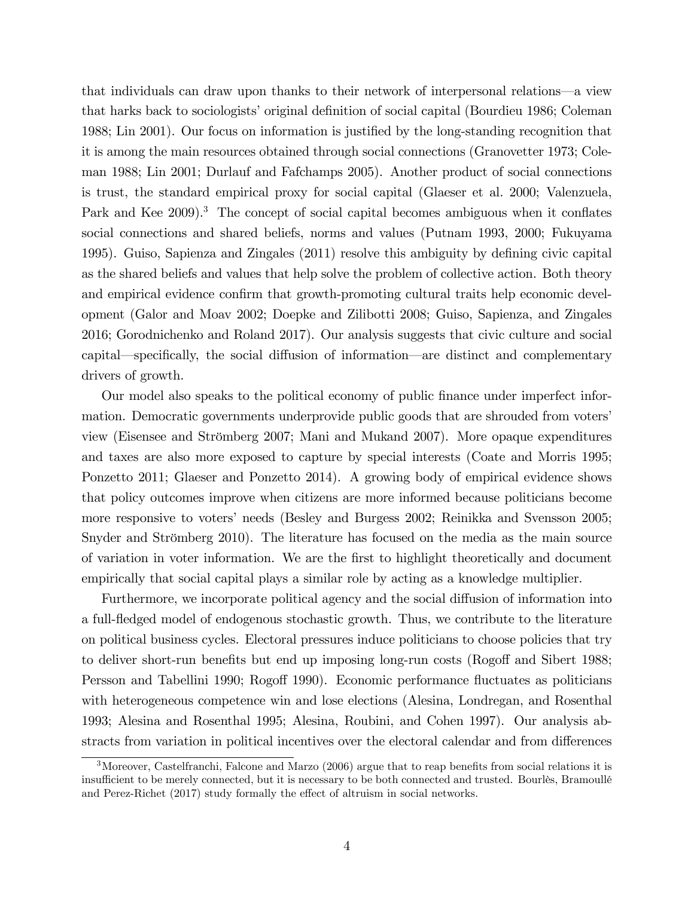that individuals can draw upon thanks to their network of interpersonal relations—a view that harks back to sociologists' original definition of social capital (Bourdieu 1986; Coleman 1988; Lin 2001). Our focus on information is justified by the long-standing recognition that it is among the main resources obtained through social connections (Granovetter 1973; Coleman 1988; Lin 2001; Durlauf and Fafchamps 2005). Another product of social connections is trust, the standard empirical proxy for social capital (Glaeser et al. 2000; Valenzuela, Park and Kee 2009).[3] The concept of social capital becomes ambiguous when it conflates social connections and shared beliefs, norms and values (Putnam 1993, 2000; Fukuyama 1995). Guiso, Sapienza and Zingales (2011) resolve this ambiguity by defining civic capital as the shared beliefs and values that help solve the problem of collective action. Both theory and empirical evidence confirm that growth-promoting cultural traits help economic development (Galor and Moav 2002; Doepke and Zilibotti 2008; Guiso, Sapienza, and Zingales 2016; Gorodnichenko and Roland 2017). Our analysis suggests that civic culture and social capital—specifically, the social diffusion of information—are distinct and complementary drivers of growth.

Our model also speaks to the political economy of public finance under imperfect information. Democratic governments underprovide public goods that are shrouded from voters' view (Eisensee and Strömberg 2007; Mani and Mukand 2007). More opaque expenditures and taxes are also more exposed to capture by special interests (Coate and Morris 1995; Ponzetto 2011; Glaeser and Ponzetto 2014). A growing body of empirical evidence shows that policy outcomes improve when citizens are more informed because politicians become more responsive to voters' needs (Besley and Burgess 2002; Reinikka and Svensson 2005; Snyder and Strömberg 2010). The literature has focused on the media as the main source of variation in voter information. We are the first to highlight theoretically and document empirically that social capital plays a similar role by acting as a knowledge multiplier.

Furthermore, we incorporate political agency and the social diffusion of information into a full-fledged model of endogenous stochastic growth. Thus, we contribute to the literature on political business cycles. Electoral pressures induce politicians to choose policies that try to deliver short-run benefits but end up imposing long-run costs (Rogoff and Sibert 1988; Persson and Tabellini 1990; Rogoff 1990). Economic performance fluctuates as politicians with heterogeneous competence win and lose elections (Alesina, Londregan, and Rosenthal 1993; Alesina and Rosenthal 1995; Alesina, Roubini, and Cohen 1997). Our analysis abstracts from variation in political incentives over the electoral calendar and from differences

[3] Moreover, Castelfranchi, Falcone and Marzo (2006) argue that to reap benefits from social relations it is insufficient to be merely connected, but it is necessary to be both connected and trusted. Bourlès, Bramoullé and Perez-Richet (2017) study formally the effect of altruism in social networks.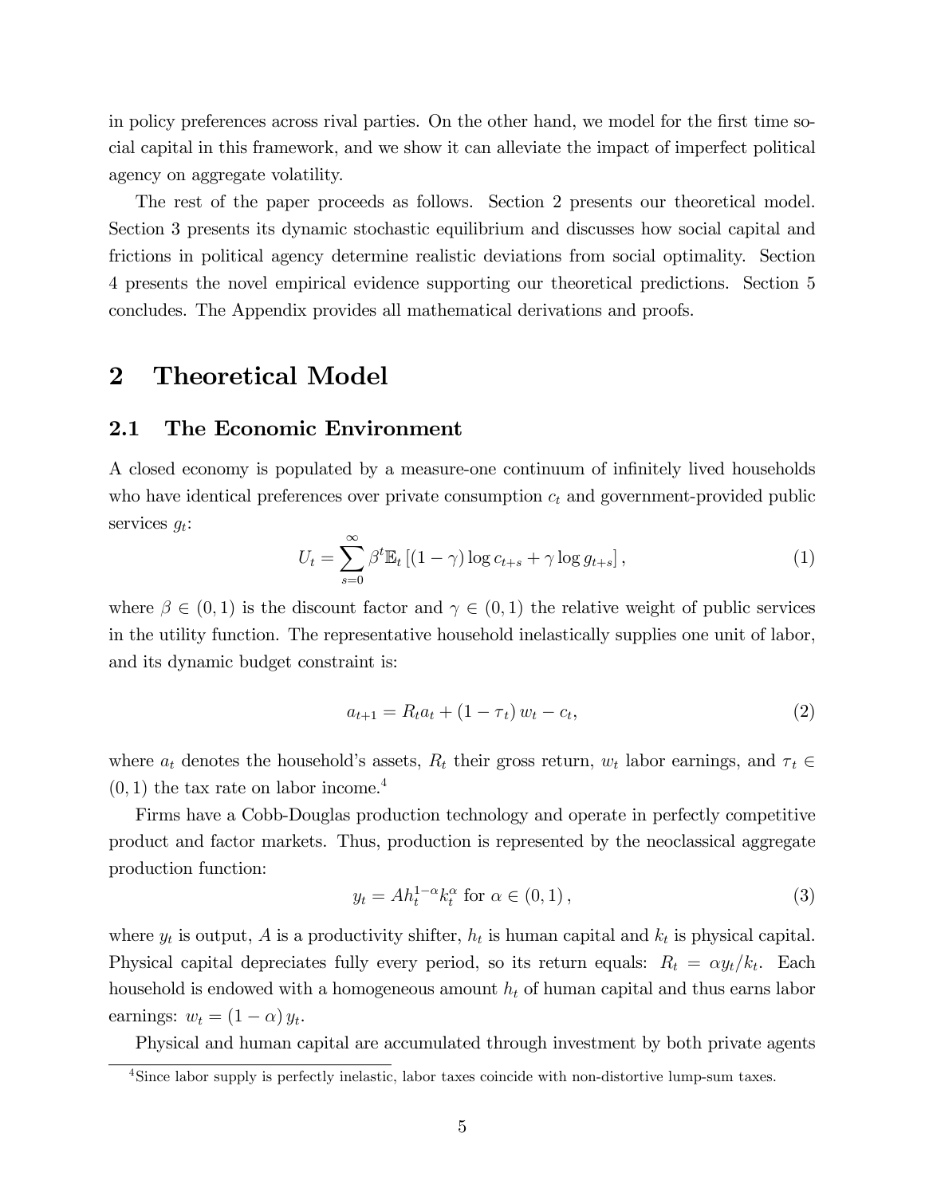in policy preferences across rival parties. On the other hand, we model for the first time social capital in this framework, and we show it can alleviate the impact of imperfect political agency on aggregate volatility.

The rest of the paper proceeds as follows. Section 2 presents our theoretical model. Section 3 presents its dynamic stochastic equilibrium and discusses how social capital and frictions in political agency determine realistic deviations from social optimality. Section 4 presents the novel empirical evidence supporting our theoretical predictions. Section 5 concludes. The Appendix provides all mathematical derivations and proofs.

# 2 Theoretical Model

## 2.1 The Economic Environment

A closed economy is populated by a measure-one continuum of infinitely lived households who have identical preferences over private consumption $c_t$ and government-provided public services $g_t$:

$$U_t = \sum_{s=0}^{\infty} \beta^t \mathbb{E}_t \left[ (1-\gamma) \log c_{t+s} + \gamma \log g_{t+s} \right], \tag{1}$$

where $\beta \in (0,1)$ is the discount factor and $\gamma \in (0,1)$ the relative weight of public services in the utility function. The representative household inelastically supplies one unit of labor, and its dynamic budget constraint is:

$$a_{t+1} = R_t a_t + (1-\tau_t) w_t - c_t, \tag{2}$$

where $a_t$ denotes the household's assets, $R_t$ their gross return, $w_t$ labor earnings, and $\tau_t \in (0,1)$ the tax rate on labor income.[4]

Firms have a Cobb-Douglas production technology and operate in perfectly competitive product and factor markets. Thus, production is represented by the neoclassical aggregate production function:

$$y_t = A h_t^{1-\alpha} k_t^{\alpha} \text{ for } \alpha \in (0,1), \tag{3}$$

where $y_t$ is output, $A$ is a productivity shifter, $h_t$ is human capital and $k_t$ is physical capital. Physical capital depreciates fully every period, so its return equals: $R_t = \alpha y_t / k_t$. Each household is endowed with a homogeneous amount $h_t$ of human capital and thus earns labor earnings: $w_t = (1-\alpha) y_t$.

Physical and human capital are accumulated through investment by both private agents

[4] Since labor supply is perfectly inelastic, labor taxes coincide with non-distortive lump-sum taxes.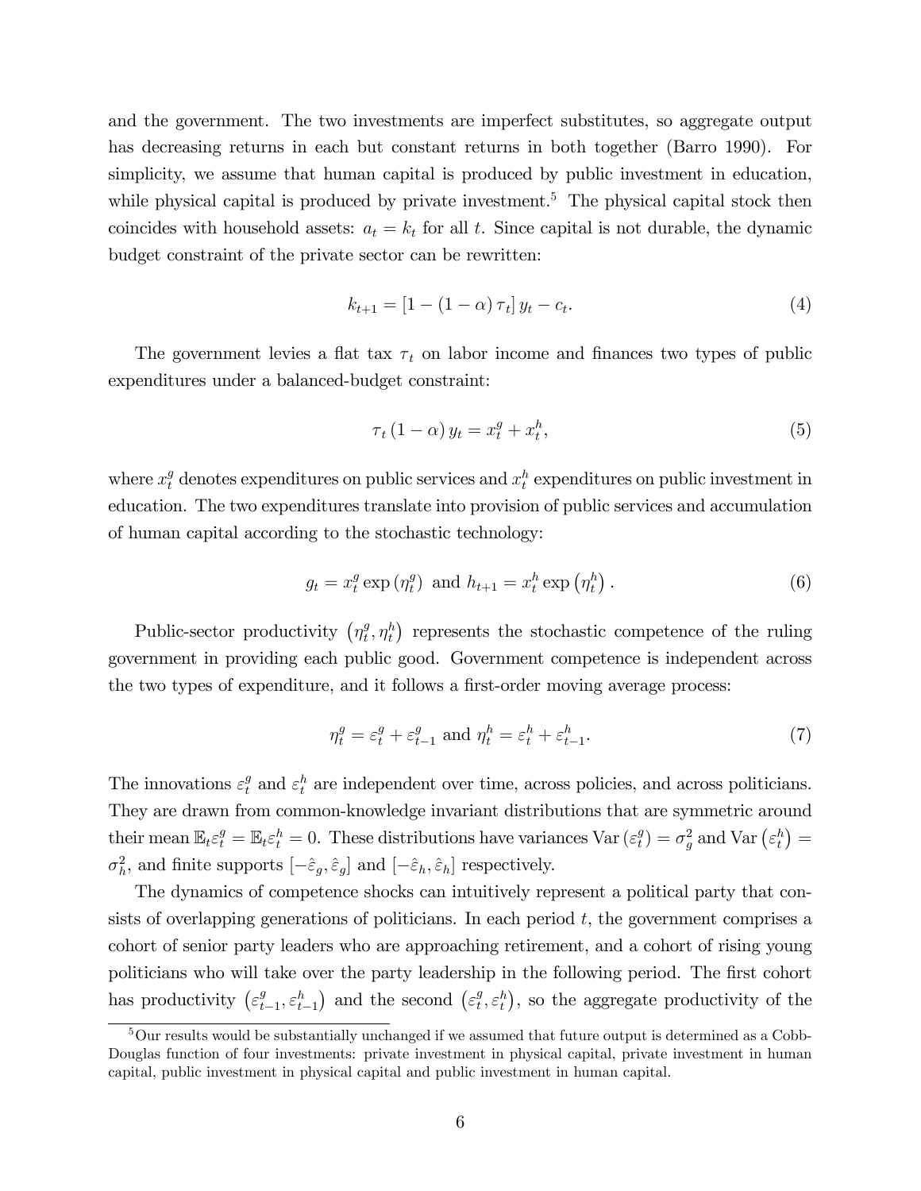and the government. The two investments are imperfect substitutes, so aggregate output has decreasing returns in each but constant returns in both together (Barro 1990). For simplicity, we assume that human capital is produced by public investment in education, while physical capital is produced by private investment.[5] The physical capital stock then coincides with household assets: $a_t = k_t$ for all $t$. Since capital is not durable, the dynamic budget constraint of the private sector can be rewritten:

$$k_{t+1} = \left[1 - (1-\alpha)\,\tau_t\right] y_t - c_t. \tag{4}$$

The government levies a flat tax $\tau_t$ on labor income and finances two types of public expenditures under a balanced-budget constraint:

$$\tau_t (1-\alpha)\, y_t = x_t^g + x_t^h, \tag{5}$$

where $x_t^g$ denotes expenditures on public services and $x_t^h$ expenditures on public investment in education. The two expenditures translate into provision of public services and accumulation of human capital according to the stochastic technology:

$$g_t = x_t^g \exp\left(\eta_t^g\right) \text{ and } h_{t+1} = x_t^h \exp\left(\eta_t^h\right). \tag{6}$$

Public-sector productivity $\left(\eta_t^g, \eta_t^h\right)$ represents the stochastic competence of the ruling government in providing each public good. Government competence is independent across the two types of expenditure, and it follows a first-order moving average process:

$$\eta_t^g = \varepsilon_t^g + \varepsilon_{t-1}^g \text{ and } \eta_t^h = \varepsilon_t^h + \varepsilon_{t-1}^h. \tag{7}$$

The innovations $\varepsilon_t^g$ and $\varepsilon_t^h$ are independent over time, across policies, and across politicians. They are drawn from common-knowledge invariant distributions that are symmetric around their mean $\mathbb{E}_t \varepsilon_t^g = \mathbb{E}_t \varepsilon_t^h = 0$. These distributions have variances $\mathrm{Var}\left(\varepsilon_t^g\right) = \sigma_g^2$ and $\mathrm{Var}\left(\varepsilon_t^h\right) = \sigma_h^2$, and finite supports $[-\hat{\varepsilon}_g, \hat{\varepsilon}_g]$ and $[-\hat{\varepsilon}_h, \hat{\varepsilon}_h]$ respectively.

The dynamics of competence shocks can intuitively represent a political party that consists of overlapping generations of politicians. In each period $t$, the government comprises a cohort of senior party leaders who are approaching retirement, and a cohort of rising young politicians who will take over the party leadership in the following period. The first cohort has productivity $\left(\varepsilon_{t-1}^g, \varepsilon_{t-1}^h\right)$ and the second $\left(\varepsilon_t^g, \varepsilon_t^h\right)$, so the aggregate productivity of the

[5] Our results would be substantially unchanged if we assumed that future output is determined as a Cobb-Douglas function of four investments: private investment in physical capital, private investment in human capital, public investment in physical capital and public investment in human capital.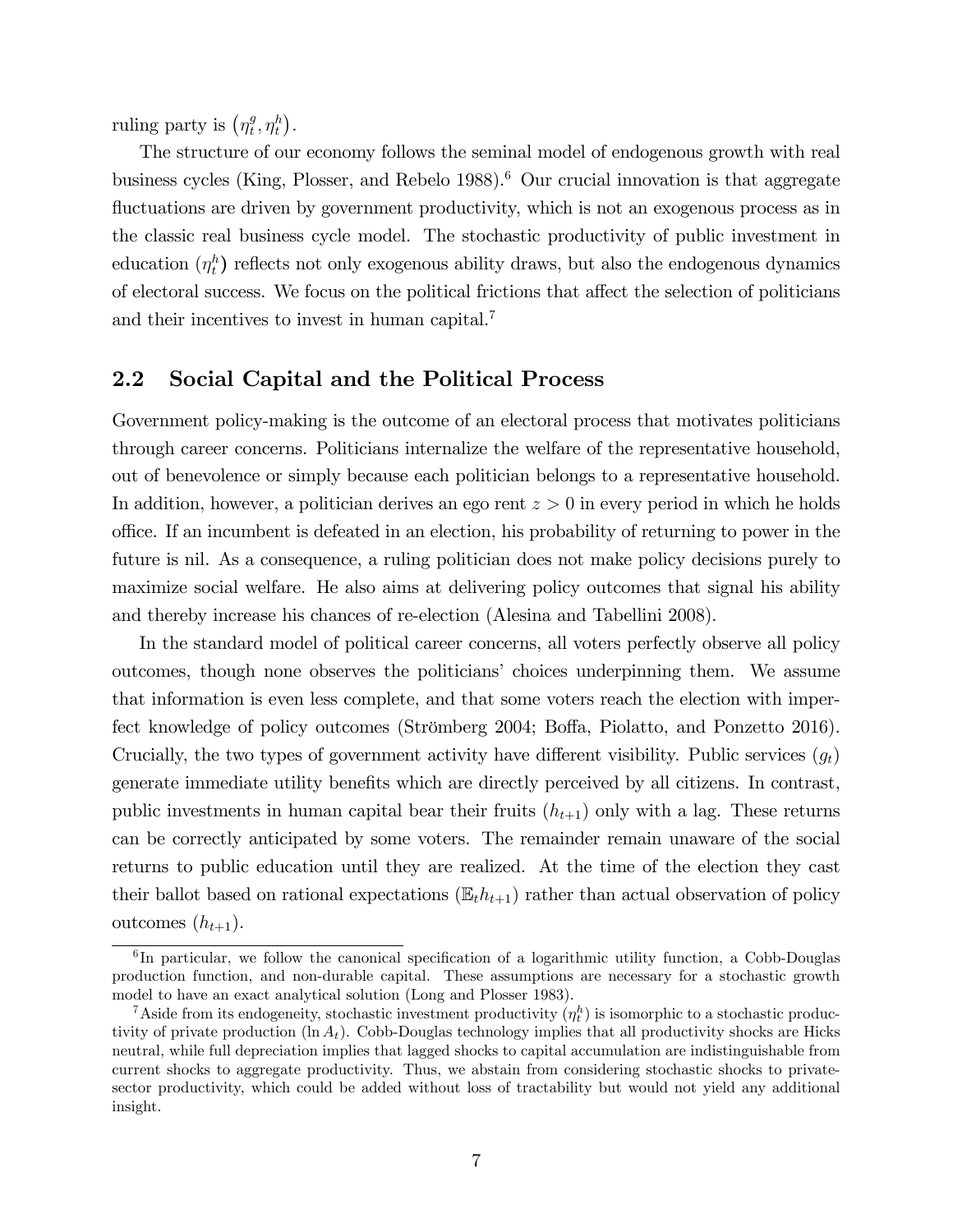ruling party is $\left(\eta_t^g, \eta_t^h\right)$.

The structure of our economy follows the seminal model of endogenous growth with real business cycles (King, Plosser, and Rebelo 1988).[6] Our crucial innovation is that aggregate fluctuations are driven by government productivity, which is not an exogenous process as in the classic real business cycle model. The stochastic productivity of public investment in education ($\eta_t^h$) reflects not only exogenous ability draws, but also the endogenous dynamics of electoral success. We focus on the political frictions that affect the selection of politicians and their incentives to invest in human capital.[7]

## 2.2 Social Capital and the Political Process

Government policy-making is the outcome of an electoral process that motivates politicians through career concerns. Politicians internalize the welfare of the representative household, out of benevolence or simply because each politician belongs to a representative household. In addition, however, a politician derives an ego rent $z > 0$ in every period in which he holds office. If an incumbent is defeated in an election, his probability of returning to power in the future is nil. As a consequence, a ruling politician does not make policy decisions purely to maximize social welfare. He also aims at delivering policy outcomes that signal his ability and thereby increase his chances of re-election (Alesina and Tabellini 2008).

In the standard model of political career concerns, all voters perfectly observe all policy outcomes, though none observes the politicians' choices underpinning them. We assume that information is even less complete, and that some voters reach the election with imperfect knowledge of policy outcomes (Strömberg 2004; Boffa, Piolatto, and Ponzetto 2016). Crucially, the two types of government activity have different visibility. Public services ($g_t$) generate immediate utility benefits which are directly perceived by all citizens. In contrast, public investments in human capital bear their fruits ($h_{t+1}$) only with a lag. These returns can be correctly anticipated by some voters. The remainder remain unaware of the social returns to public education until they are realized. At the time of the election they cast their ballot based on rational expectations ($\mathbb{E}_t h_{t+1}$) rather than actual observation of policy outcomes ($h_{t+1}$).

[6] In particular, we follow the canonical specification of a logarithmic utility function, a Cobb-Douglas production function, and non-durable capital. These assumptions are necessary for a stochastic growth model to have an exact analytical solution (Long and Plosser 1983).

[7] Aside from its endogeneity, stochastic investment productivity ($\eta_t^h$) is isomorphic to a stochastic productivity of private production ($\ln A_t$). Cobb-Douglas technology implies that all productivity shocks are Hicks neutral, while full depreciation implies that lagged shocks to capital accumulation are indistinguishable from current shocks to aggregate productivity. Thus, we abstain from considering stochastic shocks to private-sector productivity, which could be added without loss of tractability but would not yield any additional insight.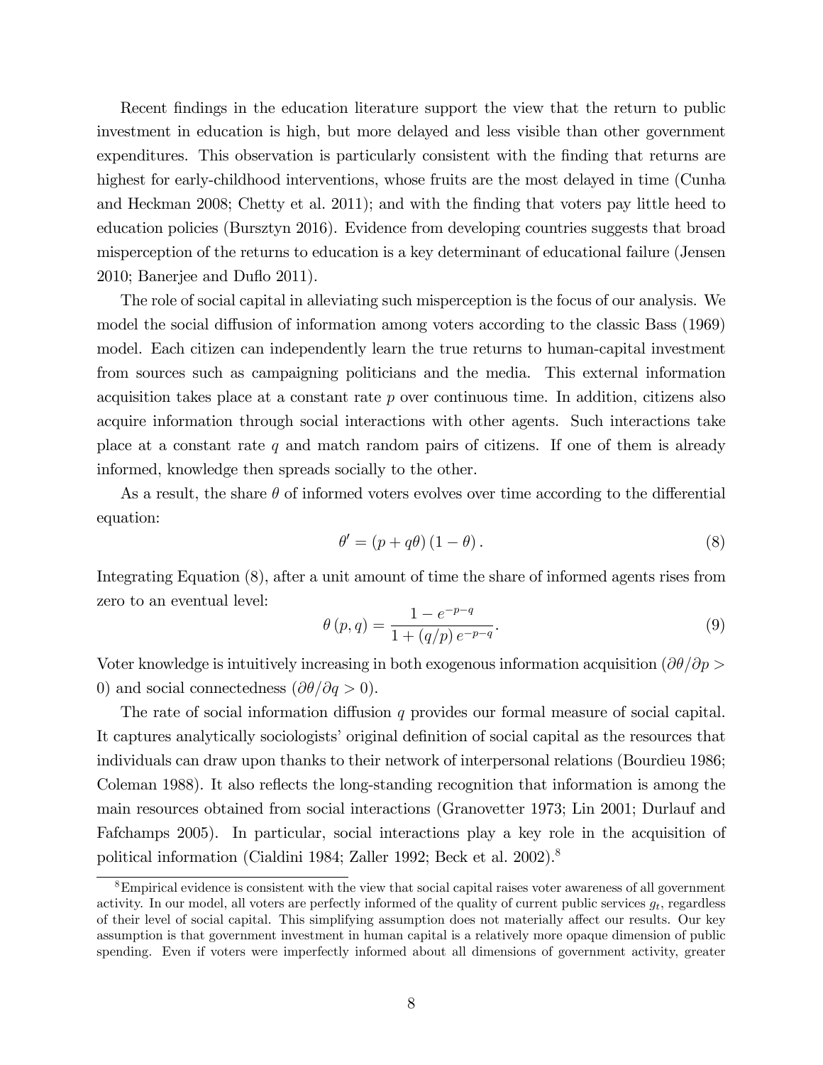Recent findings in the education literature support the view that the return to public investment in education is high, but more delayed and less visible than other government expenditures. This observation is particularly consistent with the finding that returns are highest for early-childhood interventions, whose fruits are the most delayed in time (Cunha and Heckman 2008; Chetty et al. 2011); and with the finding that voters pay little heed to education policies (Bursztyn 2016). Evidence from developing countries suggests that broad misperception of the returns to education is a key determinant of educational failure (Jensen 2010; Banerjee and Duflo 2011).

The role of social capital in alleviating such misperception is the focus of our analysis. We model the social diffusion of information among voters according to the classic Bass (1969) model. Each citizen can independently learn the true returns to human-capital investment from sources such as campaigning politicians and the media. This external information acquisition takes place at a constant rate $p$ over continuous time. In addition, citizens also acquire information through social interactions with other agents. Such interactions take place at a constant rate $q$ and match random pairs of citizens. If one of them is already informed, knowledge then spreads socially to the other.

As a result, the share $\theta$ of informed voters evolves over time according to the differential equation:

$$\theta' = (p + q\theta)(1 - \theta). \tag{8}$$

Integrating Equation (8), after a unit amount of time the share of informed agents rises from zero to an eventual level:

$$\theta(p, q) = \frac{1 - e^{-p-q}}{1 + (q/p)\, e^{-p-q}}. \tag{9}$$

Voter knowledge is intuitively increasing in both exogenous information acquisition ($\partial\theta/\partial p > 0$) and social connectedness ($\partial\theta/\partial q > 0$).

The rate of social information diffusion $q$ provides our formal measure of social capital. It captures analytically sociologists' original definition of social capital as the resources that individuals can draw upon thanks to their network of interpersonal relations (Bourdieu 1986; Coleman 1988). It also reflects the long-standing recognition that information is among the main resources obtained from social interactions (Granovetter 1973; Lin 2001; Durlauf and Fafchamps 2005). In particular, social interactions play a key role in the acquisition of political information (Cialdini 1984; Zaller 1992; Beck et al. 2002).[8]

[8] Empirical evidence is consistent with the view that social capital raises voter awareness of all government activity. In our model, all voters are perfectly informed of the quality of current public services $g_t$, regardless of their level of social capital. This simplifying assumption does not materially affect our results. Our key assumption is that government investment in human capital is a relatively more opaque dimension of public spending. Even if voters were imperfectly informed about all dimensions of government activity, greater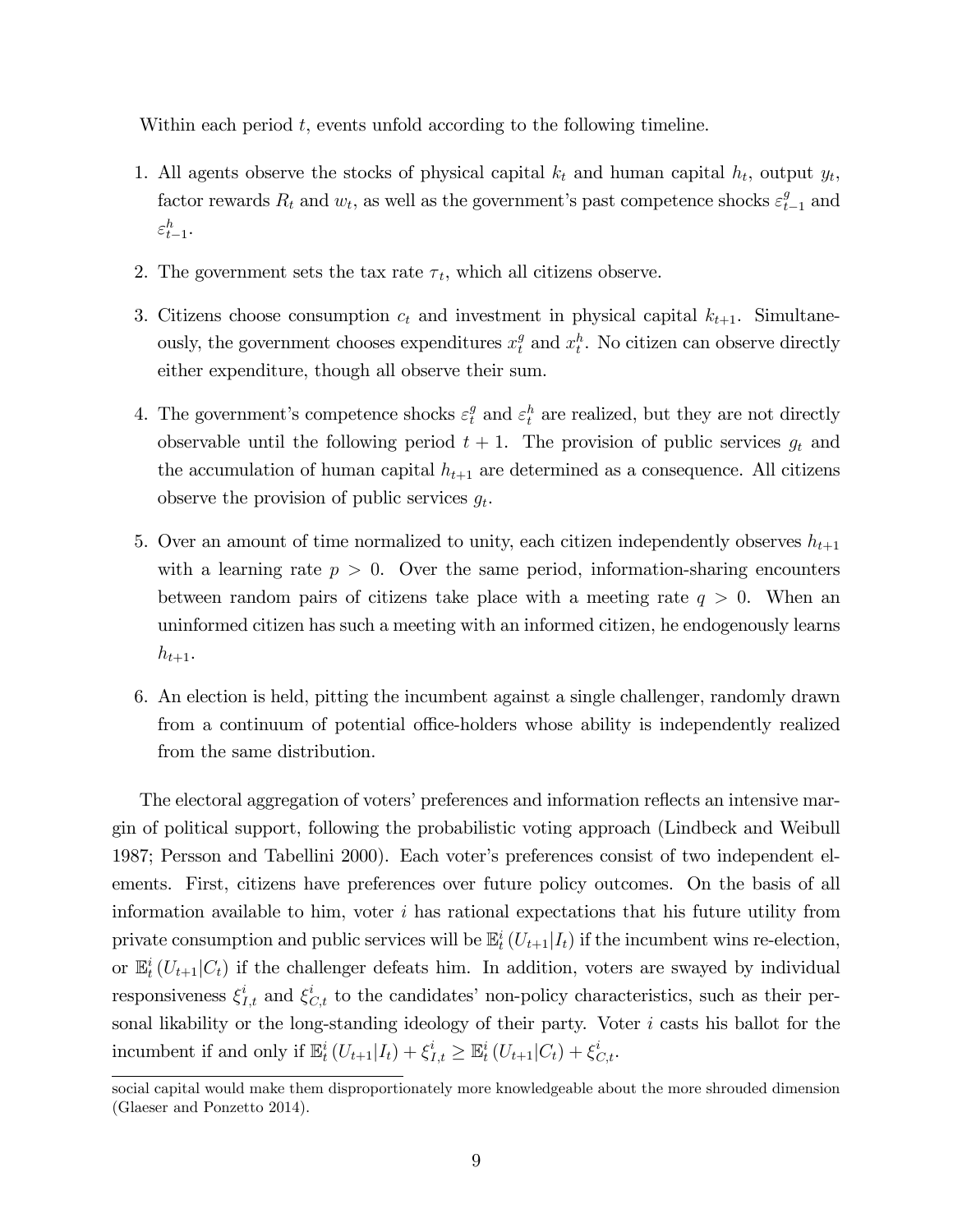Within each period $t$, events unfold according to the following timeline.

1. All agents observe the stocks of physical capital $k_t$ and human capital $h_t$, output $y_t$, factor rewards $R_t$ and $w_t$, as well as the government's past competence shocks $\varepsilon^g_{t-1}$ and $\varepsilon^h_{t-1}$.

2. The government sets the tax rate $\tau_t$, which all citizens observe.

3. Citizens choose consumption $c_t$ and investment in physical capital $k_{t+1}$. Simultaneously, the government chooses expenditures $x^g_t$ and $x^h_t$. No citizen can observe directly either expenditure, though all observe their sum.

4. The government's competence shocks $\varepsilon^g_t$ and $\varepsilon^h_t$ are realized, but they are not directly observable until the following period $t+1$. The provision of public services $g_t$ and the accumulation of human capital $h_{t+1}$ are determined as a consequence. All citizens observe the provision of public services $g_t$.

5. Over an amount of time normalized to unity, each citizen independently observes $h_{t+1}$ with a learning rate $p > 0$. Over the same period, information-sharing encounters between random pairs of citizens take place with a meeting rate $q > 0$. When an uninformed citizen has such a meeting with an informed citizen, he endogenously learns $h_{t+1}$.

6. An election is held, pitting the incumbent against a single challenger, randomly drawn from a continuum of potential office-holders whose ability is independently realized from the same distribution.

The electoral aggregation of voters' preferences and information reflects an intensive margin of political support, following the probabilistic voting approach (Lindbeck and Weibull 1987; Persson and Tabellini 2000). Each voter's preferences consist of two independent elements. First, citizens have preferences over future policy outcomes. On the basis of all information available to him, voter $i$ has rational expectations that his future utility from private consumption and public services will be $\mathbb{E}^i_t(U_{t+1}|I_t)$ if the incumbent wins re-election, or $\mathbb{E}^i_t(U_{t+1}|C_t)$ if the challenger defeats him. In addition, voters are swayed by individual responsiveness $\xi^i_{I,t}$ and $\xi^i_{C,t}$ to the candidates' non-policy characteristics, such as their personal likability or the long-standing ideology of their party. Voter $i$ casts his ballot for the incumbent if and only if $\mathbb{E}^i_t(U_{t+1}|I_t) + \xi^i_{I,t} \geq \mathbb{E}^i_t(U_{t+1}|C_t) + \xi^i_{C,t}$.

social capital would make them disproportionately more knowledgeable about the more shrouded dimension (Glaeser and Ponzetto 2014).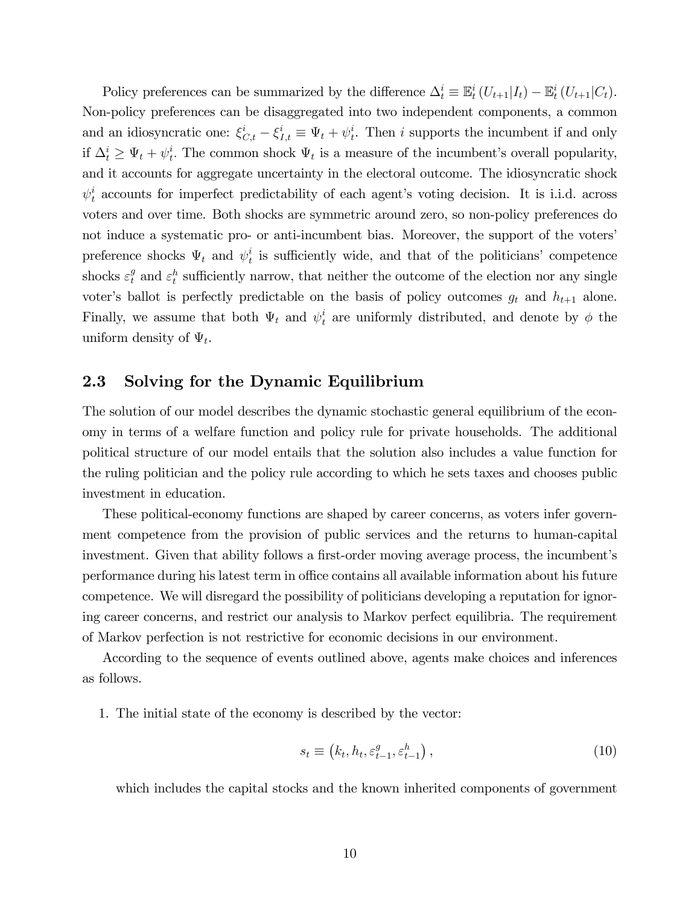Policy preferences can be summarized by the difference $\Delta_t^i \equiv \mathbb{E}_t^i (U_{t+1}|I_t) - \mathbb{E}_t^i (U_{t+1}|C_t)$. Non-policy preferences can be disaggregated into two independent components, a common and an idiosyncratic one: $\xi_{C,t}^i - \xi_{I,t}^i \equiv \Psi_t + \psi_t^i$. Then $i$ supports the incumbent if and only if $\Delta_t^i \geq \Psi_t + \psi_t^i$. The common shock $\Psi_t$ is a measure of the incumbent's overall popularity, and it accounts for aggregate uncertainty in the electoral outcome. The idiosyncratic shock $\psi_t^i$ accounts for imperfect predictability of each agent's voting decision. It is i.i.d. across voters and over time. Both shocks are symmetric around zero, so non-policy preferences do not induce a systematic pro- or anti-incumbent bias. Moreover, the support of the voters' preference shocks $\Psi_t$ and $\psi_t^i$ is sufficiently wide, and that of the politicians' competence shocks $\varepsilon_t^g$ and $\varepsilon_t^h$ sufficiently narrow, that neither the outcome of the election nor any single voter's ballot is perfectly predictable on the basis of policy outcomes $g_t$ and $h_{t+1}$ alone. Finally, we assume that both $\Psi_t$ and $\psi_t^i$ are uniformly distributed, and denote by $\phi$ the uniform density of $\Psi_t$.

## 2.3 Solving for the Dynamic Equilibrium

The solution of our model describes the dynamic stochastic general equilibrium of the economy in terms of a welfare function and policy rule for private households. The additional political structure of our model entails that the solution also includes a value function for the ruling politician and the policy rule according to which he sets taxes and chooses public investment in education.

These political-economy functions are shaped by career concerns, as voters infer government competence from the provision of public services and the returns to human-capital investment. Given that ability follows a first-order moving average process, the incumbent's performance during his latest term in office contains all available information about his future competence. We will disregard the possibility of politicians developing a reputation for ignoring career concerns, and restrict our analysis to Markov perfect equilibria. The requirement of Markov perfection is not restrictive for economic decisions in our environment.

According to the sequence of events outlined above, agents make choices and inferences as follows.

1. The initial state of the economy is described by the vector:

$$s_t \equiv \left(k_t, h_t, \varepsilon_{t-1}^g, \varepsilon_{t-1}^h\right), \tag{10}$$

which includes the capital stocks and the known inherited components of government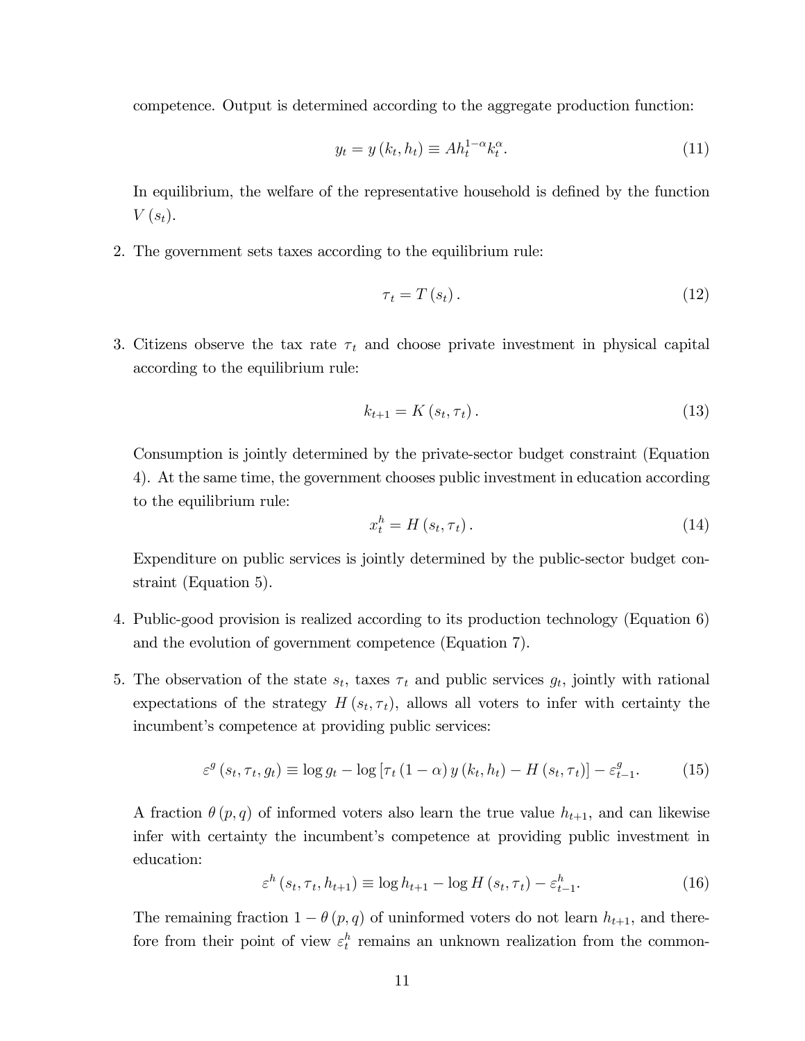competence. Output is determined according to the aggregate production function:

$$y_t = y(k_t, h_t) \equiv A h_t^{1-\alpha} k_t^{\alpha}. \tag{11}$$

In equilibrium, the welfare of the representative household is defined by the function $V(s_t)$.

2. The government sets taxes according to the equilibrium rule:

$$\tau_t = T(s_t). \tag{12}$$

3. Citizens observe the tax rate $\tau_t$ and choose private investment in physical capital according to the equilibrium rule:

$$k_{t+1} = K(s_t, \tau_t). \tag{13}$$

Consumption is jointly determined by the private-sector budget constraint (Equation 4). At the same time, the government chooses public investment in education according to the equilibrium rule:

$$x_t^h = H(s_t, \tau_t). \tag{14}$$

Expenditure on public services is jointly determined by the public-sector budget constraint (Equation 5).

4. Public-good provision is realized according to its production technology (Equation 6) and the evolution of government competence (Equation 7).

5. The observation of the state $s_t$, taxes $\tau_t$ and public services $g_t$, jointly with rational expectations of the strategy $H(s_t, \tau_t)$, allows all voters to infer with certainty the incumbent's competence at providing public services:

$$\varepsilon^g(s_t, \tau_t, g_t) \equiv \log g_t - \log\left[\tau_t (1-\alpha) y(k_t, h_t) - H(s_t, \tau_t)\right] - \varepsilon_{t-1}^g. \tag{15}$$

A fraction $\theta(p, q)$ of informed voters also learn the true value $h_{t+1}$, and can likewise infer with certainty the incumbent's competence at providing public investment in education:

$$\varepsilon^h(s_t, \tau_t, h_{t+1}) \equiv \log h_{t+1} - \log H(s_t, \tau_t) - \varepsilon_{t-1}^h. \tag{16}$$

The remaining fraction $1 - \theta(p, q)$ of uninformed voters do not learn $h_{t+1}$, and therefore from their point of view $\varepsilon_t^h$ remains an unknown realization from the common-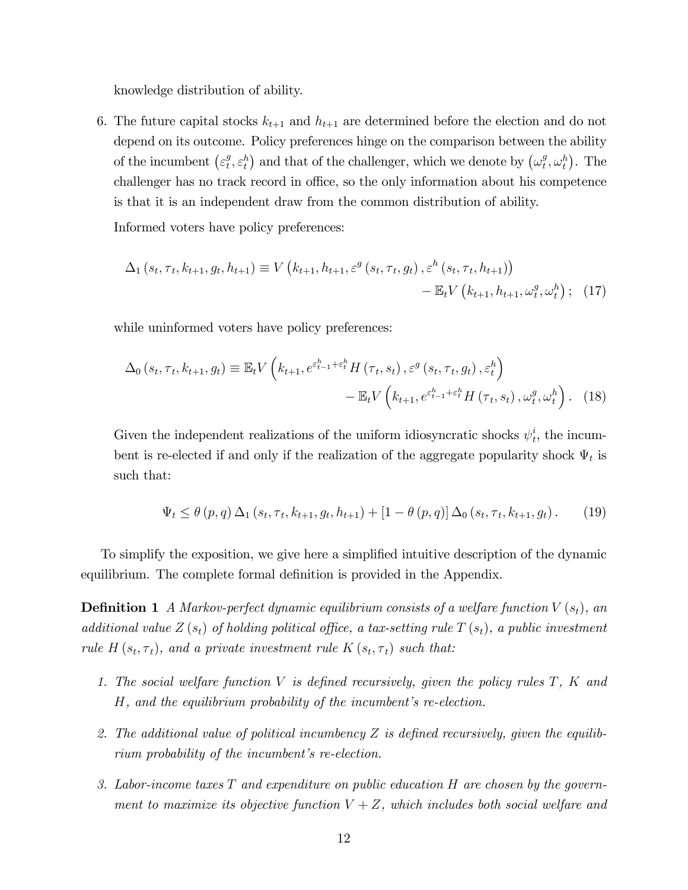knowledge distribution of ability.

6. The future capital stocks $k_{t+1}$ and $h_{t+1}$ are determined before the election and do not depend on its outcome. Policy preferences hinge on the comparison between the ability of the incumbent $\left(\varepsilon_t^g, \varepsilon_t^h\right)$ and that of the challenger, which we denote by $\left(\omega_t^g, \omega_t^h\right)$. The challenger has no track record in office, so the only information about his competence is that it is an independent draw from the common distribution of ability.

   Informed voters have policy preferences:

$$\Delta_1\left(s_t, \tau_t, k_{t+1}, g_t, h_{t+1}\right) \equiv V\left(k_{t+1}, h_{t+1}, \varepsilon^g\left(s_t, \tau_t, g_t\right), \varepsilon^h\left(s_t, \tau_t, h_{t+1}\right)\right) - \mathbb{E}_t V\left(k_{t+1}, h_{t+1}, \omega_t^g, \omega_t^h\right); \quad (17)$$

   while uninformed voters have policy preferences:

$$\Delta_0\left(s_t, \tau_t, k_{t+1}, g_t\right) \equiv \mathbb{E}_t V\left(k_{t+1}, e^{\varepsilon_{t-1}^h + \varepsilon_t^h} H\left(\tau_t, s_t\right), \varepsilon^g\left(s_t, \tau_t, g_t\right), \varepsilon_t^h\right) - \mathbb{E}_t V\left(k_{t+1}, e^{\varepsilon_{t-1}^h + \varepsilon_t^h} H\left(\tau_t, s_t\right), \omega_t^g, \omega_t^h\right). \quad (18)$$

   Given the independent realizations of the uniform idiosyncratic shocks $\psi_t^i$, the incumbent is re-elected if and only if the realization of the aggregate popularity shock $\Psi_t$ is such that:

$$\Psi_t \leq \theta\left(p, q\right) \Delta_1\left(s_t, \tau_t, k_{t+1}, g_t, h_{t+1}\right) + \left[1 - \theta\left(p, q\right)\right] \Delta_0\left(s_t, \tau_t, k_{t+1}, g_t\right). \quad (19)$$

To simplify the exposition, we give here a simplified intuitive description of the dynamic equilibrium. The complete formal definition is provided in the Appendix.

**Definition 1** *A Markov-perfect dynamic equilibrium consists of a welfare function $V\left(s_t\right)$, an additional value $Z\left(s_t\right)$ of holding political office, a tax-setting rule $T\left(s_t\right)$, a public investment rule $H\left(s_t, \tau_t\right)$, and a private investment rule $K\left(s_t, \tau_t\right)$ such that:*

1. *The social welfare function $V$ is defined recursively, given the policy rules $T$, $K$ and $H$, and the equilibrium probability of the incumbent's re-election.*

2. *The additional value of political incumbency $Z$ is defined recursively, given the equilibrium probability of the incumbent's re-election.*

3. *Labor-income taxes $T$ and expenditure on public education $H$ are chosen by the government to maximize its objective function $V + Z$, which includes both social welfare and*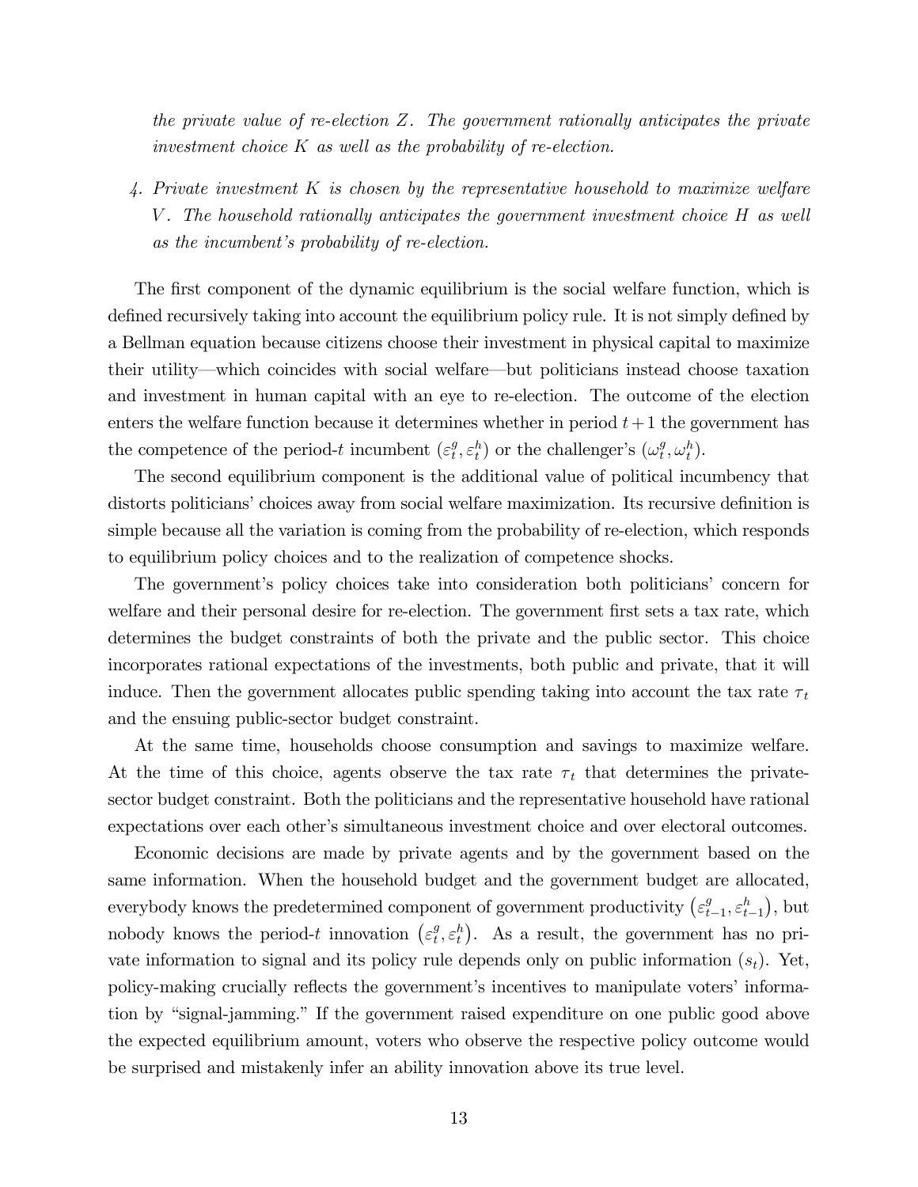*the private value of re-election $Z$. The government rationally anticipates the private investment choice $K$ as well as the probability of re-election.*

4. *Private investment $K$ is chosen by the representative household to maximize welfare $V$. The household rationally anticipates the government investment choice $H$ as well as the incumbent's probability of re-election.*

The first component of the dynamic equilibrium is the social welfare function, which is defined recursively taking into account the equilibrium policy rule. It is not simply defined by a Bellman equation because citizens choose their investment in physical capital to maximize their utility—which coincides with social welfare—but politicians instead choose taxation and investment in human capital with an eye to re-election. The outcome of the election enters the welfare function because it determines whether in period $t+1$ the government has the competence of the period-$t$ incumbent $(\varepsilon_t^g, \varepsilon_t^h)$ or the challenger's $(\omega_t^g, \omega_t^h)$.

The second equilibrium component is the additional value of political incumbency that distorts politicians' choices away from social welfare maximization. Its recursive definition is simple because all the variation is coming from the probability of re-election, which responds to equilibrium policy choices and to the realization of competence shocks.

The government's policy choices take into consideration both politicians' concern for welfare and their personal desire for re-election. The government first sets a tax rate, which determines the budget constraints of both the private and the public sector. This choice incorporates rational expectations of the investments, both public and private, that it will induce. Then the government allocates public spending taking into account the tax rate $\tau_t$ and the ensuing public-sector budget constraint.

At the same time, households choose consumption and savings to maximize welfare. At the time of this choice, agents observe the tax rate $\tau_t$ that determines the private-sector budget constraint. Both the politicians and the representative household have rational expectations over each other's simultaneous investment choice and over electoral outcomes.

Economic decisions are made by private agents and by the government based on the same information. When the household budget and the government budget are allocated, everybody knows the predetermined component of government productivity $\left(\varepsilon_{t-1}^g, \varepsilon_{t-1}^h\right)$, but nobody knows the period-$t$ innovation $\left(\varepsilon_t^g, \varepsilon_t^h\right)$. As a result, the government has no private information to signal and its policy rule depends only on public information $(s_t)$. Yet, policy-making crucially reflects the government's incentives to manipulate voters' information by "signal-jamming." If the government raised expenditure on one public good above the expected equilibrium amount, voters who observe the respective policy outcome would be surprised and mistakenly infer an ability innovation above its true level.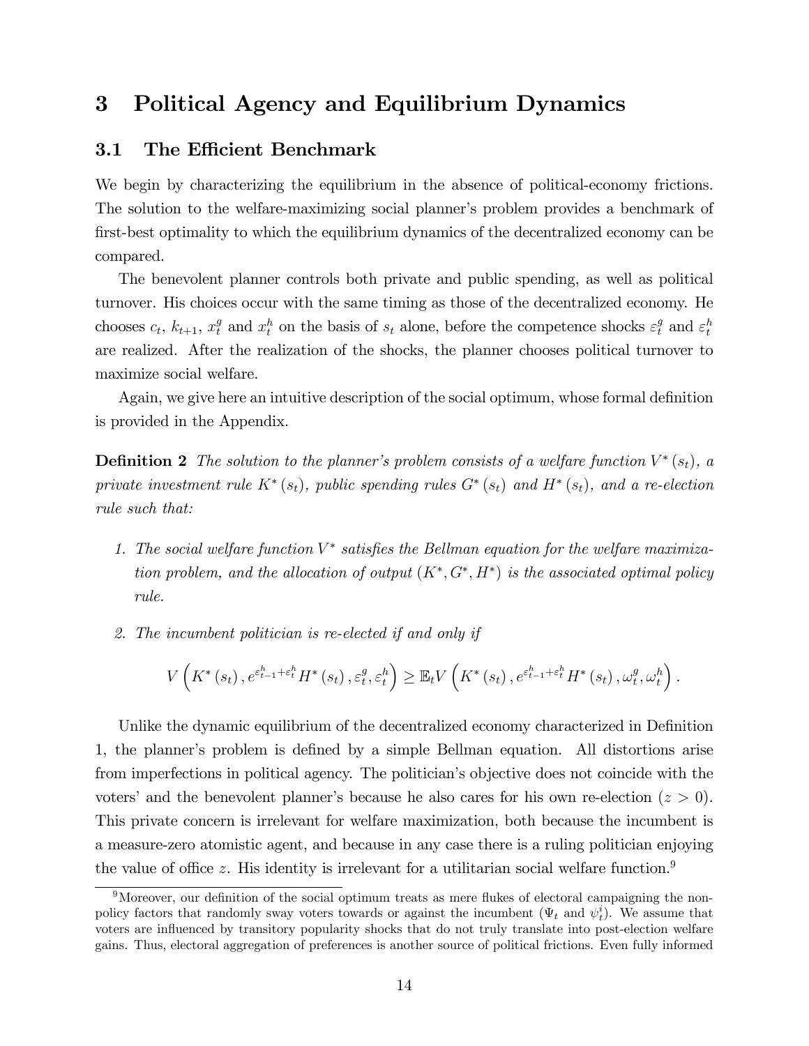# 3 Political Agency and Equilibrium Dynamics

## 3.1 The Efficient Benchmark

We begin by characterizing the equilibrium in the absence of political-economy frictions. The solution to the welfare-maximizing social planner's problem provides a benchmark of first-best optimality to which the equilibrium dynamics of the decentralized economy can be compared.

The benevolent planner controls both private and public spending, as well as political turnover. His choices occur with the same timing as those of the decentralized economy. He chooses $c_t$, $k_{t+1}$, $x_t^g$ and $x_t^h$ on the basis of $s_t$ alone, before the competence shocks $\varepsilon_t^g$ and $\varepsilon_t^h$ are realized. After the realization of the shocks, the planner chooses political turnover to maximize social welfare.

Again, we give here an intuitive description of the social optimum, whose formal definition is provided in the Appendix.

**Definition 2** *The solution to the planner's problem consists of a welfare function $V^*(s_t)$, a private investment rule $K^*(s_t)$, public spending rules $G^*(s_t)$ and $H^*(s_t)$, and a re-election rule such that:*

1. *The social welfare function $V^*$ satisfies the Bellman equation for the welfare maximization problem, and the allocation of output $(K^*, G^*, H^*)$ is the associated optimal policy rule.*

2. *The incumbent politician is re-elected if and only if*

$$V\left(K^*(s_t), e^{\varepsilon_{t-1}^h+\varepsilon_t^h}H^*(s_t), \varepsilon_t^g, \varepsilon_t^h\right) \geq \mathbb{E}_t V\left(K^*(s_t), e^{\varepsilon_{t-1}^h+\varepsilon_t^h}H^*(s_t), \omega_t^g, \omega_t^h\right).$$

Unlike the dynamic equilibrium of the decentralized economy characterized in Definition 1, the planner's problem is defined by a simple Bellman equation. All distortions arise from imperfections in political agency. The politician's objective does not coincide with the voters' and the benevolent planner's because he also cares for his own re-election ($z > 0$). This private concern is irrelevant for welfare maximization, both because the incumbent is a measure-zero atomistic agent, and because in any case there is a ruling politician enjoying the value of office $z$. His identity is irrelevant for a utilitarian social welfare function.[9]

[9]Moreover, our definition of the social optimum treats as mere flukes of electoral campaigning the non-policy factors that randomly sway voters towards or against the incumbent ($\Psi_t$ and $\psi_t^i$). We assume that voters are influenced by transitory popularity shocks that do not truly translate into post-election welfare gains. Thus, electoral aggregation of preferences is another source of political frictions. Even fully informed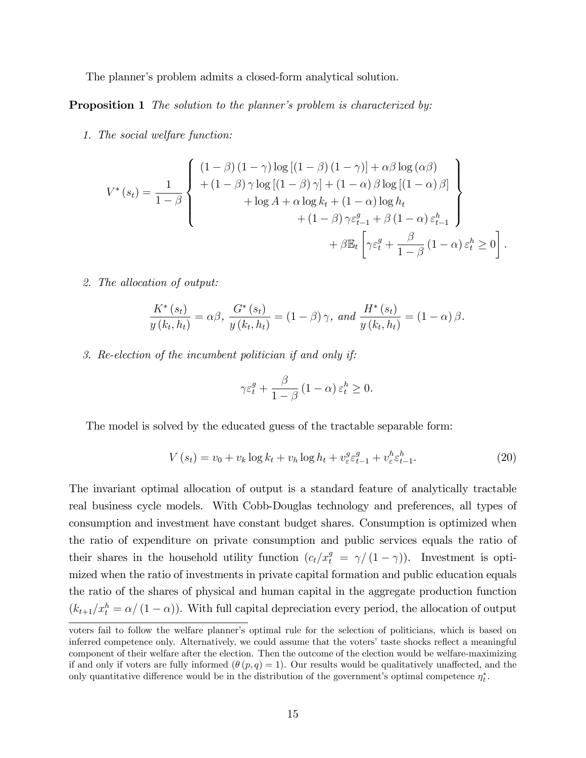The planner's problem admits a closed-form analytical solution.

**Proposition 1** *The solution to the planner's problem is characterized by:*

1. *The social welfare function:*

$$V^*(s_t) = \frac{1}{1-\beta}\left\{\begin{array}{c} (1-\beta)(1-\gamma)\log[(1-\beta)(1-\gamma)] + \alpha\beta\log(\alpha\beta) \\ +(1-\beta)\gamma\log[(1-\beta)\gamma] + (1-\alpha)\beta\log[(1-\alpha)\beta] \\ +\log A + \alpha\log k_t + (1-\alpha)\log h_t \\ +(1-\beta)\gamma\varepsilon_{t-1}^g + \beta(1-\alpha)\varepsilon_{t-1}^h \end{array}\right\} + \beta\mathbb{E}_t\left[\gamma\varepsilon_t^g + \frac{\beta}{1-\beta}(1-\alpha)\varepsilon_t^h \geq 0\right].$$

2. *The allocation of output:*

$$\frac{K^*(s_t)}{y(k_t,h_t)} = \alpha\beta,\ \frac{G^*(s_t)}{y(k_t,h_t)} = (1-\beta)\gamma,\ \text{and}\ \frac{H^*(s_t)}{y(k_t,h_t)} = (1-\alpha)\beta.$$

3. *Re-election of the incumbent politician if and only if:*

$$\gamma\varepsilon_t^g + \frac{\beta}{1-\beta}(1-\alpha)\varepsilon_t^h \geq 0.$$

The model is solved by the educated guess of the tractable separable form:

$$V(s_t) = v_0 + v_k\log k_t + v_h\log h_t + v_\varepsilon^g\varepsilon_{t-1}^g + v_\varepsilon^h\varepsilon_{t-1}^h. \tag{20}$$

The invariant optimal allocation of output is a standard feature of analytically tractable real business cycle models. With Cobb-Douglas technology and preferences, all types of consumption and investment have constant budget shares. Consumption is optimized when the ratio of expenditure on private consumption and public services equals the ratio of their shares in the household utility function ($c_t/x_t^g = \gamma/(1-\gamma)$). Investment is optimized when the ratio of investments in private capital formation and public education equals the ratio of the shares of physical and human capital in the aggregate production function ($k_{t+1}/x_t^h = \alpha/(1-\alpha)$). With full capital depreciation every period, the allocation of output

voters fail to follow the welfare planner's optimal rule for the selection of politicians, which is based on inferred competence only. Alternatively, we could assume that the voters' taste shocks reflect a meaningful component of their welfare after the election. Then the outcome of the election would be welfare-maximizing if and only if voters are fully informed ($\theta(p,q) = 1$). Our results would be qualitatively unaffected, and the only quantitative difference would be in the distribution of the government's optimal competence $\eta_t^*$.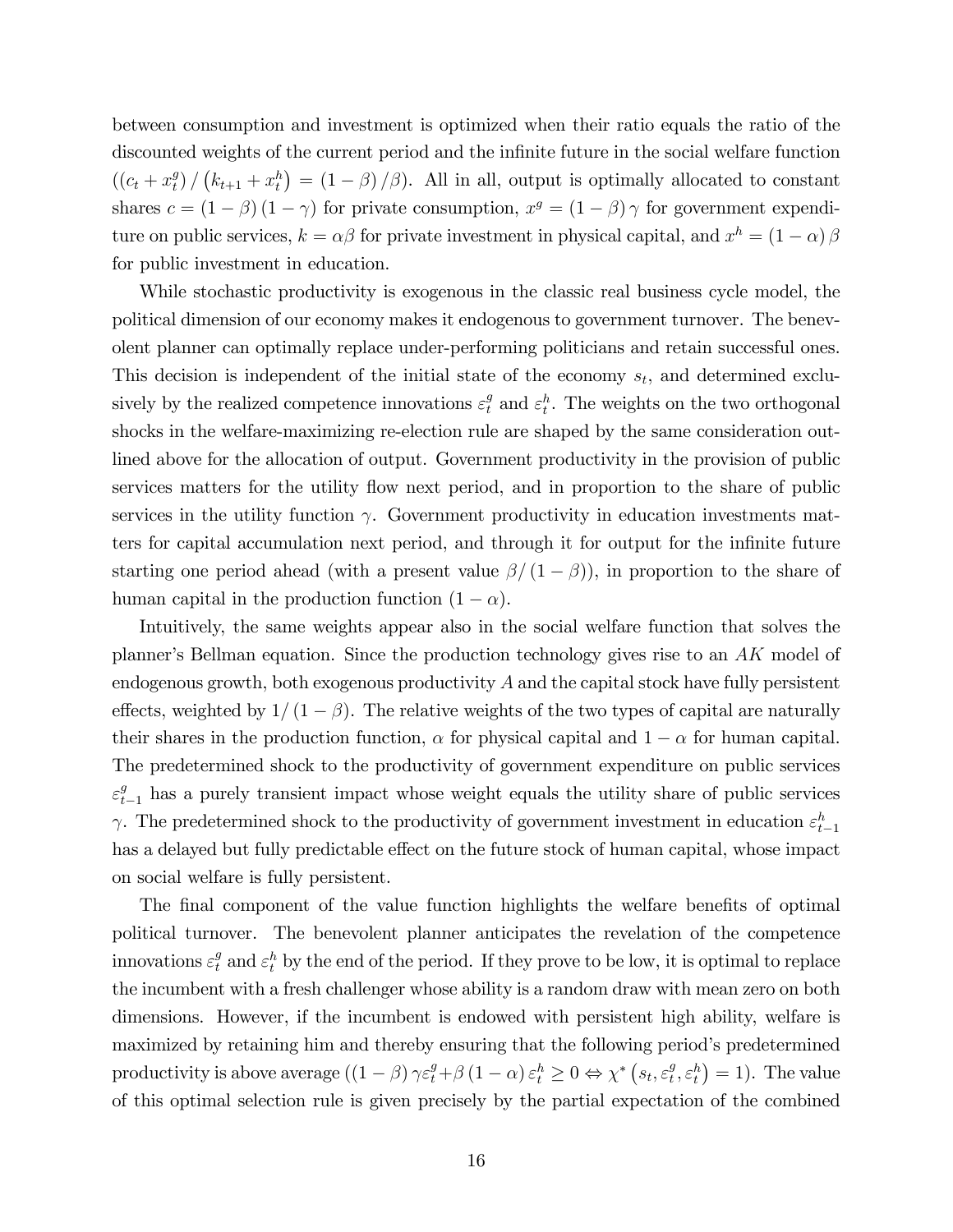between consumption and investment is optimized when their ratio equals the ratio of the discounted weights of the current period and the infinite future in the social welfare function ($(c_t + x_t^g) / (k_{t+1} + x_t^h) = (1-\beta)/\beta$). All in all, output is optimally allocated to constant shares $c = (1-\beta)(1-\gamma)$ for private consumption, $x^g = (1-\beta)\gamma$ for government expenditure on public services, $k = \alpha\beta$ for private investment in physical capital, and $x^h = (1-\alpha)\beta$ for public investment in education.

While stochastic productivity is exogenous in the classic real business cycle model, the political dimension of our economy makes it endogenous to government turnover. The benevolent planner can optimally replace under-performing politicians and retain successful ones. This decision is independent of the initial state of the economy $s_t$, and determined exclusively by the realized competence innovations $\varepsilon_t^g$ and $\varepsilon_t^h$. The weights on the two orthogonal shocks in the welfare-maximizing re-election rule are shaped by the same consideration outlined above for the allocation of output. Government productivity in the provision of public services matters for the utility flow next period, and in proportion to the share of public services in the utility function $\gamma$. Government productivity in education investments matters for capital accumulation next period, and through it for output for the infinite future starting one period ahead (with a present value $\beta/(1-\beta)$), in proportion to the share of human capital in the production function $(1-\alpha)$.

Intuitively, the same weights appear also in the social welfare function that solves the planner's Bellman equation. Since the production technology gives rise to an $AK$ model of endogenous growth, both exogenous productivity $A$ and the capital stock have fully persistent effects, weighted by $1/(1-\beta)$. The relative weights of the two types of capital are naturally their shares in the production function, $\alpha$ for physical capital and $1-\alpha$ for human capital. The predetermined shock to the productivity of government expenditure on public services $\varepsilon_{t-1}^g$ has a purely transient impact whose weight equals the utility share of public services $\gamma$. The predetermined shock to the productivity of government investment in education $\varepsilon_{t-1}^h$ has a delayed but fully predictable effect on the future stock of human capital, whose impact on social welfare is fully persistent.

The final component of the value function highlights the welfare benefits of optimal political turnover. The benevolent planner anticipates the revelation of the competence innovations $\varepsilon_t^g$ and $\varepsilon_t^h$ by the end of the period. If they prove to be low, it is optimal to replace the incumbent with a fresh challenger whose ability is a random draw with mean zero on both dimensions. However, if the incumbent is endowed with persistent high ability, welfare is maximized by retaining him and thereby ensuring that the following period's predetermined productivity is above average ($(1-\beta)\gamma\varepsilon_t^g + \beta(1-\alpha)\varepsilon_t^h \geq 0 \Leftrightarrow \chi^*(s_t, \varepsilon_t^g, \varepsilon_t^h) = 1$). The value of this optimal selection rule is given precisely by the partial expectation of the combined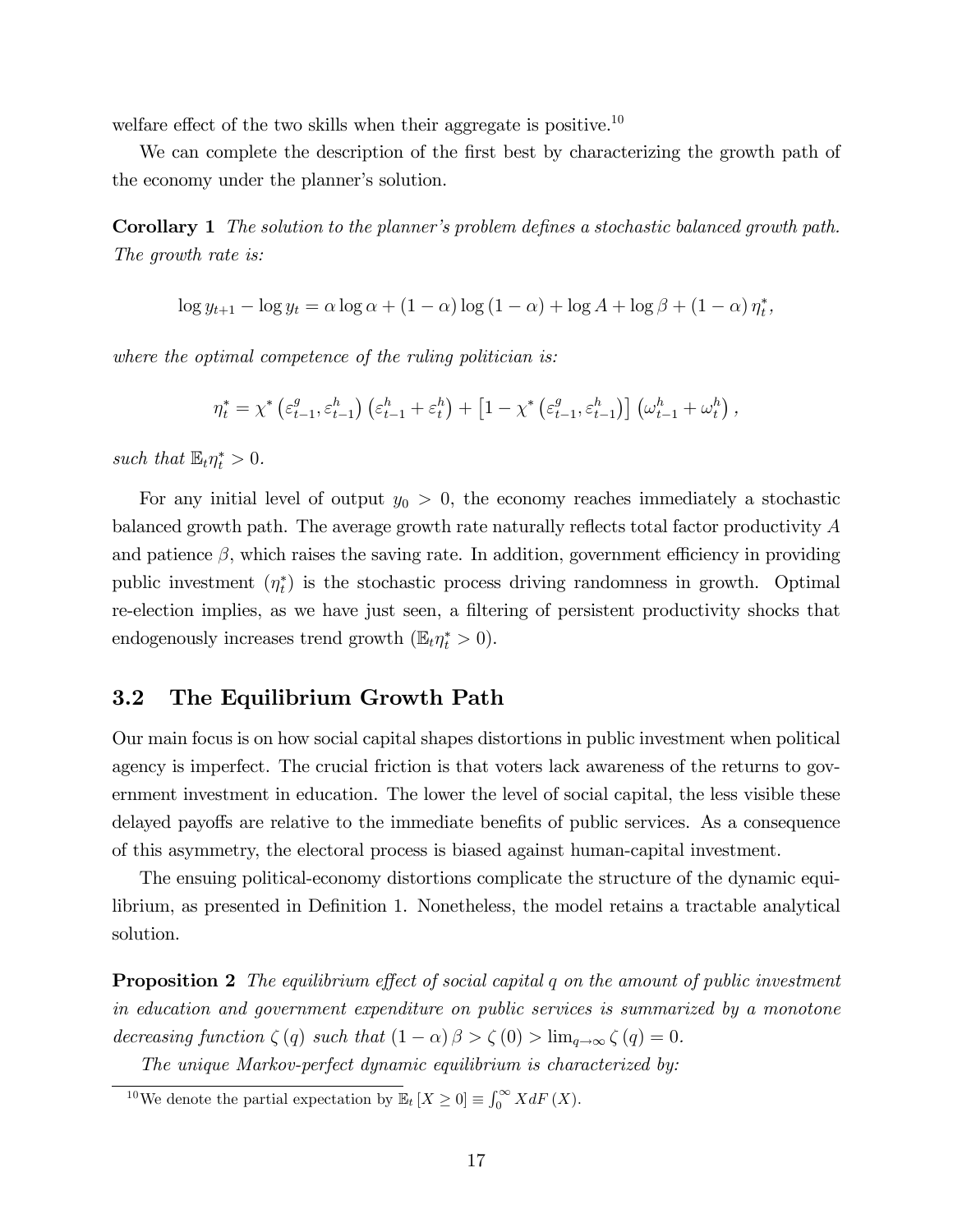welfare effect of the two skills when their aggregate is positive.[10]

We can complete the description of the first best by characterizing the growth path of the economy under the planner's solution.

**Corollary 1** *The solution to the planner's problem defines a stochastic balanced growth path. The growth rate is:*

$$\log y_{t+1} - \log y_t = \alpha \log \alpha + (1-\alpha) \log (1-\alpha) + \log A + \log \beta + (1-\alpha) \eta_t^*,$$

*where the optimal competence of the ruling politician is:*

$$\eta_t^* = \chi^* \left(\varepsilon_{t-1}^g, \varepsilon_{t-1}^h\right) \left(\varepsilon_{t-1}^h + \varepsilon_t^h\right) + \left[1 - \chi^* \left(\varepsilon_{t-1}^g, \varepsilon_{t-1}^h\right)\right] \left(\omega_{t-1}^h + \omega_t^h\right),$$

*such that* $\mathbb{E}_t \eta_t^* > 0$.

For any initial level of output $y_0 > 0$, the economy reaches immediately a stochastic balanced growth path. The average growth rate naturally reflects total factor productivity $A$ and patience $\beta$, which raises the saving rate. In addition, government efficiency in providing public investment ($\eta_t^*$) is the stochastic process driving randomness in growth. Optimal re-election implies, as we have just seen, a filtering of persistent productivity shocks that endogenously increases trend growth ($\mathbb{E}_t \eta_t^* > 0$).

## 3.2 The Equilibrium Growth Path

Our main focus is on how social capital shapes distortions in public investment when political agency is imperfect. The crucial friction is that voters lack awareness of the returns to government investment in education. The lower the level of social capital, the less visible these delayed payoffs are relative to the immediate benefits of public services. As a consequence of this asymmetry, the electoral process is biased against human-capital investment.

The ensuing political-economy distortions complicate the structure of the dynamic equilibrium, as presented in Definition 1. Nonetheless, the model retains a tractable analytical solution.

**Proposition 2** *The equilibrium effect of social capital $q$ on the amount of public investment in education and government expenditure on public services is summarized by a monotone decreasing function $\zeta(q)$ such that $(1-\alpha)\beta > \zeta(0) > \lim_{q \to \infty} \zeta(q) = 0$.*

*The unique Markov-perfect dynamic equilibrium is characterized by:*

[10] We denote the partial expectation by $\mathbb{E}_t [X \geq 0] \equiv \int_0^\infty X dF(X)$.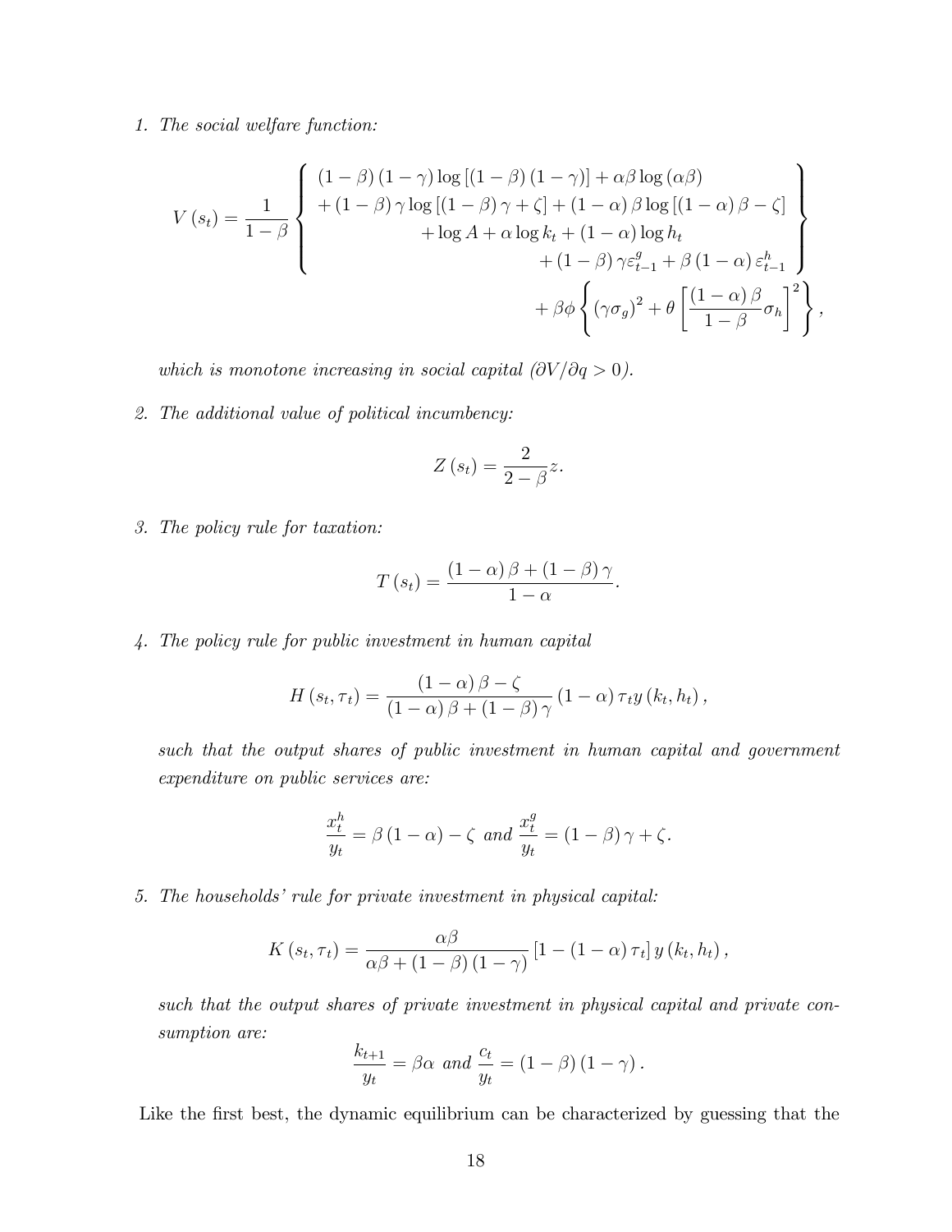1. *The social welfare function:*

$$V(s_t) = \frac{1}{1-\beta}\left\{\begin{array}{c} (1-\beta)(1-\gamma)\log[(1-\beta)(1-\gamma)] + \alpha\beta\log(\alpha\beta) \\ +(1-\beta)\gamma\log[(1-\beta)\gamma+\zeta] + (1-\alpha)\beta\log[(1-\alpha)\beta-\zeta] \\ +\log A + \alpha\log k_t + (1-\alpha)\log h_t \\ +(1-\beta)\gamma\varepsilon^g_{t-1} + \beta(1-\alpha)\varepsilon^h_{t-1} \\ +\beta\phi\left\{(\gamma\sigma_g)^2 + \theta\left[\frac{(1-\alpha)\beta}{1-\beta}\sigma_h\right]^2\right\} \end{array}\right\},$$

*which is monotone increasing in social capital ($\partial V/\partial q > 0$).*

2. *The additional value of political incumbency:*

$$Z(s_t) = \frac{2}{2-\beta}z.$$

3. *The policy rule for taxation:*

$$T(s_t) = \frac{(1-\alpha)\beta + (1-\beta)\gamma}{1-\alpha}.$$

4. *The policy rule for public investment in human capital*

$$H(s_t, \tau_t) = \frac{(1-\alpha)\beta - \zeta}{(1-\alpha)\beta + (1-\beta)\gamma}(1-\alpha)\tau_t y(k_t, h_t),$$

*such that the output shares of public investment in human capital and government expenditure on public services are:*

$$\frac{x^h_t}{y_t} = \beta(1-\alpha) - \zeta \text{ and } \frac{x^g_t}{y_t} = (1-\beta)\gamma + \zeta.$$

5. *The households' rule for private investment in physical capital:*

$$K(s_t, \tau_t) = \frac{\alpha\beta}{\alpha\beta + (1-\beta)(1-\gamma)}[1-(1-\alpha)\tau_t]y(k_t, h_t),$$

*such that the output shares of private investment in physical capital and private consumption are:*

$$\frac{k_{t+1}}{y_t} = \beta\alpha \text{ and } \frac{c_t}{y_t} = (1-\beta)(1-\gamma).$$

Like the first best, the dynamic equilibrium can be characterized by guessing that the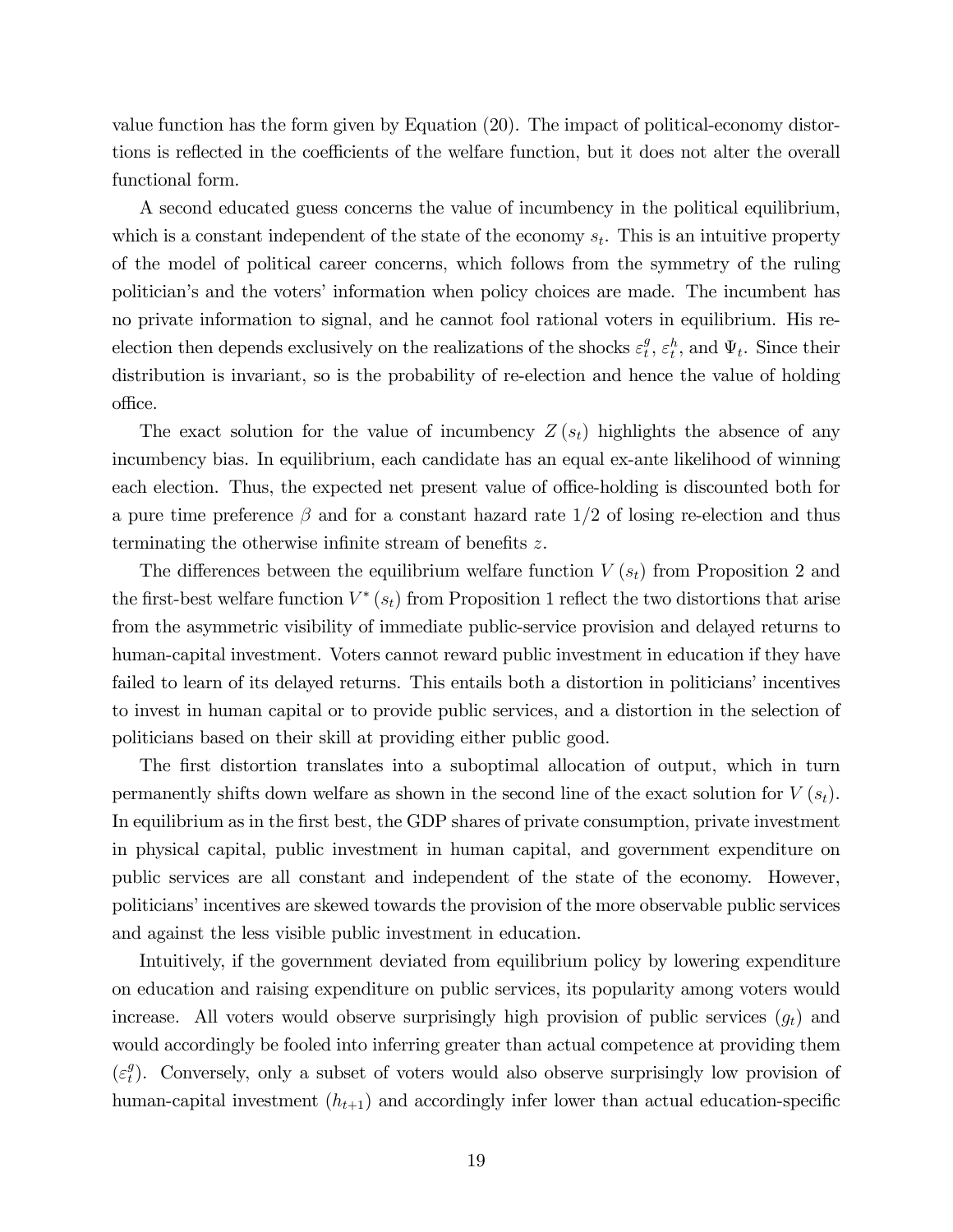value function has the form given by Equation (20). The impact of political-economy distortions is reflected in the coefficients of the welfare function, but it does not alter the overall functional form.

A second educated guess concerns the value of incumbency in the political equilibrium, which is a constant independent of the state of the economy $s_t$. This is an intuitive property of the model of political career concerns, which follows from the symmetry of the ruling politician's and the voters' information when policy choices are made. The incumbent has no private information to signal, and he cannot fool rational voters in equilibrium. His re-election then depends exclusively on the realizations of the shocks $\varepsilon_t^g$, $\varepsilon_t^h$, and $\Psi_t$. Since their distribution is invariant, so is the probability of re-election and hence the value of holding office.

The exact solution for the value of incumbency $Z(s_t)$ highlights the absence of any incumbency bias. In equilibrium, each candidate has an equal ex-ante likelihood of winning each election. Thus, the expected net present value of office-holding is discounted both for a pure time preference $\beta$ and for a constant hazard rate $1/2$ of losing re-election and thus terminating the otherwise infinite stream of benefits $z$.

The differences between the equilibrium welfare function $V(s_t)$ from Proposition 2 and the first-best welfare function $V^*(s_t)$ from Proposition 1 reflect the two distortions that arise from the asymmetric visibility of immediate public-service provision and delayed returns to human-capital investment. Voters cannot reward public investment in education if they have failed to learn of its delayed returns. This entails both a distortion in politicians' incentives to invest in human capital or to provide public services, and a distortion in the selection of politicians based on their skill at providing either public good.

The first distortion translates into a suboptimal allocation of output, which in turn permanently shifts down welfare as shown in the second line of the exact solution for $V(s_t)$. In equilibrium as in the first best, the GDP shares of private consumption, private investment in physical capital, public investment in human capital, and government expenditure on public services are all constant and independent of the state of the economy. However, politicians' incentives are skewed towards the provision of the more observable public services and against the less visible public investment in education.

Intuitively, if the government deviated from equilibrium policy by lowering expenditure on education and raising expenditure on public services, its popularity among voters would increase. All voters would observe surprisingly high provision of public services ($g_t$) and would accordingly be fooled into inferring greater than actual competence at providing them ($\varepsilon_t^g$). Conversely, only a subset of voters would also observe surprisingly low provision of human-capital investment ($h_{t+1}$) and accordingly infer lower than actual education-specific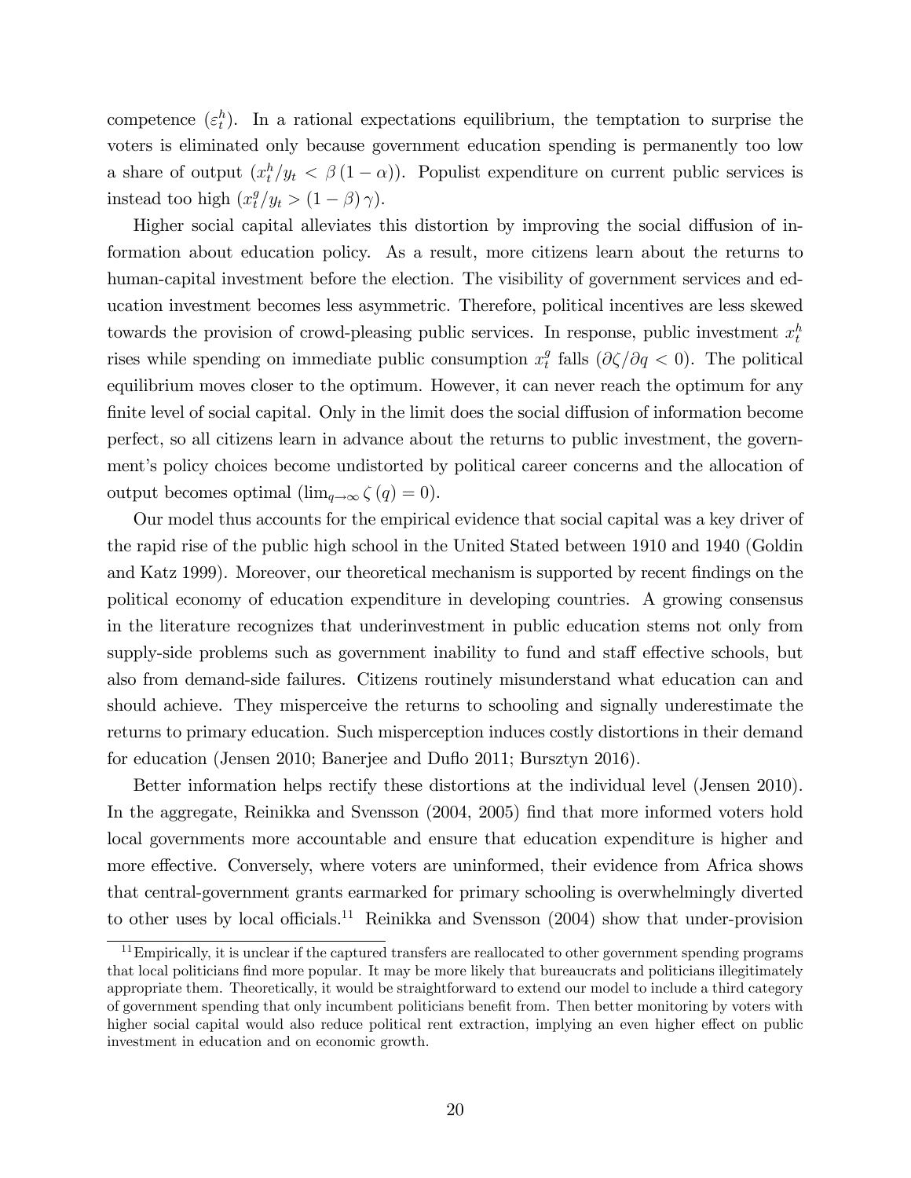competence ($\varepsilon_t^h$). In a rational expectations equilibrium, the temptation to surprise the voters is eliminated only because government education spending is permanently too low a share of output ($x_t^h/y_t < \beta(1-\alpha)$). Populist expenditure on current public services is instead too high ($x_t^g/y_t > (1-\beta)\gamma$).

Higher social capital alleviates this distortion by improving the social diffusion of information about education policy. As a result, more citizens learn about the returns to human-capital investment before the election. The visibility of government services and education investment becomes less asymmetric. Therefore, political incentives are less skewed towards the provision of crowd-pleasing public services. In response, public investment $x_t^h$ rises while spending on immediate public consumption $x_t^g$ falls ($\partial\zeta/\partial q < 0$). The political equilibrium moves closer to the optimum. However, it can never reach the optimum for any finite level of social capital. Only in the limit does the social diffusion of information become perfect, so all citizens learn in advance about the returns to public investment, the government's policy choices become undistorted by political career concerns and the allocation of output becomes optimal ($\lim_{q\to\infty}\zeta(q) = 0$).

Our model thus accounts for the empirical evidence that social capital was a key driver of the rapid rise of the public high school in the United Stated between 1910 and 1940 (Goldin and Katz 1999). Moreover, our theoretical mechanism is supported by recent findings on the political economy of education expenditure in developing countries. A growing consensus in the literature recognizes that underinvestment in public education stems not only from supply-side problems such as government inability to fund and staff effective schools, but also from demand-side failures. Citizens routinely misunderstand what education can and should achieve. They misperceive the returns to schooling and signally underestimate the returns to primary education. Such misperception induces costly distortions in their demand for education (Jensen 2010; Banerjee and Duflo 2011; Bursztyn 2016).

Better information helps rectify these distortions at the individual level (Jensen 2010). In the aggregate, Reinikka and Svensson (2004, 2005) find that more informed voters hold local governments more accountable and ensure that education expenditure is higher and more effective. Conversely, where voters are uninformed, their evidence from Africa shows that central-government grants earmarked for primary schooling is overwhelmingly diverted to other uses by local officials.[11] Reinikka and Svensson (2004) show that under-provision

[11] Empirically, it is unclear if the captured transfers are reallocated to other government spending programs that local politicians find more popular. It may be more likely that bureaucrats and politicians illegitimately appropriate them. Theoretically, it would be straightforward to extend our model to include a third category of government spending that only incumbent politicians benefit from. Then better monitoring by voters with higher social capital would also reduce political rent extraction, implying an even higher effect on public investment in education and on economic growth.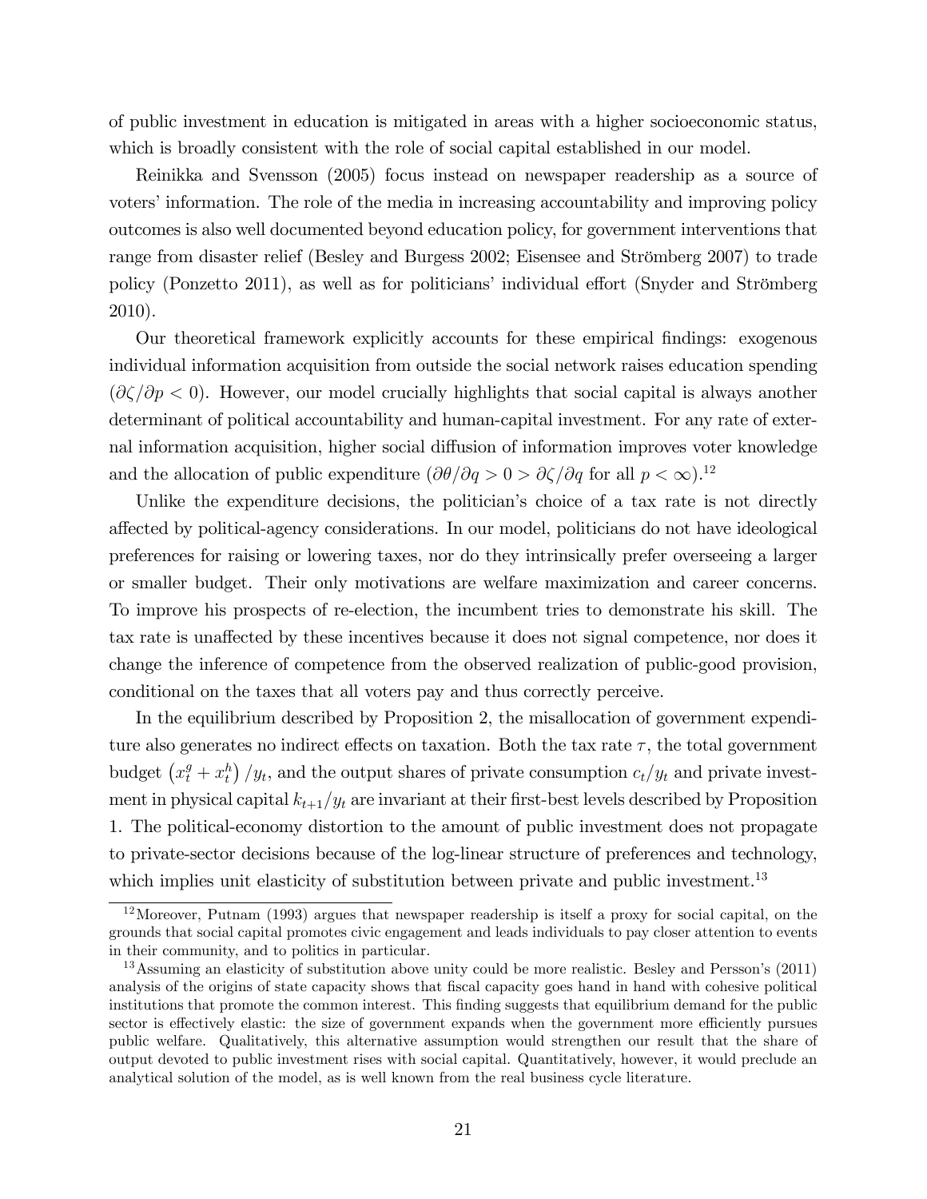of public investment in education is mitigated in areas with a higher socioeconomic status, which is broadly consistent with the role of social capital established in our model.

Reinikka and Svensson (2005) focus instead on newspaper readership as a source of voters' information. The role of the media in increasing accountability and improving policy outcomes is also well documented beyond education policy, for government interventions that range from disaster relief (Besley and Burgess 2002; Eisensee and Strömberg 2007) to trade policy (Ponzetto 2011), as well as for politicians' individual effort (Snyder and Strömberg 2010).

Our theoretical framework explicitly accounts for these empirical findings: exogenous individual information acquisition from outside the social network raises education spending ($\partial\zeta/\partial p < 0$). However, our model crucially highlights that social capital is always another determinant of political accountability and human-capital investment. For any rate of external information acquisition, higher social diffusion of information improves voter knowledge and the allocation of public expenditure ($\partial\theta/\partial q > 0 > \partial\zeta/\partial q$ for all $p < \infty$).[12]

Unlike the expenditure decisions, the politician's choice of a tax rate is not directly affected by political-agency considerations. In our model, politicians do not have ideological preferences for raising or lowering taxes, nor do they intrinsically prefer overseeing a larger or smaller budget. Their only motivations are welfare maximization and career concerns. To improve his prospects of re-election, the incumbent tries to demonstrate his skill. The tax rate is unaffected by these incentives because it does not signal competence, nor does it change the inference of competence from the observed realization of public-good provision, conditional on the taxes that all voters pay and thus correctly perceive.

In the equilibrium described by Proposition 2, the misallocation of government expenditure also generates no indirect effects on taxation. Both the tax rate $\tau$, the total government budget $\left(x_t^g + x_t^h\right)/y_t$, and the output shares of private consumption $c_t/y_t$ and private investment in physical capital $k_{t+1}/y_t$ are invariant at their first-best levels described by Proposition 1. The political-economy distortion to the amount of public investment does not propagate to private-sector decisions because of the log-linear structure of preferences and technology, which implies unit elasticity of substitution between private and public investment.[13]

[12] Moreover, Putnam (1993) argues that newspaper readership is itself a proxy for social capital, on the grounds that social capital promotes civic engagement and leads individuals to pay closer attention to events in their community, and to politics in particular.

[13] Assuming an elasticity of substitution above unity could be more realistic. Besley and Persson's (2011) analysis of the origins of state capacity shows that fiscal capacity goes hand in hand with cohesive political institutions that promote the common interest. This finding suggests that equilibrium demand for the public sector is effectively elastic: the size of government expands when the government more efficiently pursues public welfare. Qualitatively, this alternative assumption would strengthen our result that the share of output devoted to public investment rises with social capital. Quantitatively, however, it would preclude an analytical solution of the model, as is well known from the real business cycle literature.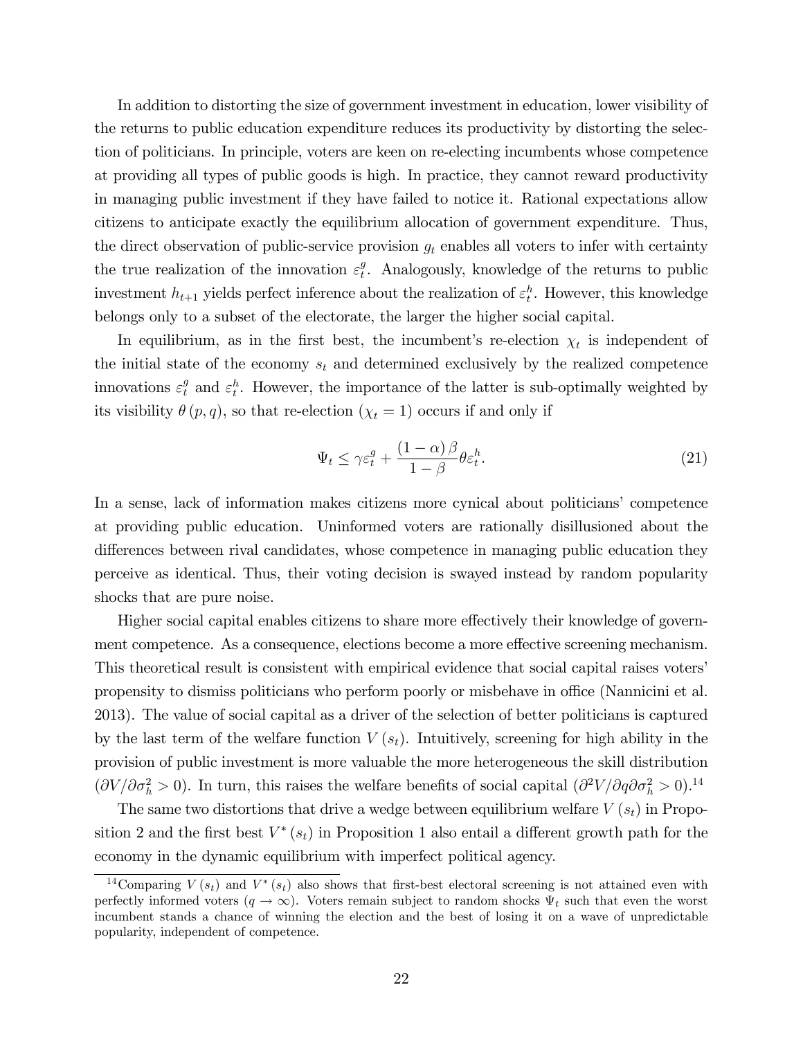In addition to distorting the size of government investment in education, lower visibility of the returns to public education expenditure reduces its productivity by distorting the selection of politicians. In principle, voters are keen on re-electing incumbents whose competence at providing all types of public goods is high. In practice, they cannot reward productivity in managing public investment if they have failed to notice it. Rational expectations allow citizens to anticipate exactly the equilibrium allocation of government expenditure. Thus, the direct observation of public-service provision $g_t$ enables all voters to infer with certainty the true realization of the innovation $\varepsilon_t^g$. Analogously, knowledge of the returns to public investment $h_{t+1}$ yields perfect inference about the realization of $\varepsilon_t^h$. However, this knowledge belongs only to a subset of the electorate, the larger the higher social capital.

In equilibrium, as in the first best, the incumbent's re-election $\chi_t$ is independent of the initial state of the economy $s_t$ and determined exclusively by the realized competence innovations $\varepsilon_t^g$ and $\varepsilon_t^h$. However, the importance of the latter is sub-optimally weighted by its visibility $\theta(p,q)$, so that re-election ($\chi_t = 1$) occurs if and only if

$$\Psi_t \leq \gamma \varepsilon_t^g + \frac{(1-\alpha)\beta}{1-\beta}\theta \varepsilon_t^h. \tag{21}$$

In a sense, lack of information makes citizens more cynical about politicians' competence at providing public education. Uninformed voters are rationally disillusioned about the differences between rival candidates, whose competence in managing public education they perceive as identical. Thus, their voting decision is swayed instead by random popularity shocks that are pure noise.

Higher social capital enables citizens to share more effectively their knowledge of government competence. As a consequence, elections become a more effective screening mechanism. This theoretical result is consistent with empirical evidence that social capital raises voters' propensity to dismiss politicians who perform poorly or misbehave in office (Nannicini et al. 2013). The value of social capital as a driver of the selection of better politicians is captured by the last term of the welfare function $V(s_t)$. Intuitively, screening for high ability in the provision of public investment is more valuable the more heterogeneous the skill distribution ($\partial V/\partial \sigma_h^2 > 0$). In turn, this raises the welfare benefits of social capital ($\partial^2 V/\partial q \partial \sigma_h^2 > 0$).[14]

The same two distortions that drive a wedge between equilibrium welfare $V(s_t)$ in Proposition 2 and the first best $V^*(s_t)$ in Proposition 1 also entail a different growth path for the economy in the dynamic equilibrium with imperfect political agency.

[14] Comparing $V(s_t)$ and $V^*(s_t)$ also shows that first-best electoral screening is not attained even with perfectly informed voters ($q \to \infty$). Voters remain subject to random shocks $\Psi_t$ such that even the worst incumbent stands a chance of winning the election and the best of losing it on a wave of unpredictable popularity, independent of competence.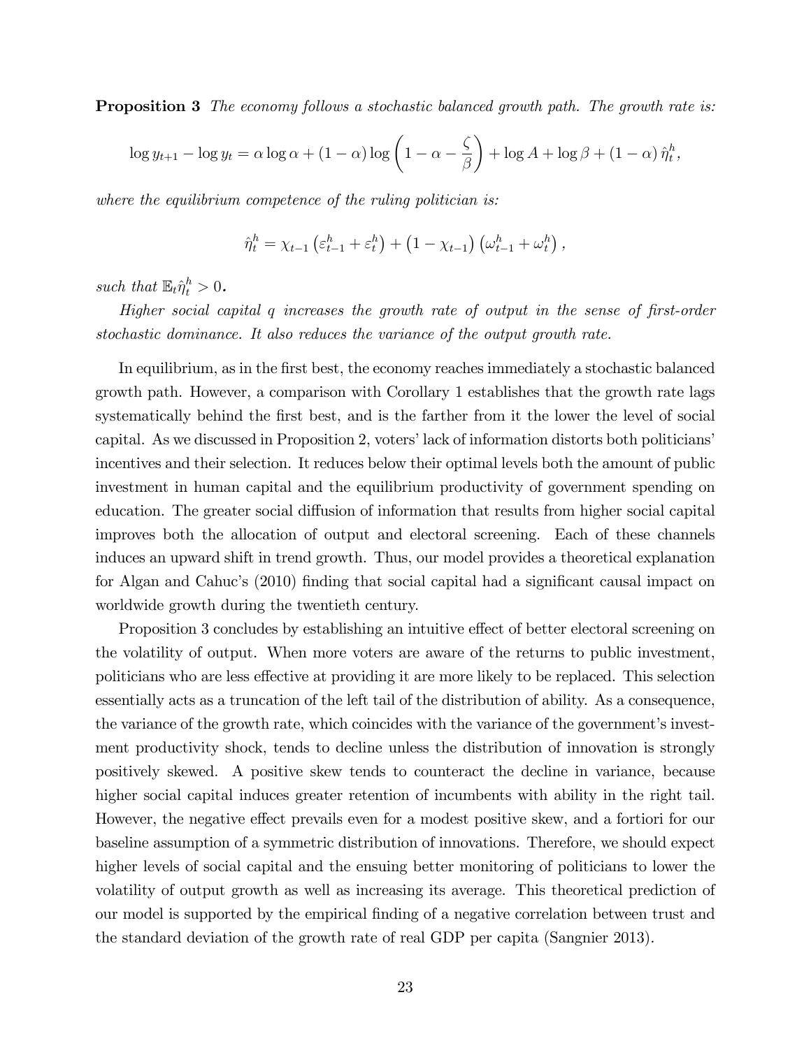**Proposition 3** *The economy follows a stochastic balanced growth path. The growth rate is:*

$$\log y_{t+1} - \log y_t = \alpha \log \alpha + (1-\alpha) \log \left(1 - \alpha - \frac{\zeta}{\beta}\right) + \log A + \log \beta + (1-\alpha)\, \hat{\eta}_t^h,$$

*where the equilibrium competence of the ruling politician is:*

$$\hat{\eta}_t^h = \chi_{t-1} \left(\varepsilon_{t-1}^h + \varepsilon_t^h\right) + \left(1 - \chi_{t-1}\right) \left(\omega_{t-1}^h + \omega_t^h\right),$$

*such that* $\mathbb{E}_t \hat{\eta}_t^h > 0$*.*

*Higher social capital $q$ increases the growth rate of output in the sense of first-order stochastic dominance. It also reduces the variance of the output growth rate.*

In equilibrium, as in the first best, the economy reaches immediately a stochastic balanced growth path. However, a comparison with Corollary 1 establishes that the growth rate lags systematically behind the first best, and is the farther from it the lower the level of social capital. As we discussed in Proposition 2, voters' lack of information distorts both politicians' incentives and their selection. It reduces below their optimal levels both the amount of public investment in human capital and the equilibrium productivity of government spending on education. The greater social diffusion of information that results from higher social capital improves both the allocation of output and electoral screening. Each of these channels induces an upward shift in trend growth. Thus, our model provides a theoretical explanation for Algan and Cahuc's (2010) finding that social capital had a significant causal impact on worldwide growth during the twentieth century.

Proposition 3 concludes by establishing an intuitive effect of better electoral screening on the volatility of output. When more voters are aware of the returns to public investment, politicians who are less effective at providing it are more likely to be replaced. This selection essentially acts as a truncation of the left tail of the distribution of ability. As a consequence, the variance of the growth rate, which coincides with the variance of the government's investment productivity shock, tends to decline unless the distribution of innovation is strongly positively skewed. A positive skew tends to counteract the decline in variance, because higher social capital induces greater retention of incumbents with ability in the right tail. However, the negative effect prevails even for a modest positive skew, and a fortiori for our baseline assumption of a symmetric distribution of innovations. Therefore, we should expect higher levels of social capital and the ensuing better monitoring of politicians to lower the volatility of output growth as well as increasing its average. This theoretical prediction of our model is supported by the empirical finding of a negative correlation between trust and the standard deviation of the growth rate of real GDP per capita (Sangnier 2013).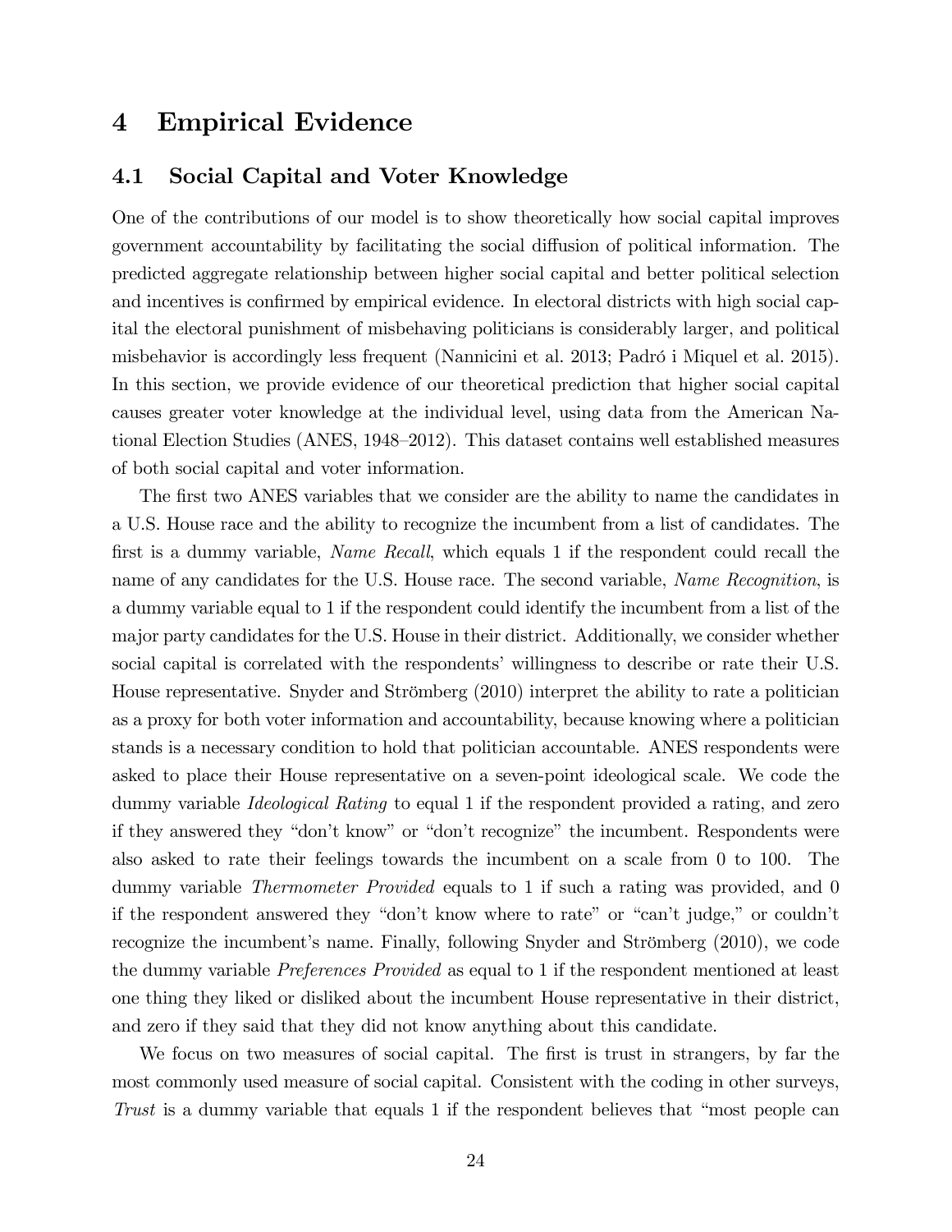# 4 Empirical Evidence

## 4.1 Social Capital and Voter Knowledge

One of the contributions of our model is to show theoretically how social capital improves government accountability by facilitating the social diffusion of political information. The predicted aggregate relationship between higher social capital and better political selection and incentives is confirmed by empirical evidence. In electoral districts with high social capital the electoral punishment of misbehaving politicians is considerably larger, and political misbehavior is accordingly less frequent (Nannicini et al. 2013; Padró i Miquel et al. 2015). In this section, we provide evidence of our theoretical prediction that higher social capital causes greater voter knowledge at the individual level, using data from the American National Election Studies (ANES, 1948–2012). This dataset contains well established measures of both social capital and voter information.

The first two ANES variables that we consider are the ability to name the candidates in a U.S. House race and the ability to recognize the incumbent from a list of candidates. The first is a dummy variable, *Name Recall*, which equals 1 if the respondent could recall the name of any candidates for the U.S. House race. The second variable, *Name Recognition*, is a dummy variable equal to 1 if the respondent could identify the incumbent from a list of the major party candidates for the U.S. House in their district. Additionally, we consider whether social capital is correlated with the respondents' willingness to describe or rate their U.S. House representative. Snyder and Strömberg (2010) interpret the ability to rate a politician as a proxy for both voter information and accountability, because knowing where a politician stands is a necessary condition to hold that politician accountable. ANES respondents were asked to place their House representative on a seven-point ideological scale. We code the dummy variable *Ideological Rating* to equal 1 if the respondent provided a rating, and zero if they answered they "don't know" or "don't recognize" the incumbent. Respondents were also asked to rate their feelings towards the incumbent on a scale from 0 to 100. The dummy variable *Thermometer Provided* equals to 1 if such a rating was provided, and 0 if the respondent answered they "don't know where to rate" or "can't judge," or couldn't recognize the incumbent's name. Finally, following Snyder and Strömberg (2010), we code the dummy variable *Preferences Provided* as equal to 1 if the respondent mentioned at least one thing they liked or disliked about the incumbent House representative in their district, and zero if they said that they did not know anything about this candidate.

We focus on two measures of social capital. The first is trust in strangers, by far the most commonly used measure of social capital. Consistent with the coding in other surveys, *Trust* is a dummy variable that equals 1 if the respondent believes that "most people can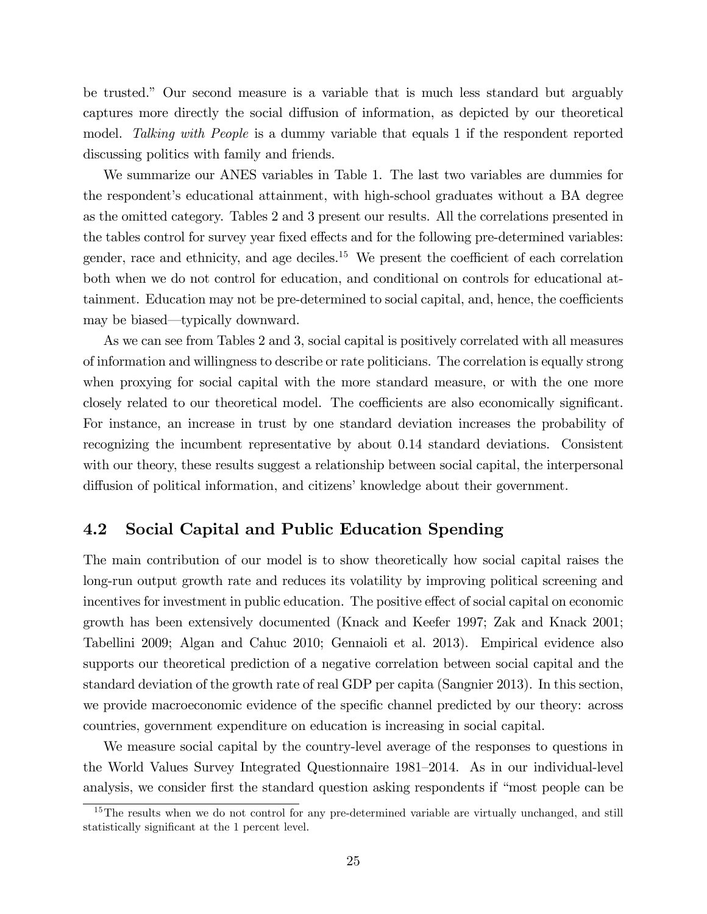be trusted." Our second measure is a variable that is much less standard but arguably captures more directly the social diffusion of information, as depicted by our theoretical model. *Talking with People* is a dummy variable that equals 1 if the respondent reported discussing politics with family and friends.

We summarize our ANES variables in Table 1. The last two variables are dummies for the respondent's educational attainment, with high-school graduates without a BA degree as the omitted category. Tables 2 and 3 present our results. All the correlations presented in the tables control for survey year fixed effects and for the following pre-determined variables: gender, race and ethnicity, and age deciles.[15] We present the coefficient of each correlation both when we do not control for education, and conditional on controls for educational attainment. Education may not be pre-determined to social capital, and, hence, the coefficients may be biased—typically downward.

As we can see from Tables 2 and 3, social capital is positively correlated with all measures of information and willingness to describe or rate politicians. The correlation is equally strong when proxying for social capital with the more standard measure, or with the one more closely related to our theoretical model. The coefficients are also economically significant. For instance, an increase in trust by one standard deviation increases the probability of recognizing the incumbent representative by about 0.14 standard deviations. Consistent with our theory, these results suggest a relationship between social capital, the interpersonal diffusion of political information, and citizens' knowledge about their government.

## 4.2 Social Capital and Public Education Spending

The main contribution of our model is to show theoretically how social capital raises the long-run output growth rate and reduces its volatility by improving political screening and incentives for investment in public education. The positive effect of social capital on economic growth has been extensively documented (Knack and Keefer 1997; Zak and Knack 2001; Tabellini 2009; Algan and Cahuc 2010; Gennaioli et al. 2013). Empirical evidence also supports our theoretical prediction of a negative correlation between social capital and the standard deviation of the growth rate of real GDP per capita (Sangnier 2013). In this section, we provide macroeconomic evidence of the specific channel predicted by our theory: across countries, government expenditure on education is increasing in social capital.

We measure social capital by the country-level average of the responses to questions in the World Values Survey Integrated Questionnaire 1981–2014. As in our individual-level analysis, we consider first the standard question asking respondents if "most people can be

[15] The results when we do not control for any pre-determined variable are virtually unchanged, and still statistically significant at the 1 percent level.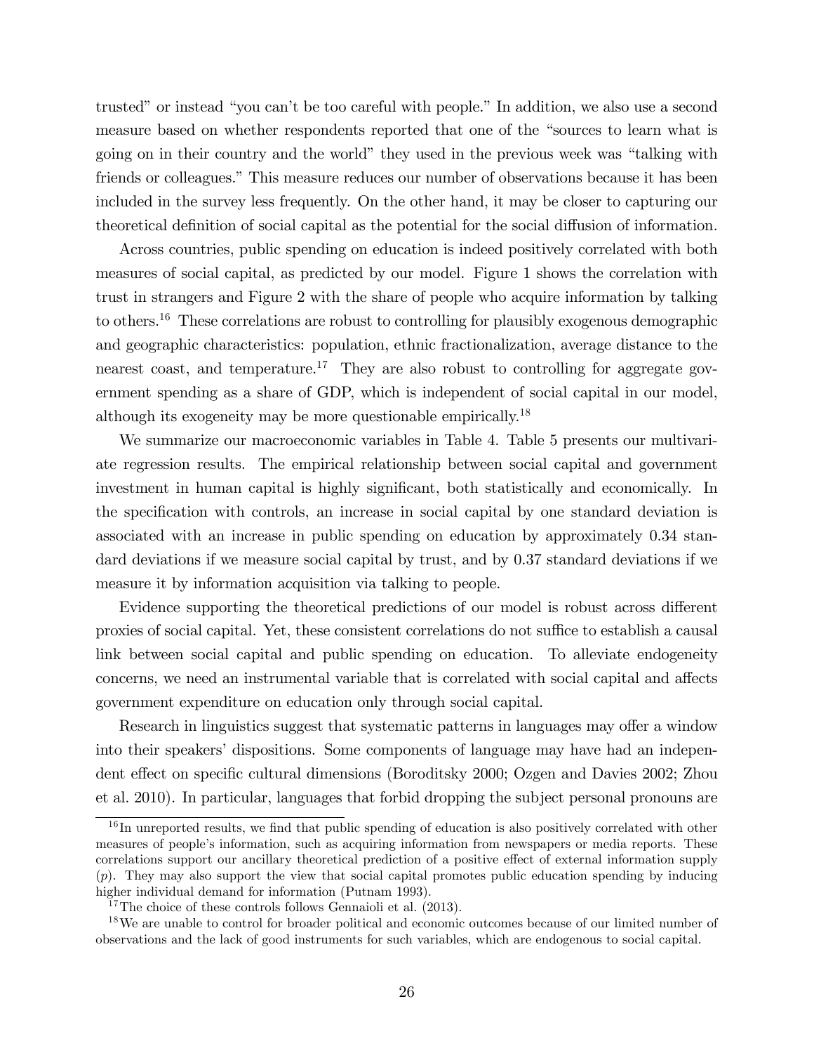trusted" or instead "you can't be too careful with people." In addition, we also use a second measure based on whether respondents reported that one of the "sources to learn what is going on in their country and the world" they used in the previous week was "talking with friends or colleagues." This measure reduces our number of observations because it has been included in the survey less frequently. On the other hand, it may be closer to capturing our theoretical definition of social capital as the potential for the social diffusion of information.

Across countries, public spending on education is indeed positively correlated with both measures of social capital, as predicted by our model. Figure 1 shows the correlation with trust in strangers and Figure 2 with the share of people who acquire information by talking to others.[16] These correlations are robust to controlling for plausibly exogenous demographic and geographic characteristics: population, ethnic fractionalization, average distance to the nearest coast, and temperature.[17] They are also robust to controlling for aggregate government spending as a share of GDP, which is independent of social capital in our model, although its exogeneity may be more questionable empirically.[18]

We summarize our macroeconomic variables in Table 4. Table 5 presents our multivariate regression results. The empirical relationship between social capital and government investment in human capital is highly significant, both statistically and economically. In the specification with controls, an increase in social capital by one standard deviation is associated with an increase in public spending on education by approximately 0.34 standard deviations if we measure social capital by trust, and by 0.37 standard deviations if we measure it by information acquisition via talking to people.

Evidence supporting the theoretical predictions of our model is robust across different proxies of social capital. Yet, these consistent correlations do not suffice to establish a causal link between social capital and public spending on education. To alleviate endogeneity concerns, we need an instrumental variable that is correlated with social capital and affects government expenditure on education only through social capital.

Research in linguistics suggest that systematic patterns in languages may offer a window into their speakers' dispositions. Some components of language may have had an independent effect on specific cultural dimensions (Boroditsky 2000; Ozgen and Davies 2002; Zhou et al. 2010). In particular, languages that forbid dropping the subject personal pronouns are

---

[16] In unreported results, we find that public spending of education is also positively correlated with other measures of people's information, such as acquiring information from newspapers or media reports. These correlations support our ancillary theoretical prediction of a positive effect of external information supply ($p$). They may also support the view that social capital promotes public education spending by inducing higher individual demand for information (Putnam 1993).

[17] The choice of these controls follows Gennaioli et al. (2013).

[18] We are unable to control for broader political and economic outcomes because of our limited number of observations and the lack of good instruments for such variables, which are endogenous to social capital.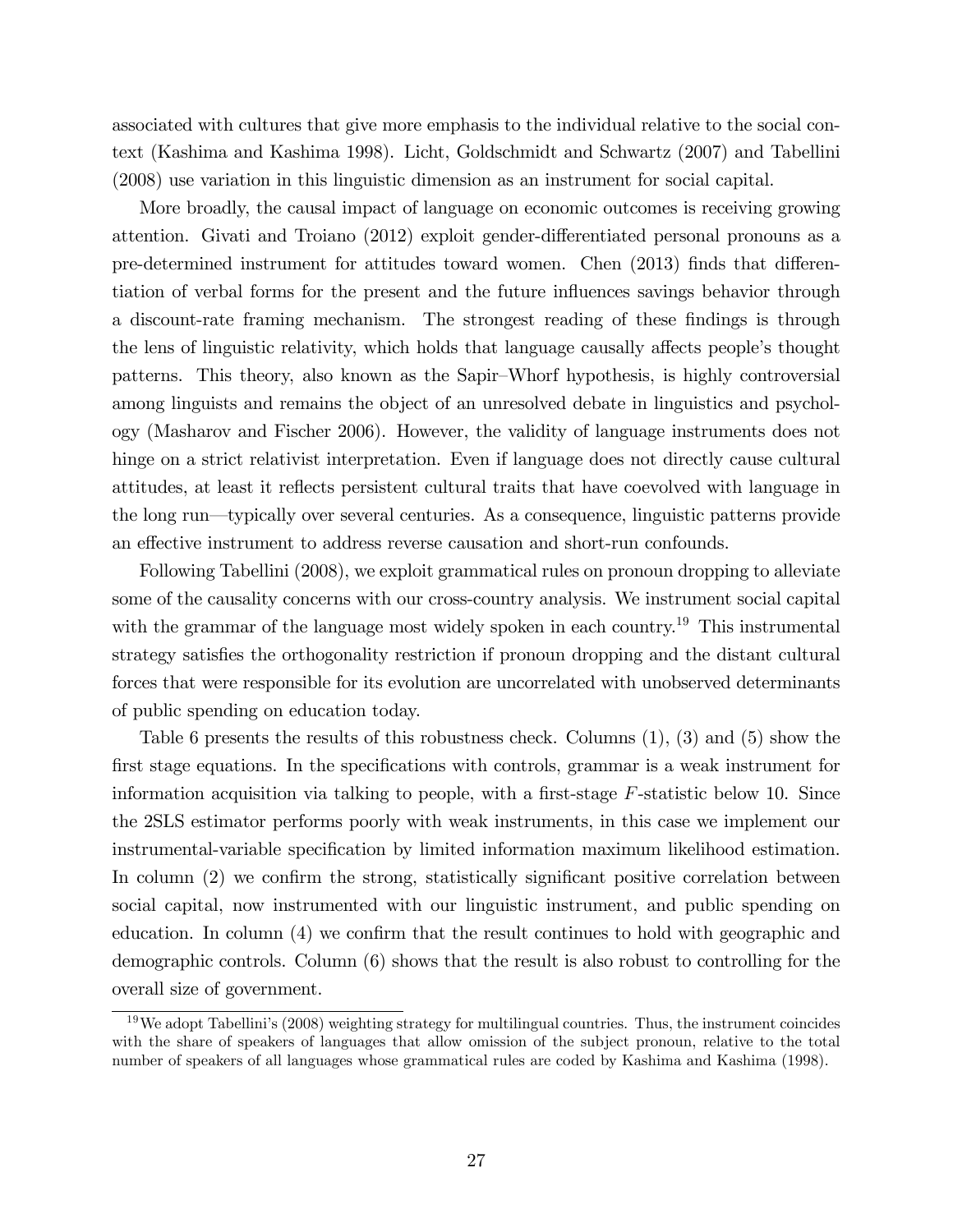associated with cultures that give more emphasis to the individual relative to the social context (Kashima and Kashima 1998). Licht, Goldschmidt and Schwartz (2007) and Tabellini (2008) use variation in this linguistic dimension as an instrument for social capital.

More broadly, the causal impact of language on economic outcomes is receiving growing attention. Givati and Troiano (2012) exploit gender-differentiated personal pronouns as a pre-determined instrument for attitudes toward women. Chen (2013) finds that differentiation of verbal forms for the present and the future influences savings behavior through a discount-rate framing mechanism. The strongest reading of these findings is through the lens of linguistic relativity, which holds that language causally affects people's thought patterns. This theory, also known as the Sapir–Whorf hypothesis, is highly controversial among linguists and remains the object of an unresolved debate in linguistics and psychology (Masharov and Fischer 2006). However, the validity of language instruments does not hinge on a strict relativist interpretation. Even if language does not directly cause cultural attitudes, at least it reflects persistent cultural traits that have coevolved with language in the long run—typically over several centuries. As a consequence, linguistic patterns provide an effective instrument to address reverse causation and short-run confounds.

Following Tabellini (2008), we exploit grammatical rules on pronoun dropping to alleviate some of the causality concerns with our cross-country analysis. We instrument social capital with the grammar of the language most widely spoken in each country.[19] This instrumental strategy satisfies the orthogonality restriction if pronoun dropping and the distant cultural forces that were responsible for its evolution are uncorrelated with unobserved determinants of public spending on education today.

Table 6 presents the results of this robustness check. Columns (1), (3) and (5) show the first stage equations. In the specifications with controls, grammar is a weak instrument for information acquisition via talking to people, with a first-stage $F$-statistic below 10. Since the 2SLS estimator performs poorly with weak instruments, in this case we implement our instrumental-variable specification by limited information maximum likelihood estimation. In column (2) we confirm the strong, statistically significant positive correlation between social capital, now instrumented with our linguistic instrument, and public spending on education. In column (4) we confirm that the result continues to hold with geographic and demographic controls. Column (6) shows that the result is also robust to controlling for the overall size of government.

[19] We adopt Tabellini's (2008) weighting strategy for multilingual countries. Thus, the instrument coincides with the share of speakers of languages that allow omission of the subject pronoun, relative to the total number of speakers of all languages whose grammatical rules are coded by Kashima and Kashima (1998).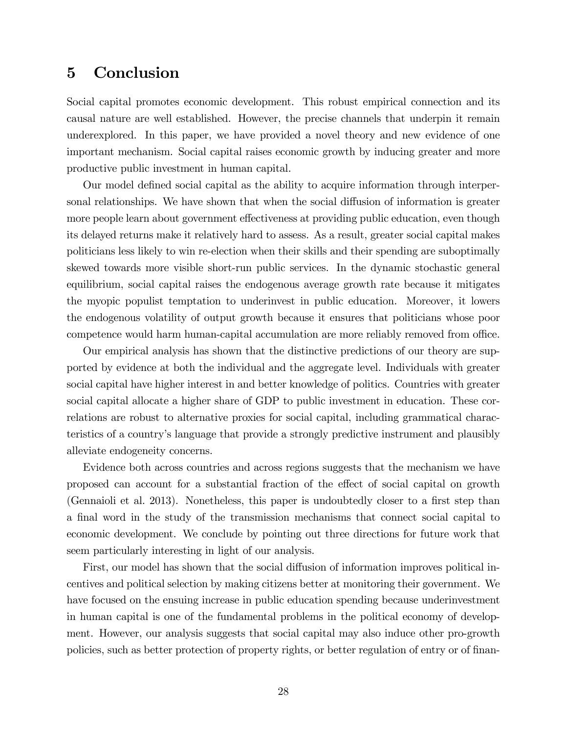# 5 Conclusion

Social capital promotes economic development. This robust empirical connection and its causal nature are well established. However, the precise channels that underpin it remain underexplored. In this paper, we have provided a novel theory and new evidence of one important mechanism. Social capital raises economic growth by inducing greater and more productive public investment in human capital.

Our model defined social capital as the ability to acquire information through interpersonal relationships. We have shown that when the social diffusion of information is greater more people learn about government effectiveness at providing public education, even though its delayed returns make it relatively hard to assess. As a result, greater social capital makes politicians less likely to win re-election when their skills and their spending are suboptimally skewed towards more visible short-run public services. In the dynamic stochastic general equilibrium, social capital raises the endogenous average growth rate because it mitigates the myopic populist temptation to underinvest in public education. Moreover, it lowers the endogenous volatility of output growth because it ensures that politicians whose poor competence would harm human-capital accumulation are more reliably removed from office.

Our empirical analysis has shown that the distinctive predictions of our theory are supported by evidence at both the individual and the aggregate level. Individuals with greater social capital have higher interest in and better knowledge of politics. Countries with greater social capital allocate a higher share of GDP to public investment in education. These correlations are robust to alternative proxies for social capital, including grammatical characteristics of a country's language that provide a strongly predictive instrument and plausibly alleviate endogeneity concerns.

Evidence both across countries and across regions suggests that the mechanism we have proposed can account for a substantial fraction of the effect of social capital on growth (Gennaioli et al. 2013). Nonetheless, this paper is undoubtedly closer to a first step than a final word in the study of the transmission mechanisms that connect social capital to economic development. We conclude by pointing out three directions for future work that seem particularly interesting in light of our analysis.

First, our model has shown that the social diffusion of information improves political incentives and political selection by making citizens better at monitoring their government. We have focused on the ensuing increase in public education spending because underinvestment in human capital is one of the fundamental problems in the political economy of development. However, our analysis suggests that social capital may also induce other pro-growth policies, such as better protection of property rights, or better regulation of entry or of finan-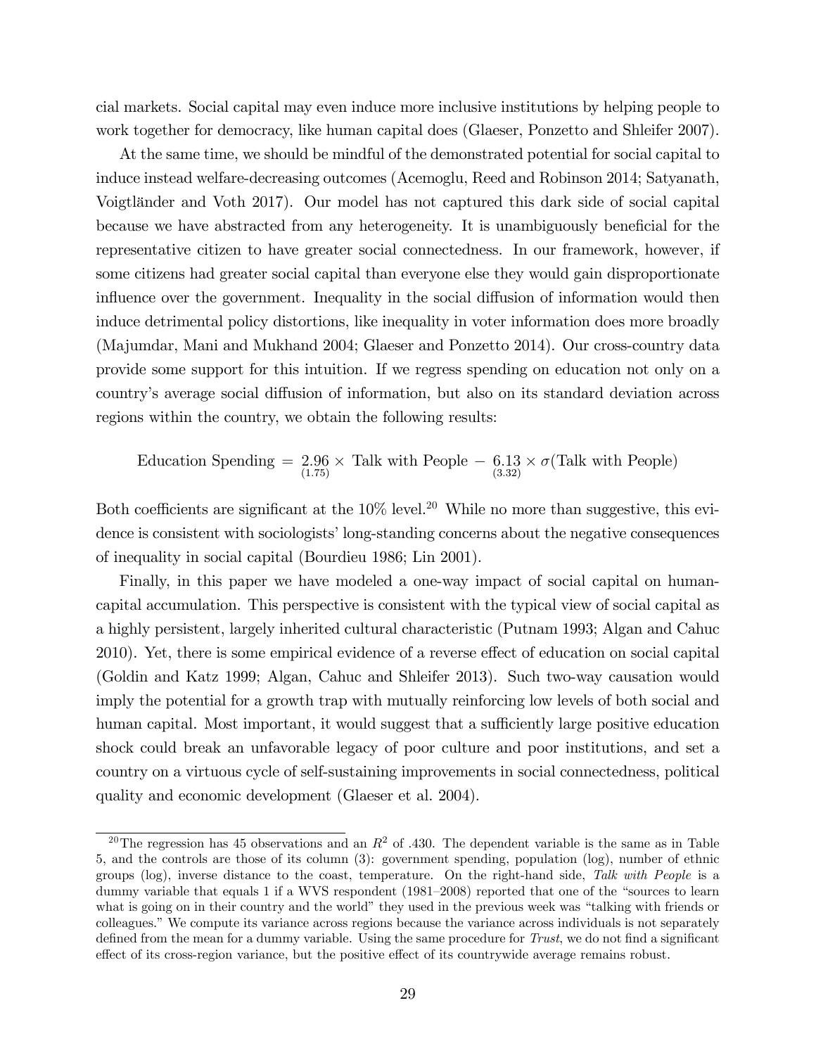cial markets. Social capital may even induce more inclusive institutions by helping people to work together for democracy, like human capital does (Glaeser, Ponzetto and Shleifer 2007).

At the same time, we should be mindful of the demonstrated potential for social capital to induce instead welfare-decreasing outcomes (Acemoglu, Reed and Robinson 2014; Satyanath, Voigtländer and Voth 2017). Our model has not captured this dark side of social capital because we have abstracted from any heterogeneity. It is unambiguously beneficial for the representative citizen to have greater social connectedness. In our framework, however, if some citizens had greater social capital than everyone else they would gain disproportionate influence over the government. Inequality in the social diffusion of information would then induce detrimental policy distortions, like inequality in voter information does more broadly (Majumdar, Mani and Mukhand 2004; Glaeser and Ponzetto 2014). Our cross-country data provide some support for this intuition. If we regress spending on education not only on a country's average social diffusion of information, but also on its standard deviation across regions within the country, we obtain the following results:

$$\text{Education Spending} = \underset{(1.75)}{2.96} \times \text{Talk with People} - \underset{(3.32)}{6.13} \times \sigma(\text{Talk with People})$$

Both coefficients are significant at the 10% level.[20] While no more than suggestive, this evidence is consistent with sociologists' long-standing concerns about the negative consequences of inequality in social capital (Bourdieu 1986; Lin 2001).

Finally, in this paper we have modeled a one-way impact of social capital on human-capital accumulation. This perspective is consistent with the typical view of social capital as a highly persistent, largely inherited cultural characteristic (Putnam 1993; Algan and Cahuc 2010). Yet, there is some empirical evidence of a reverse effect of education on social capital (Goldin and Katz 1999; Algan, Cahuc and Shleifer 2013). Such two-way causation would imply the potential for a growth trap with mutually reinforcing low levels of both social and human capital. Most important, it would suggest that a sufficiently large positive education shock could break an unfavorable legacy of poor culture and poor institutions, and set a country on a virtuous cycle of self-sustaining improvements in social connectedness, political quality and economic development (Glaeser et al. 2004).

---

[20] The regression has 45 observations and an $R^2$ of .430. The dependent variable is the same as in Table 5, and the controls are those of its column (3): government spending, population (log), number of ethnic groups (log), inverse distance to the coast, temperature. On the right-hand side, *Talk with People* is a dummy variable that equals 1 if a WVS respondent (1981–2008) reported that one of the "sources to learn what is going on in their country and the world" they used in the previous week was "talking with friends or colleagues." We compute its variance across regions because the variance across individuals is not separately defined from the mean for a dummy variable. Using the same procedure for *Trust*, we do not find a significant effect of its cross-region variance, but the positive effect of its countrywide average remains robust.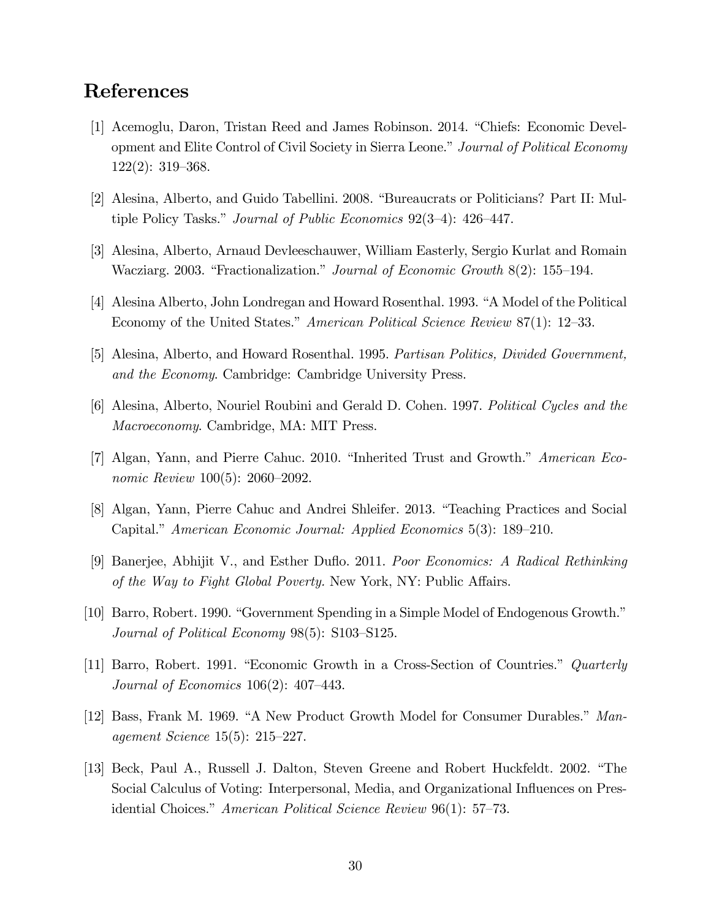## References

[1] Acemoglu, Daron, Tristan Reed and James Robinson. 2014. "Chiefs: Economic Development and Elite Control of Civil Society in Sierra Leone." *Journal of Political Economy* 122(2): 319–368.

[2] Alesina, Alberto, and Guido Tabellini. 2008. "Bureaucrats or Politicians? Part II: Multiple Policy Tasks." *Journal of Public Economics* 92(3–4): 426–447.

[3] Alesina, Alberto, Arnaud Devleeschauwer, William Easterly, Sergio Kurlat and Romain Wacziarg. 2003. "Fractionalization." *Journal of Economic Growth* 8(2): 155–194.

[4] Alesina Alberto, John Londregan and Howard Rosenthal. 1993. "A Model of the Political Economy of the United States." *American Political Science Review* 87(1): 12–33.

[5] Alesina, Alberto, and Howard Rosenthal. 1995. *Partisan Politics, Divided Government, and the Economy*. Cambridge: Cambridge University Press.

[6] Alesina, Alberto, Nouriel Roubini and Gerald D. Cohen. 1997. *Political Cycles and the Macroeconomy*. Cambridge, MA: MIT Press.

[7] Algan, Yann, and Pierre Cahuc. 2010. "Inherited Trust and Growth." *American Economic Review* 100(5): 2060–2092.

[8] Algan, Yann, Pierre Cahuc and Andrei Shleifer. 2013. "Teaching Practices and Social Capital." *American Economic Journal: Applied Economics* 5(3): 189–210.

[9] Banerjee, Abhijit V., and Esther Duflo. 2011. *Poor Economics: A Radical Rethinking of the Way to Fight Global Poverty.* New York, NY: Public Affairs.

[10] Barro, Robert. 1990. "Government Spending in a Simple Model of Endogenous Growth." *Journal of Political Economy* 98(5): S103–S125.

[11] Barro, Robert. 1991. "Economic Growth in a Cross-Section of Countries." *Quarterly Journal of Economics* 106(2): 407–443.

[12] Bass, Frank M. 1969. "A New Product Growth Model for Consumer Durables." *Management Science* 15(5): 215–227.

[13] Beck, Paul A., Russell J. Dalton, Steven Greene and Robert Huckfeldt. 2002. "The Social Calculus of Voting: Interpersonal, Media, and Organizational Influences on Presidential Choices." *American Political Science Review* 96(1): 57–73.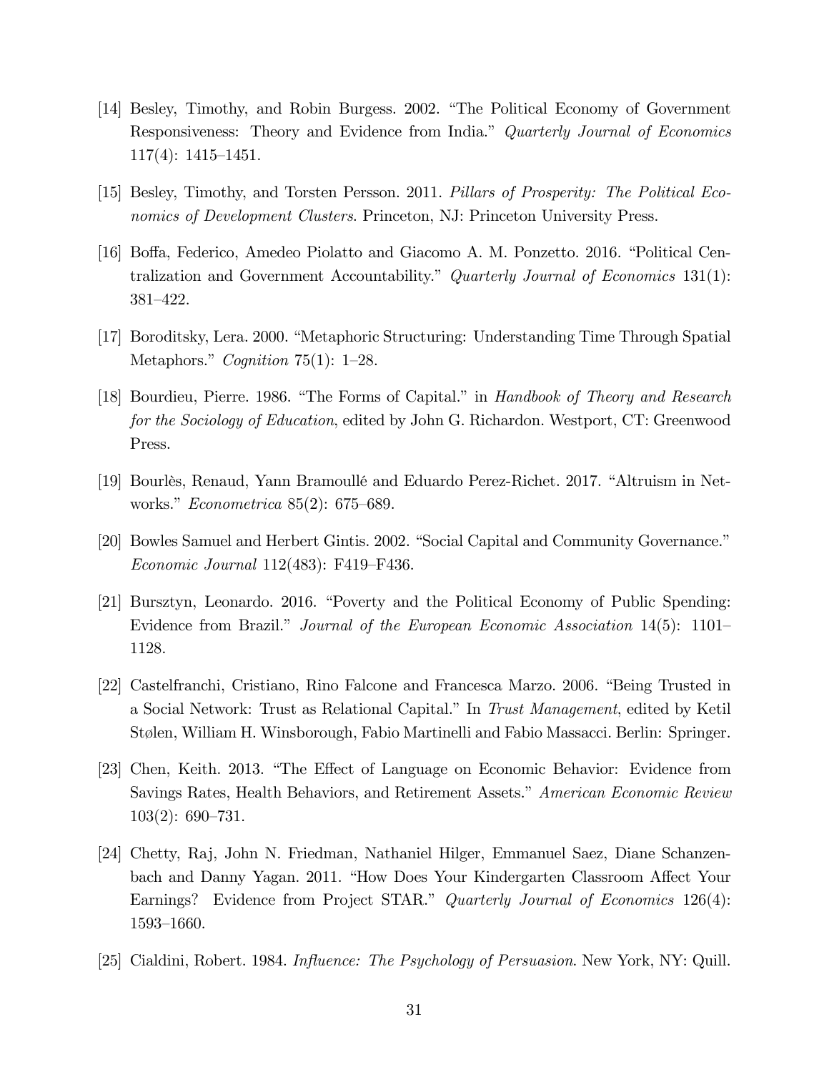[14] Besley, Timothy, and Robin Burgess. 2002. "The Political Economy of Government Responsiveness: Theory and Evidence from India." *Quarterly Journal of Economics* 117(4): 1415–1451.

[15] Besley, Timothy, and Torsten Persson. 2011. *Pillars of Prosperity: The Political Economics of Development Clusters*. Princeton, NJ: Princeton University Press.

[16] Boffa, Federico, Amedeo Piolatto and Giacomo A. M. Ponzetto. 2016. "Political Centralization and Government Accountability." *Quarterly Journal of Economics* 131(1): 381–422.

[17] Boroditsky, Lera. 2000. "Metaphoric Structuring: Understanding Time Through Spatial Metaphors." *Cognition* 75(1): 1–28.

[18] Bourdieu, Pierre. 1986. "The Forms of Capital." in *Handbook of Theory and Research for the Sociology of Education*, edited by John G. Richardon. Westport, CT: Greenwood Press.

[19] Bourlès, Renaud, Yann Bramoullé and Eduardo Perez-Richet. 2017. "Altruism in Networks." *Econometrica* 85(2): 675–689.

[20] Bowles Samuel and Herbert Gintis. 2002. "Social Capital and Community Governance." *Economic Journal* 112(483): F419–F436.

[21] Bursztyn, Leonardo. 2016. "Poverty and the Political Economy of Public Spending: Evidence from Brazil." *Journal of the European Economic Association* 14(5): 1101–1128.

[22] Castelfranchi, Cristiano, Rino Falcone and Francesca Marzo. 2006. "Being Trusted in a Social Network: Trust as Relational Capital." In *Trust Management*, edited by Ketil Stølen, William H. Winsborough, Fabio Martinelli and Fabio Massacci. Berlin: Springer.

[23] Chen, Keith. 2013. "The Effect of Language on Economic Behavior: Evidence from Savings Rates, Health Behaviors, and Retirement Assets." *American Economic Review* 103(2): 690–731.

[24] Chetty, Raj, John N. Friedman, Nathaniel Hilger, Emmanuel Saez, Diane Schanzenbach and Danny Yagan. 2011. "How Does Your Kindergarten Classroom Affect Your Earnings? Evidence from Project STAR." *Quarterly Journal of Economics* 126(4): 1593–1660.

[25] Cialdini, Robert. 1984. *Influence: The Psychology of Persuasion*. New York, NY: Quill.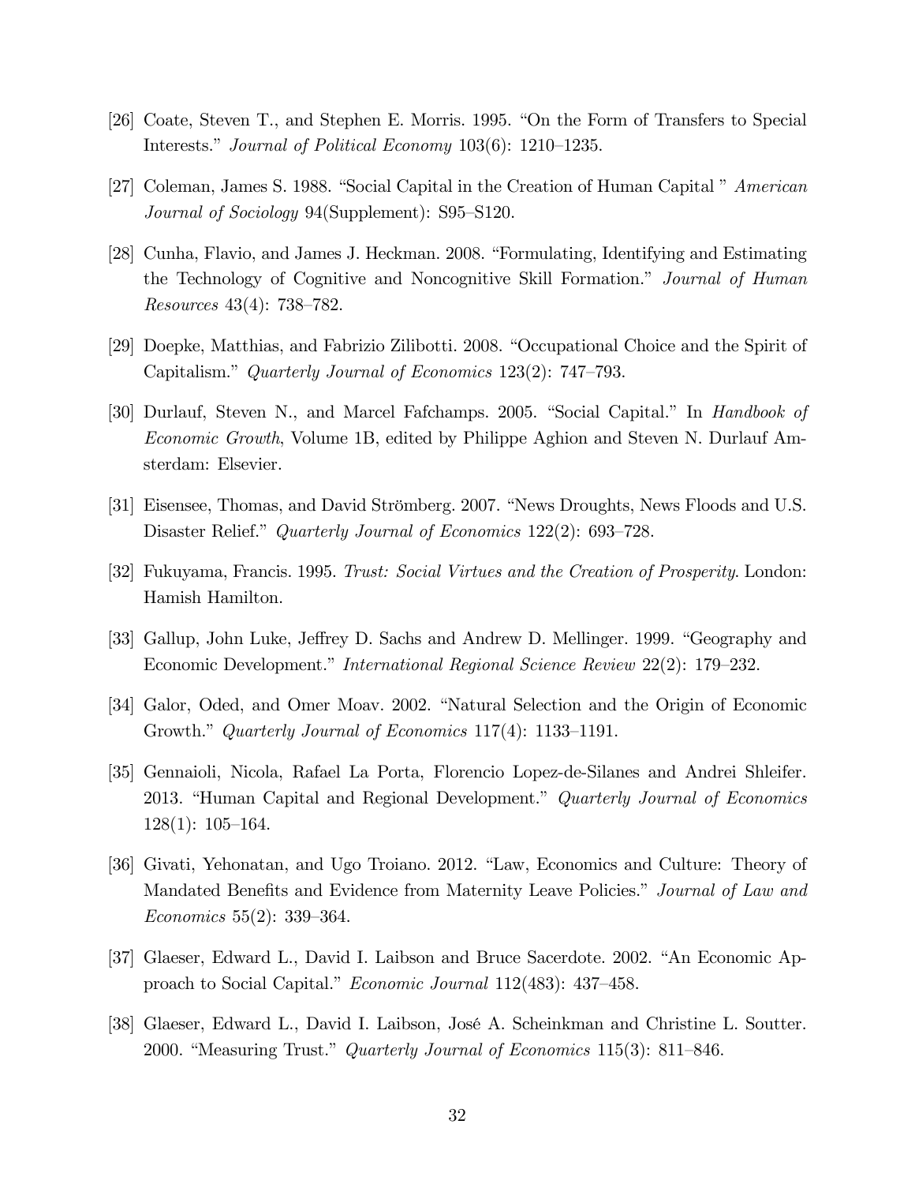[26] Coate, Steven T., and Stephen E. Morris. 1995. "On the Form of Transfers to Special Interests." *Journal of Political Economy* 103(6): 1210–1235.

[27] Coleman, James S. 1988. "Social Capital in the Creation of Human Capital " *American Journal of Sociology* 94(Supplement): S95–S120.

[28] Cunha, Flavio, and James J. Heckman. 2008. "Formulating, Identifying and Estimating the Technology of Cognitive and Noncognitive Skill Formation." *Journal of Human Resources* 43(4): 738–782.

[29] Doepke, Matthias, and Fabrizio Zilibotti. 2008. "Occupational Choice and the Spirit of Capitalism." *Quarterly Journal of Economics* 123(2): 747–793.

[30] Durlauf, Steven N., and Marcel Fafchamps. 2005. "Social Capital." In *Handbook of Economic Growth*, Volume 1B, edited by Philippe Aghion and Steven N. Durlauf Amsterdam: Elsevier.

[31] Eisensee, Thomas, and David Strömberg. 2007. "News Droughts, News Floods and U.S. Disaster Relief." *Quarterly Journal of Economics* 122(2): 693–728.

[32] Fukuyama, Francis. 1995. *Trust: Social Virtues and the Creation of Prosperity*. London: Hamish Hamilton.

[33] Gallup, John Luke, Jeffrey D. Sachs and Andrew D. Mellinger. 1999. "Geography and Economic Development." *International Regional Science Review* 22(2): 179–232.

[34] Galor, Oded, and Omer Moav. 2002. "Natural Selection and the Origin of Economic Growth." *Quarterly Journal of Economics* 117(4): 1133–1191.

[35] Gennaioli, Nicola, Rafael La Porta, Florencio Lopez-de-Silanes and Andrei Shleifer. 2013. "Human Capital and Regional Development." *Quarterly Journal of Economics* 128(1): 105–164.

[36] Givati, Yehonatan, and Ugo Troiano. 2012. "Law, Economics and Culture: Theory of Mandated Benefits and Evidence from Maternity Leave Policies." *Journal of Law and Economics* 55(2): 339–364.

[37] Glaeser, Edward L., David I. Laibson and Bruce Sacerdote. 2002. "An Economic Approach to Social Capital." *Economic Journal* 112(483): 437–458.

[38] Glaeser, Edward L., David I. Laibson, José A. Scheinkman and Christine L. Soutter. 2000. "Measuring Trust." *Quarterly Journal of Economics* 115(3): 811–846.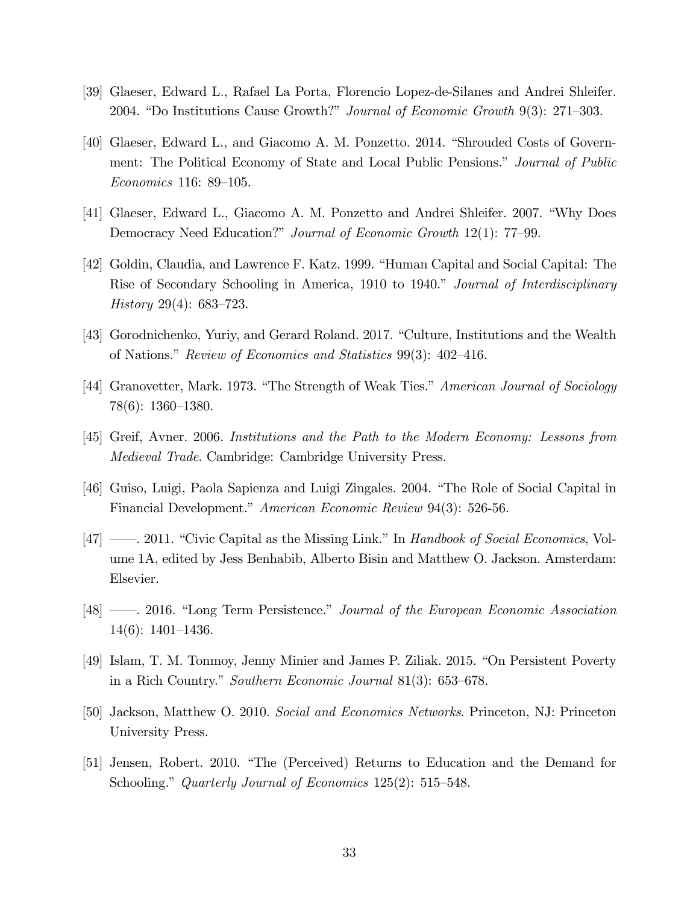[39] Glaeser, Edward L., Rafael La Porta, Florencio Lopez-de-Silanes and Andrei Shleifer. 2004. "Do Institutions Cause Growth?" *Journal of Economic Growth* 9(3): 271–303.

[40] Glaeser, Edward L., and Giacomo A. M. Ponzetto. 2014. "Shrouded Costs of Government: The Political Economy of State and Local Public Pensions." *Journal of Public Economics* 116: 89–105.

[41] Glaeser, Edward L., Giacomo A. M. Ponzetto and Andrei Shleifer. 2007. "Why Does Democracy Need Education?" *Journal of Economic Growth* 12(1): 77–99.

[42] Goldin, Claudia, and Lawrence F. Katz. 1999. "Human Capital and Social Capital: The Rise of Secondary Schooling in America, 1910 to 1940." *Journal of Interdisciplinary History* 29(4): 683–723.

[43] Gorodnichenko, Yuriy, and Gerard Roland. 2017. "Culture, Institutions and the Wealth of Nations." *Review of Economics and Statistics* 99(3): 402–416.

[44] Granovetter, Mark. 1973. "The Strength of Weak Ties." *American Journal of Sociology* 78(6): 1360–1380.

[45] Greif, Avner. 2006. *Institutions and the Path to the Modern Economy: Lessons from Medieval Trade*. Cambridge: Cambridge University Press.

[46] Guiso, Luigi, Paola Sapienza and Luigi Zingales. 2004. "The Role of Social Capital in Financial Development." *American Economic Review* 94(3): 526-56.

[47] ——. 2011. "Civic Capital as the Missing Link." In *Handbook of Social Economics*, Volume 1A, edited by Jess Benhabib, Alberto Bisin and Matthew O. Jackson. Amsterdam: Elsevier.

[48] ——. 2016. "Long Term Persistence." *Journal of the European Economic Association* 14(6): 1401–1436.

[49] Islam, T. M. Tonmoy, Jenny Minier and James P. Ziliak. 2015. "On Persistent Poverty in a Rich Country." *Southern Economic Journal* 81(3): 653–678.

[50] Jackson, Matthew O. 2010. *Social and Economics Networks*. Princeton, NJ: Princeton University Press.

[51] Jensen, Robert. 2010. "The (Perceived) Returns to Education and the Demand for Schooling." *Quarterly Journal of Economics* 125(2): 515–548.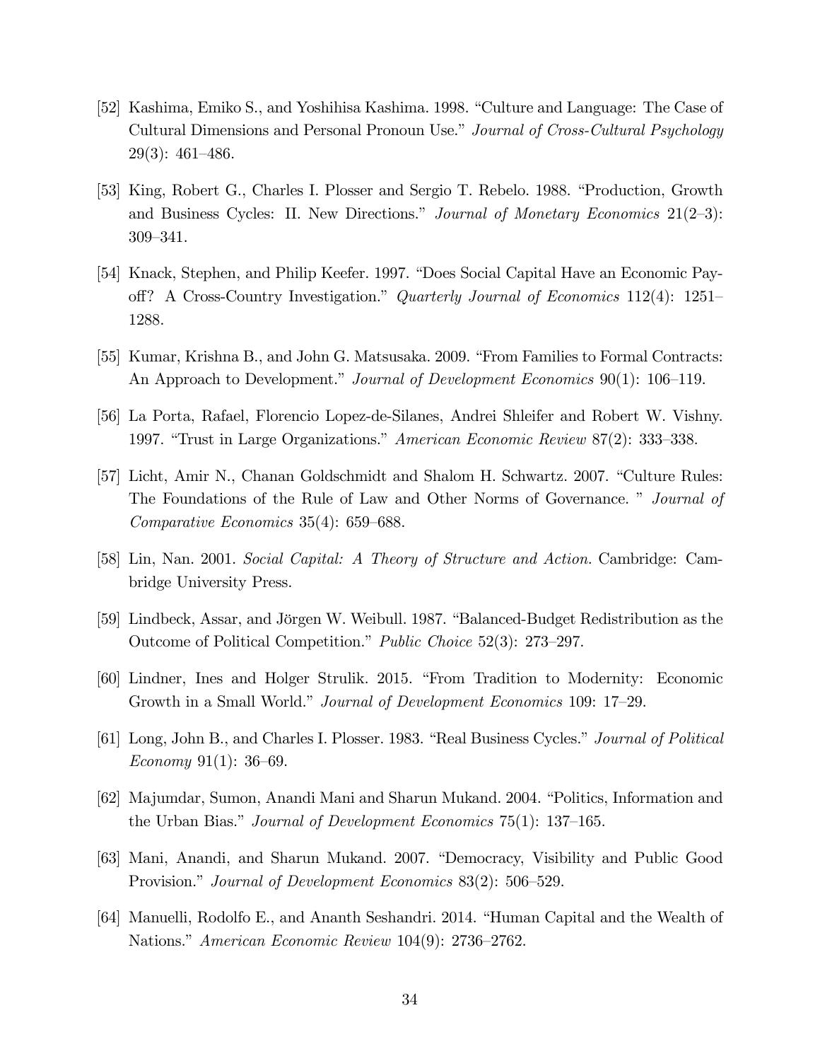[52] Kashima, Emiko S., and Yoshihisa Kashima. 1998. "Culture and Language: The Case of Cultural Dimensions and Personal Pronoun Use." *Journal of Cross-Cultural Psychology* 29(3): 461–486.

[53] King, Robert G., Charles I. Plosser and Sergio T. Rebelo. 1988. "Production, Growth and Business Cycles: II. New Directions." *Journal of Monetary Economics* 21(2–3): 309–341.

[54] Knack, Stephen, and Philip Keefer. 1997. "Does Social Capital Have an Economic Payoff? A Cross-Country Investigation." *Quarterly Journal of Economics* 112(4): 1251–1288.

[55] Kumar, Krishna B., and John G. Matsusaka. 2009. "From Families to Formal Contracts: An Approach to Development." *Journal of Development Economics* 90(1): 106–119.

[56] La Porta, Rafael, Florencio Lopez-de-Silanes, Andrei Shleifer and Robert W. Vishny. 1997. "Trust in Large Organizations." *American Economic Review* 87(2): 333–338.

[57] Licht, Amir N., Chanan Goldschmidt and Shalom H. Schwartz. 2007. "Culture Rules: The Foundations of the Rule of Law and Other Norms of Governance. " *Journal of Comparative Economics* 35(4): 659–688.

[58] Lin, Nan. 2001. *Social Capital: A Theory of Structure and Action.* Cambridge: Cambridge University Press.

[59] Lindbeck, Assar, and Jörgen W. Weibull. 1987. "Balanced-Budget Redistribution as the Outcome of Political Competition." *Public Choice* 52(3): 273–297.

[60] Lindner, Ines and Holger Strulik. 2015. "From Tradition to Modernity: Economic Growth in a Small World." *Journal of Development Economics* 109: 17–29.

[61] Long, John B., and Charles I. Plosser. 1983. "Real Business Cycles." *Journal of Political Economy* 91(1): 36–69.

[62] Majumdar, Sumon, Anandi Mani and Sharun Mukand. 2004. "Politics, Information and the Urban Bias." *Journal of Development Economics* 75(1): 137–165.

[63] Mani, Anandi, and Sharun Mukand. 2007. "Democracy, Visibility and Public Good Provision." *Journal of Development Economics* 83(2): 506–529.

[64] Manuelli, Rodolfo E., and Ananth Seshandri. 2014. "Human Capital and the Wealth of Nations." *American Economic Review* 104(9): 2736–2762.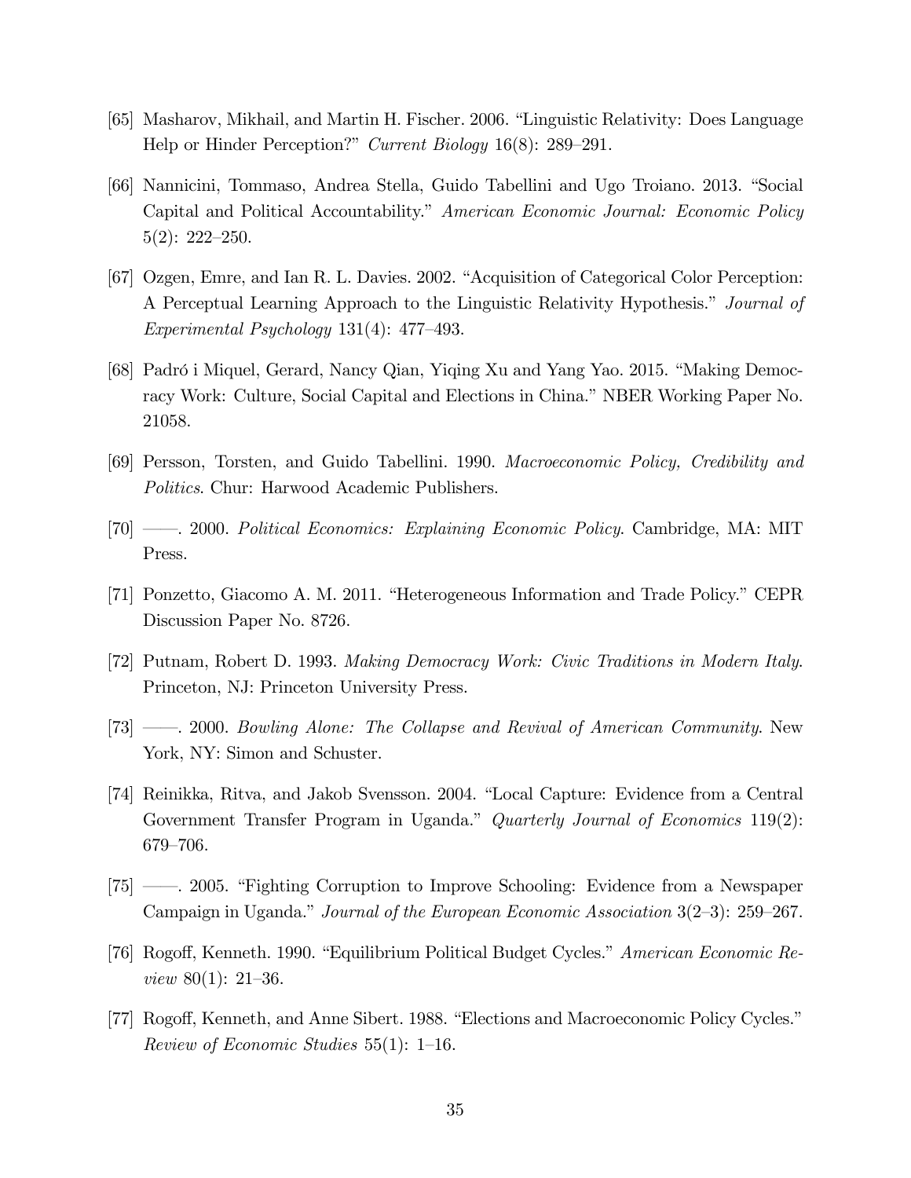[65] Masharov, Mikhail, and Martin H. Fischer. 2006. "Linguistic Relativity: Does Language Help or Hinder Perception?" *Current Biology* 16(8): 289–291.

[66] Nannicini, Tommaso, Andrea Stella, Guido Tabellini and Ugo Troiano. 2013. "Social Capital and Political Accountability." *American Economic Journal: Economic Policy* 5(2): 222–250.

[67] Ozgen, Emre, and Ian R. L. Davies. 2002. "Acquisition of Categorical Color Perception: A Perceptual Learning Approach to the Linguistic Relativity Hypothesis." *Journal of Experimental Psychology* 131(4): 477–493.

[68] Padró i Miquel, Gerard, Nancy Qian, Yiqing Xu and Yang Yao. 2015. "Making Democracy Work: Culture, Social Capital and Elections in China." NBER Working Paper No. 21058.

[69] Persson, Torsten, and Guido Tabellini. 1990. *Macroeconomic Policy, Credibility and Politics*. Chur: Harwood Academic Publishers.

[70] ——. 2000. *Political Economics: Explaining Economic Policy*. Cambridge, MA: MIT Press.

[71] Ponzetto, Giacomo A. M. 2011. "Heterogeneous Information and Trade Policy." CEPR Discussion Paper No. 8726.

[72] Putnam, Robert D. 1993. *Making Democracy Work: Civic Traditions in Modern Italy*. Princeton, NJ: Princeton University Press.

[73] ——. 2000. *Bowling Alone: The Collapse and Revival of American Community*. New York, NY: Simon and Schuster.

[74] Reinikka, Ritva, and Jakob Svensson. 2004. "Local Capture: Evidence from a Central Government Transfer Program in Uganda." *Quarterly Journal of Economics* 119(2): 679–706.

[75] ——. 2005. "Fighting Corruption to Improve Schooling: Evidence from a Newspaper Campaign in Uganda." *Journal of the European Economic Association* 3(2–3): 259–267.

[76] Rogoff, Kenneth. 1990. "Equilibrium Political Budget Cycles." *American Economic Review* 80(1): 21–36.

[77] Rogoff, Kenneth, and Anne Sibert. 1988. "Elections and Macroeconomic Policy Cycles." *Review of Economic Studies* 55(1): 1–16.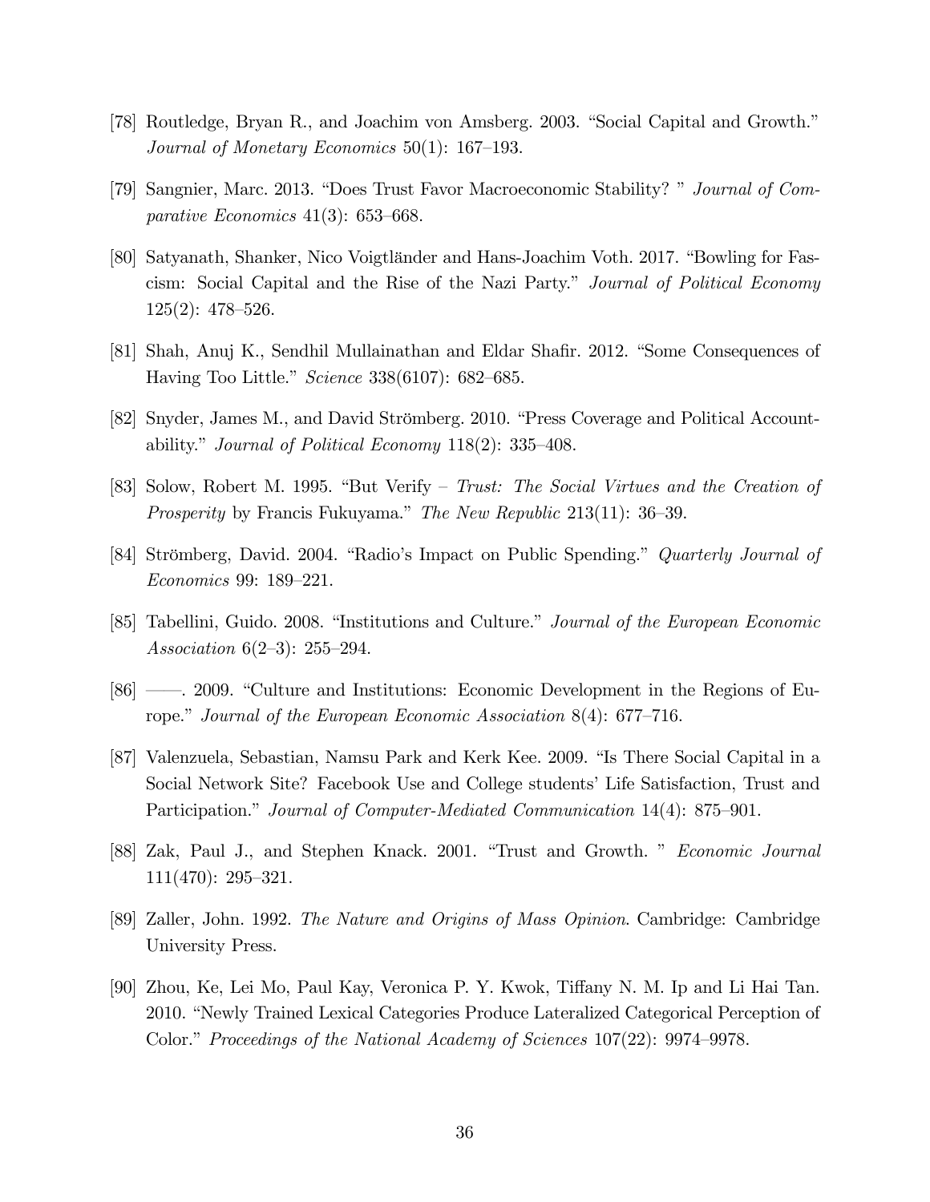[78] Routledge, Bryan R., and Joachim von Amsberg. 2003. "Social Capital and Growth." *Journal of Monetary Economics* 50(1): 167–193.

[79] Sangnier, Marc. 2013. "Does Trust Favor Macroeconomic Stability? " *Journal of Comparative Economics* 41(3): 653–668.

[80] Satyanath, Shanker, Nico Voigtländer and Hans-Joachim Voth. 2017. "Bowling for Fascism: Social Capital and the Rise of the Nazi Party." *Journal of Political Economy* 125(2): 478–526.

[81] Shah, Anuj K., Sendhil Mullainathan and Eldar Shafir. 2012. "Some Consequences of Having Too Little." *Science* 338(6107): 682–685.

[82] Snyder, James M., and David Strömberg. 2010. "Press Coverage and Political Accountability." *Journal of Political Economy* 118(2): 335–408.

[83] Solow, Robert M. 1995. "But Verify – *Trust: The Social Virtues and the Creation of Prosperity* by Francis Fukuyama." *The New Republic* 213(11): 36–39.

[84] Strömberg, David. 2004. "Radio's Impact on Public Spending." *Quarterly Journal of Economics* 99: 189–221.

[85] Tabellini, Guido. 2008. "Institutions and Culture." *Journal of the European Economic Association* 6(2–3): 255–294.

[86] ——. 2009. "Culture and Institutions: Economic Development in the Regions of Europe." *Journal of the European Economic Association* 8(4): 677–716.

[87] Valenzuela, Sebastian, Namsu Park and Kerk Kee. 2009. "Is There Social Capital in a Social Network Site? Facebook Use and College students' Life Satisfaction, Trust and Participation." *Journal of Computer-Mediated Communication* 14(4): 875–901.

[88] Zak, Paul J., and Stephen Knack. 2001. "Trust and Growth. " *Economic Journal* 111(470): 295–321.

[89] Zaller, John. 1992. *The Nature and Origins of Mass Opinion*. Cambridge: Cambridge University Press.

[90] Zhou, Ke, Lei Mo, Paul Kay, Veronica P. Y. Kwok, Tiffany N. M. Ip and Li Hai Tan. 2010. "Newly Trained Lexical Categories Produce Lateralized Categorical Perception of Color." *Proceedings of the National Academy of Sciences* 107(22): 9974–9978.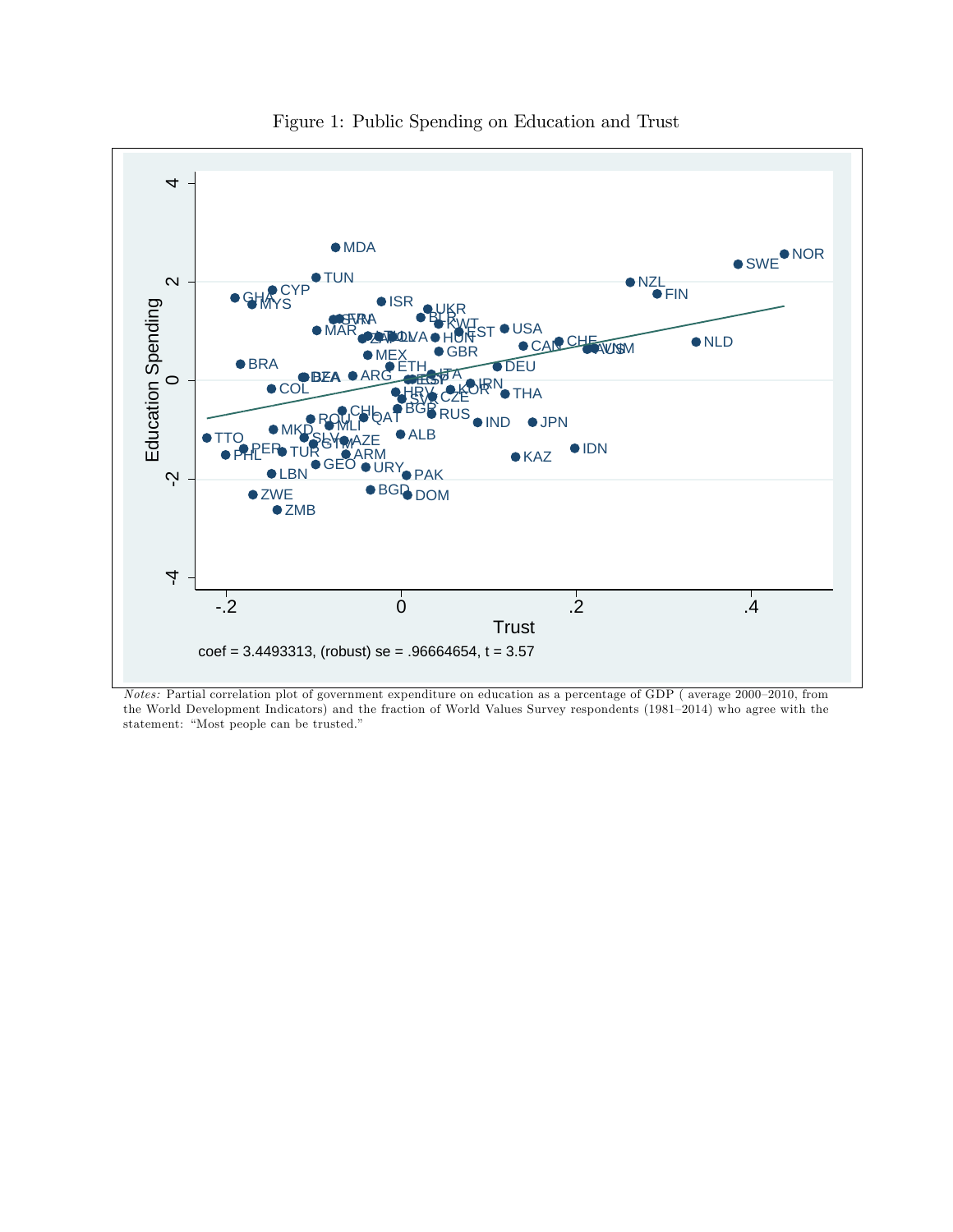Figure 1: Public Spending on Education and Trust

*Notes:* Partial correlation plot of government expenditure on education as a percentage of GDP ( average 2000–2010, from the World Development Indicators) and the fraction of World Values Survey respondents (1981–2014) who agree with the statement: "Most people can be trusted."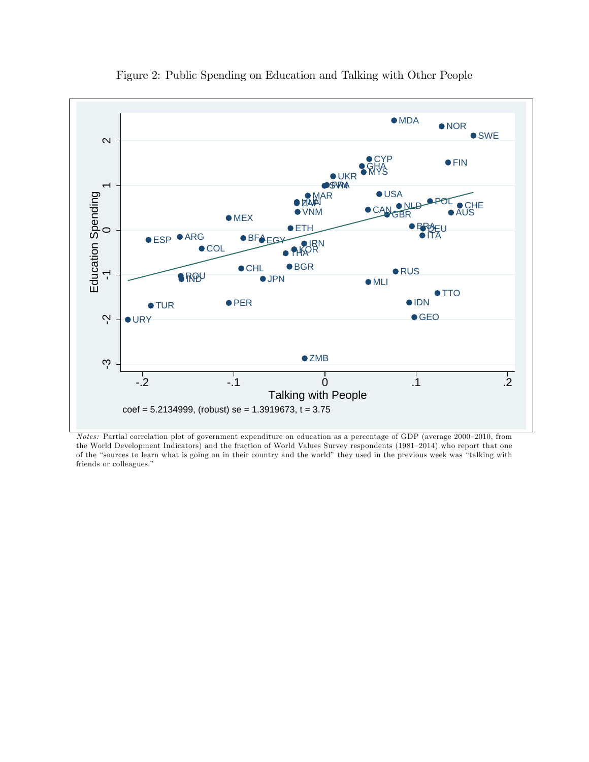Figure 2: Public Spending on Education and Talking with Other People

Education Spending

Talking with People

-3
-2
-1
0
1
2

-.2
-.1
0
.1
.2

MDA
NOR
SWE
CYP
GHA
MYS
FIN
UKR
SVN
FRA
MAR
USA
HUN
ZAF
VNM
CAN
NLD
POL
CHE
AUS
GBR
MEX
ETH
BRA
DEU
ITA
ESP
ARG
BFA
EGY
IRN
KOR
THA
COL
CHL
BGR
RUS
ROU
IND
JPN
MLI
TTO
TUR
PER
IDN
GEO
URY
ZMB

coef = 5.2134999, (robust) se = 1.3919673, t = 3.75

*Notes:* Partial correlation plot of government expenditure on education as a percentage of GDP (average 2000–2010, from the World Development Indicators) and the fraction of World Values Survey respondents (1981–2014) who report that one of the "sources to learn what is going on in their country and the world" they used in the previous week was "talking with friends or colleagues."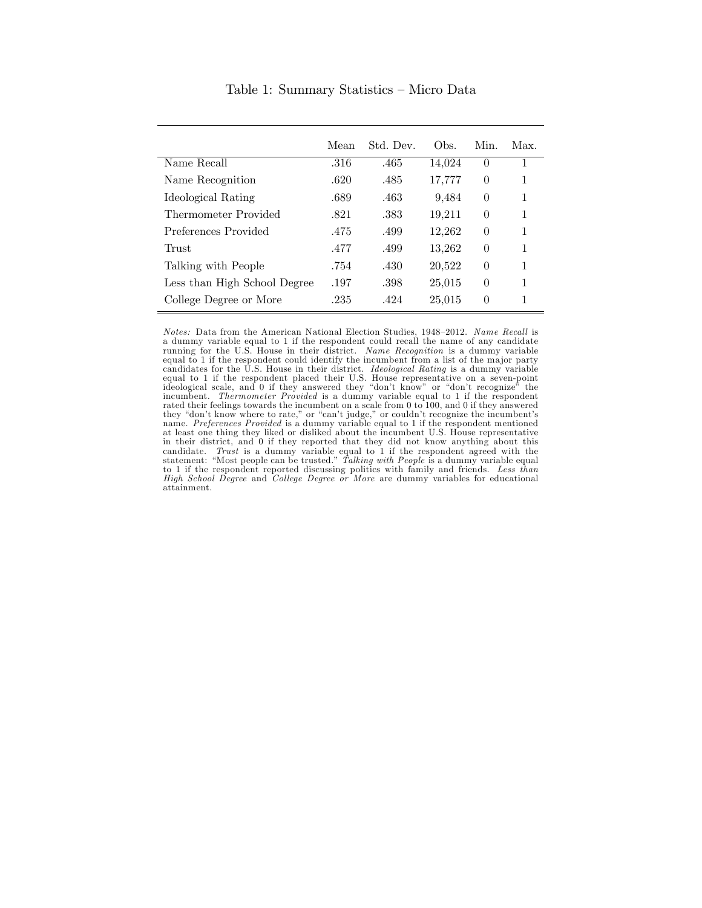Table 1: Summary Statistics – Micro Data

| | Mean | Std. Dev. | Obs. | Min. | Max. |
|---|---|---|---|---|---|
| Name Recall | .316 | .465 | 14,024 | 0 | 1 |
| Name Recognition | .620 | .485 | 17,777 | 0 | 1 |
| Ideological Rating | .689 | .463 | 9,484 | 0 | 1 |
| Thermometer Provided | .821 | .383 | 19,211 | 0 | 1 |
| Preferences Provided | .475 | .499 | 12,262 | 0 | 1 |
| Trust | .477 | .499 | 13,262 | 0 | 1 |
| Talking with People | .754 | .430 | 20,522 | 0 | 1 |
| Less than High School Degree | .197 | .398 | 25,015 | 0 | 1 |
| College Degree or More | .235 | .424 | 25,015 | 0 | 1 |

*Notes:* Data from the American National Election Studies, 1948–2012. *Name Recall* is a dummy variable equal to 1 if the respondent could recall the name of any candidate running for the U.S. House in their district. *Name Recognition* is a dummy variable equal to 1 if the respondent could identify the incumbent from a list of the major party candidates for the U.S. House in their district. *Ideological Rating* is a dummy variable equal to 1 if the respondent placed their U.S. House representative on a seven-point ideological scale, and 0 if they answered they "don't know" or "don't recognize" the incumbent. *Thermometer Provided* is a dummy variable equal to 1 if the respondent rated their feelings towards the incumbent on a scale from 0 to 100, and 0 if they answered they "don't know where to rate," or "can't judge," or couldn't recognize the incumbent's name. *Preferences Provided* is a dummy variable equal to 1 if the respondent mentioned at least one thing they liked or disliked about the incumbent U.S. House representative in their district, and 0 if they reported that they did not know anything about this candidate. *Trust* is a dummy variable equal to 1 if the respondent agreed with the statement: "Most people can be trusted." *Talking with People* is a dummy variable equal to 1 if the respondent reported discussing politics with family and friends. *Less than High School Degree* and *College Degree or More* are dummy variables for educational attainment.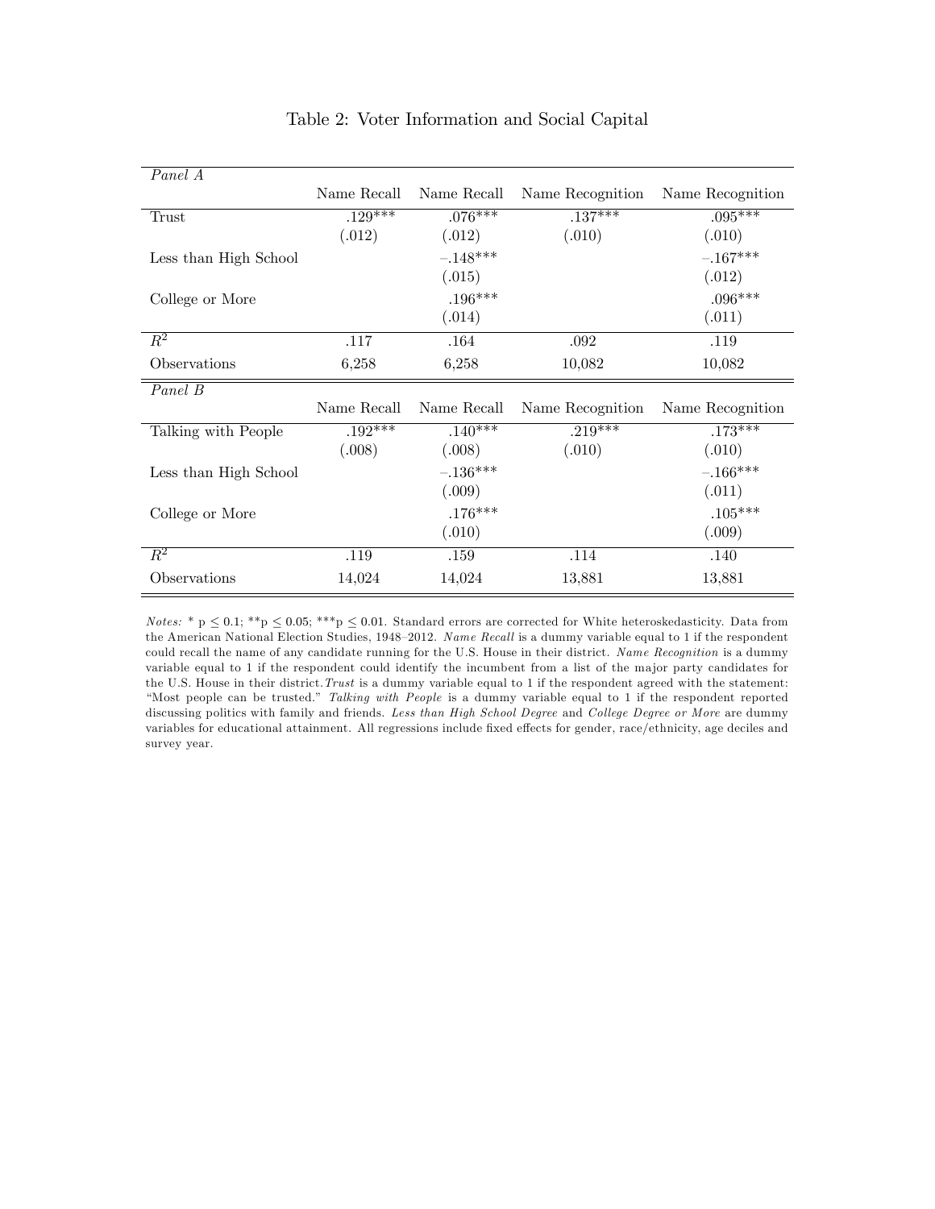Table 2: Voter Information and Social Capital

| *Panel A* | | | | |
|---|---|---|---|---|
| | Name Recall | Name Recall | Name Recognition | Name Recognition |
| Trust | .129*** | .076*** | .137*** | .095*** |
| | (.012) | (.012) | (.010) | (.010) |
| Less than High School | | –.148*** | | –.167*** |
| | | (.015) | | (.012) |
| College or More | | .196*** | | .096*** |
| | | (.014) | | (.011) |
| $R^2$ | .117 | .164 | .092 | .119 |
| Observations | 6,258 | 6,258 | 10,082 | 10,082 |
| *Panel B* | | | | |
| | Name Recall | Name Recall | Name Recognition | Name Recognition |
| Talking with People | .192*** | .140*** | .219*** | .173*** |
| | (.008) | (.008) | (.010) | (.010) |
| Less than High School | | –.136*** | | –.166*** |
| | | (.009) | | (.011) |
| College or More | | .176*** | | .105*** |
| | | (.010) | | (.009) |
| $R^2$ | .119 | .159 | .114 | .140 |
| Observations | 14,024 | 14,024 | 13,881 | 13,881 |

*Notes:* * p ≤ 0.1; **p ≤ 0.05; ***p ≤ 0.01. Standard errors are corrected for White heteroskedasticity. Data from the American National Election Studies, 1948–2012. *Name Recall* is a dummy variable equal to 1 if the respondent could recall the name of any candidate running for the U.S. House in their district. *Name Recognition* is a dummy variable equal to 1 if the respondent could identify the incumbent from a list of the major party candidates for the U.S. House in their district. *Trust* is a dummy variable equal to 1 if the respondent agreed with the statement: "Most people can be trusted." *Talking with People* is a dummy variable equal to 1 if the respondent reported discussing politics with family and friends. *Less than High School Degree* and *College Degree or More* are dummy variables for educational attainment. All regressions include fixed effects for gender, race/ethnicity, age deciles and survey year.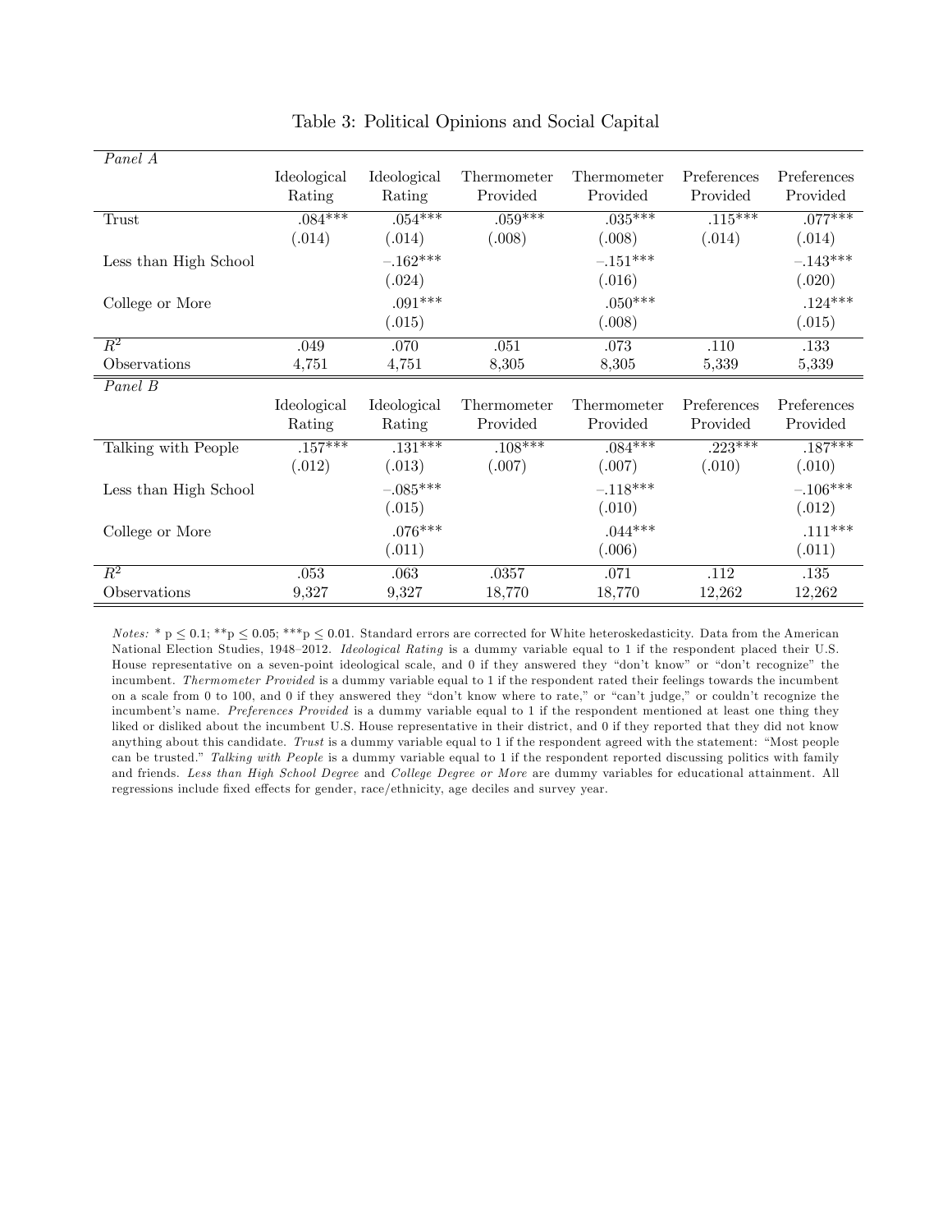Table 3: Political Opinions and Social Capital

| *Panel A* | Ideological Rating | Ideological Rating | Thermometer Provided | Thermometer Provided | Preferences Provided | Preferences Provided |
|---|---|---|---|---|---|---|
| Trust | .084*** | .054*** | .059*** | .035*** | .115*** | .077*** |
| | (.014) | (.014) | (.008) | (.008) | (.014) | (.014) |
| Less than High School | | −.162*** | | −.151*** | | −.143*** |
| | | (.024) | | (.016) | | (.020) |
| College or More | | .091*** | | .050*** | | .124*** |
| | | (.015) | | (.008) | | (.015) |
| $R^2$ | .049 | .070 | .051 | .073 | .110 | .133 |
| Observations | 4,751 | 4,751 | 8,305 | 8,305 | 5,339 | 5,339 |
| *Panel B* | Ideological Rating | Ideological Rating | Thermometer Provided | Thermometer Provided | Preferences Provided | Preferences Provided |
| Talking with People | .157*** | .131*** | .108*** | .084*** | .223*** | .187*** |
| | (.012) | (.013) | (.007) | (.007) | (.010) | (.010) |
| Less than High School | | −.085*** | | −.118*** | | −.106*** |
| | | (.015) | | (.010) | | (.012) |
| College or More | | .076*** | | .044*** | | .111*** |
| | | (.011) | | (.006) | | (.011) |
| $R^2$ | .053 | .063 | .0357 | .071 | .112 | .135 |
| Observations | 9,327 | 9,327 | 18,770 | 18,770 | 12,262 | 12,262 |

*Notes:* * $p \leq 0.1$; ** $p \leq 0.05$; *** $p \leq 0.01$. Standard errors are corrected for White heteroskedasticity. Data from the American National Election Studies, 1948–2012. *Ideological Rating* is a dummy variable equal to 1 if the respondent placed their U.S. House representative on a seven-point ideological scale, and 0 if they answered they "don't know" or "don't recognize" the incumbent. *Thermometer Provided* is a dummy variable equal to 1 if the respondent rated their feelings towards the incumbent on a scale from 0 to 100, and 0 if they answered they "don't know where to rate," or "can't judge," or couldn't recognize the incumbent's name. *Preferences Provided* is a dummy variable equal to 1 if the respondent mentioned at least one thing they liked or disliked about the incumbent U.S. House representative in their district, and 0 if they reported that they did not know anything about this candidate. *Trust* is a dummy variable equal to 1 if the respondent agreed with the statement: "Most people can be trusted." *Talking with People* is a dummy variable equal to 1 if the respondent reported discussing politics with family and friends. *Less than High School Degree* and *College Degree or More* are dummy variables for educational attainment. All regressions include fixed effects for gender, race/ethnicity, age deciles and survey year.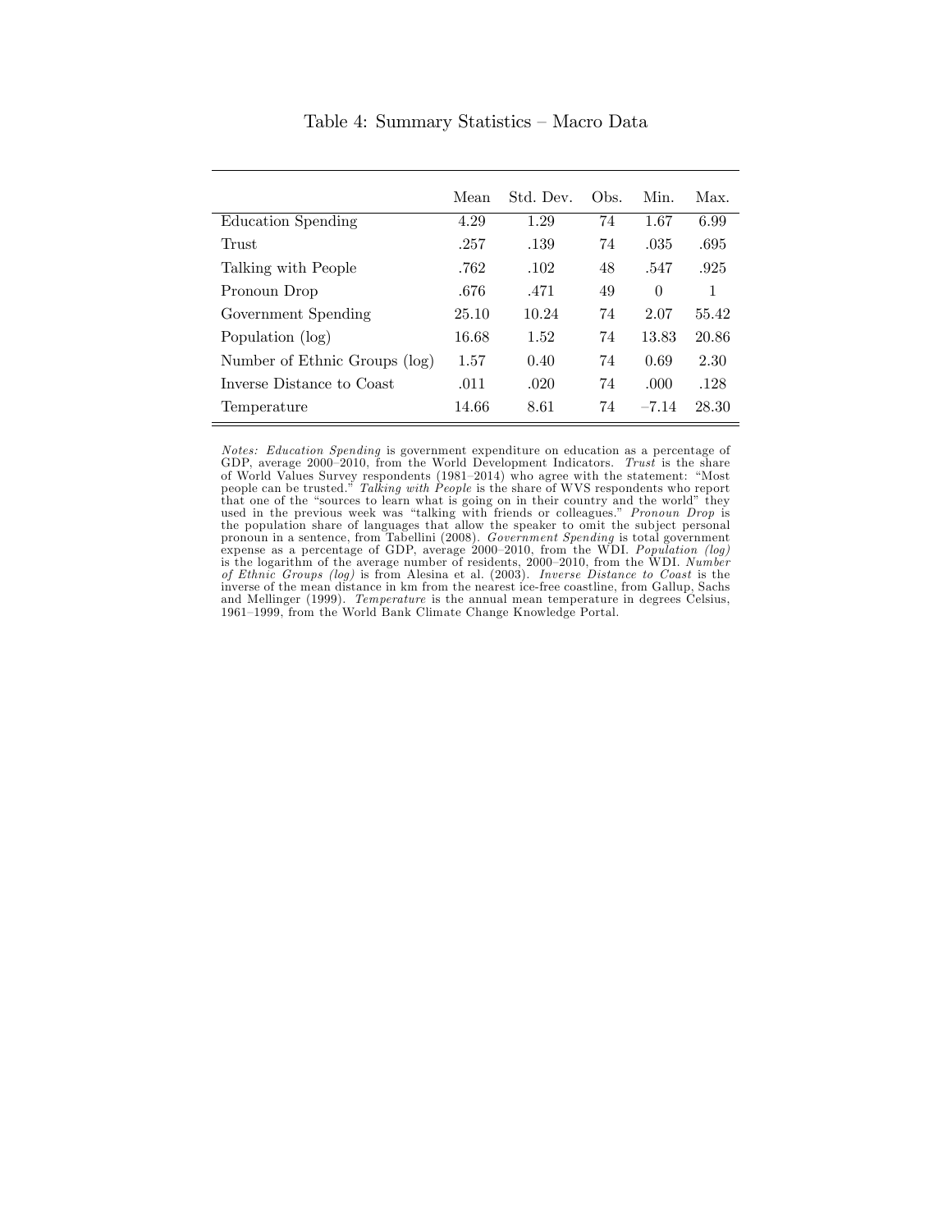Table 4: Summary Statistics – Macro Data

| | Mean | Std. Dev. | Obs. | Min. | Max. |
|---|---|---|---|---|---|
| Education Spending | 4.29 | 1.29 | 74 | 1.67 | 6.99 |
| Trust | .257 | .139 | 74 | .035 | .695 |
| Talking with People | .762 | .102 | 48 | .547 | .925 |
| Pronoun Drop | .676 | .471 | 49 | 0 | 1 |
| Government Spending | 25.10 | 10.24 | 74 | 2.07 | 55.42 |
| Population (log) | 16.68 | 1.52 | 74 | 13.83 | 20.86 |
| Number of Ethnic Groups (log) | 1.57 | 0.40 | 74 | 0.69 | 2.30 |
| Inverse Distance to Coast | .011 | .020 | 74 | .000 | .128 |
| Temperature | 14.66 | 8.61 | 74 | –7.14 | 28.30 |

*Notes: Education Spending* is government expenditure on education as a percentage of GDP, average 2000–2010, from the World Development Indicators. *Trust* is the share of World Values Survey respondents (1981–2014) who agree with the statement: "Most people can be trusted." *Talking with People* is the share of WVS respondents who report that one of the "sources to learn what is going on in their country and the world" they used in the previous week was "talking with friends or colleagues." *Pronoun Drop* is the population share of languages that allow the speaker to omit the subject personal pronoun in a sentence, from Tabellini (2008). *Government Spending* is total government expense as a percentage of GDP, average 2000–2010, from the WDI. *Population (log)* is the logarithm of the average number of residents, 2000–2010, from the WDI. *Number of Ethnic Groups (log)* is from Alesina et al. (2003). *Inverse Distance to Coast* is the inverse of the mean distance in km from the nearest ice-free coastline, from Gallup, Sachs and Mellinger (1999). *Temperature* is the annual mean temperature in degrees Celsius, 1961–1999, from the World Bank Climate Change Knowledge Portal.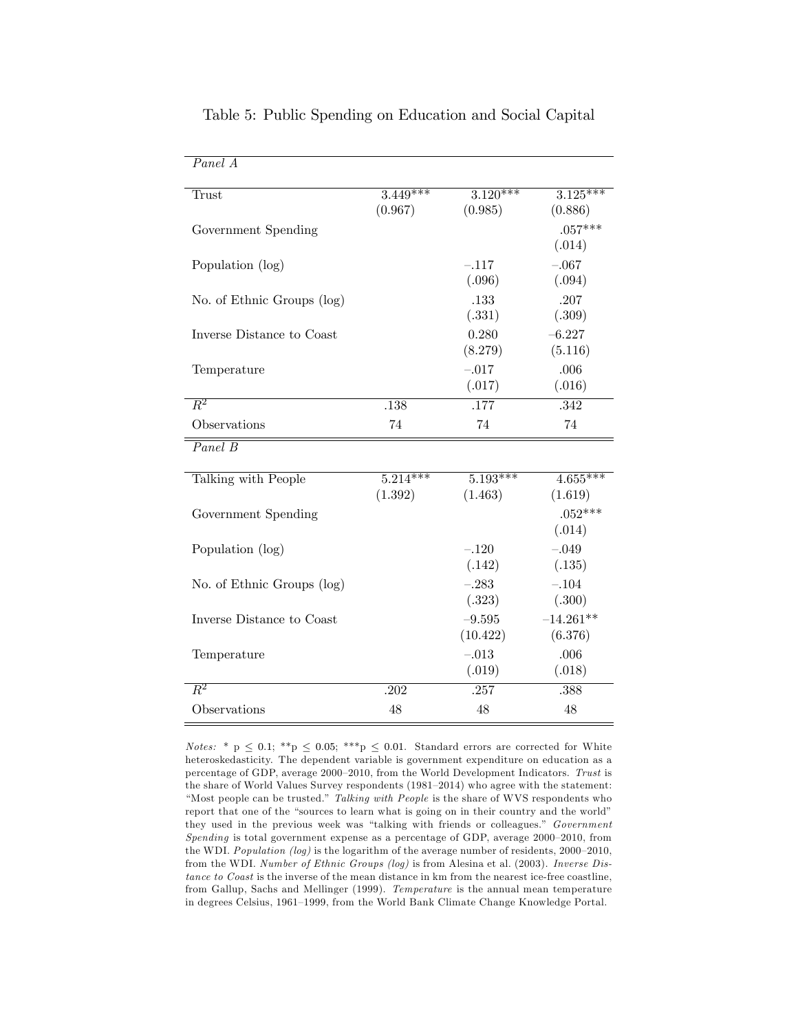Table 5: Public Spending on Education and Social Capital

| | | | |
|---|---|---|---|
| *Panel A* | | | |
| Trust | 3.449*** | 3.120*** | 3.125*** |
| | (0.967) | (0.985) | (0.886) |
| Government Spending | | | .057*** |
| | | | (.014) |
| Population (log) | | –.117 | –.067 |
| | | (.096) | (.094) |
| No. of Ethnic Groups (log) | | .133 | .207 |
| | | (.331) | (.309) |
| Inverse Distance to Coast | | 0.280 | –6.227 |
| | | (8.279) | (5.116) |
| Temperature | | –.017 | .006 |
| | | (.017) | (.016) |
| $R^2$ | .138 | .177 | .342 |
| Observations | 74 | 74 | 74 |
| *Panel B* | | | |
| Talking with People | 5.214*** | 5.193*** | 4.655*** |
| | (1.392) | (1.463) | (1.619) |
| Government Spending | | | .052*** |
| | | | (.014) |
| Population (log) | | –.120 | –.049 |
| | | (.142) | (.135) |
| No. of Ethnic Groups (log) | | –.283 | –.104 |
| | | (.323) | (.300) |
| Inverse Distance to Coast | | –9.595 | –14.261** |
| | | (10.422) | (6.376) |
| Temperature | | –.013 | .006 |
| | | (.019) | (.018) |
| $R^2$ | .202 | .257 | .388 |
| Observations | 48 | 48 | 48 |

*Notes:* * p ≤ 0.1; **p ≤ 0.05; ***p ≤ 0.01. Standard errors are corrected for White heteroskedasticity. The dependent variable is government expenditure on education as a percentage of GDP, average 2000–2010, from the World Development Indicators. *Trust* is the share of World Values Survey respondents (1981–2014) who agree with the statement: "Most people can be trusted." *Talking with People* is the share of WVS respondents who report that one of the "sources to learn what is going on in their country and the world" they used in the previous week was "talking with friends or colleagues." *Government Spending* is total government expense as a percentage of GDP, average 2000–2010, from the WDI. *Population (log)* is the logarithm of the average number of residents, 2000–2010, from the WDI. *Number of Ethnic Groups (log)* is from Alesina et al. (2003). *Inverse Distance to Coast* is the inverse of the mean distance in km from the nearest ice-free coastline, from Gallup, Sachs and Mellinger (1999). *Temperature* is the annual mean temperature in degrees Celsius, 1961–1999, from the World Bank Climate Change Knowledge Portal.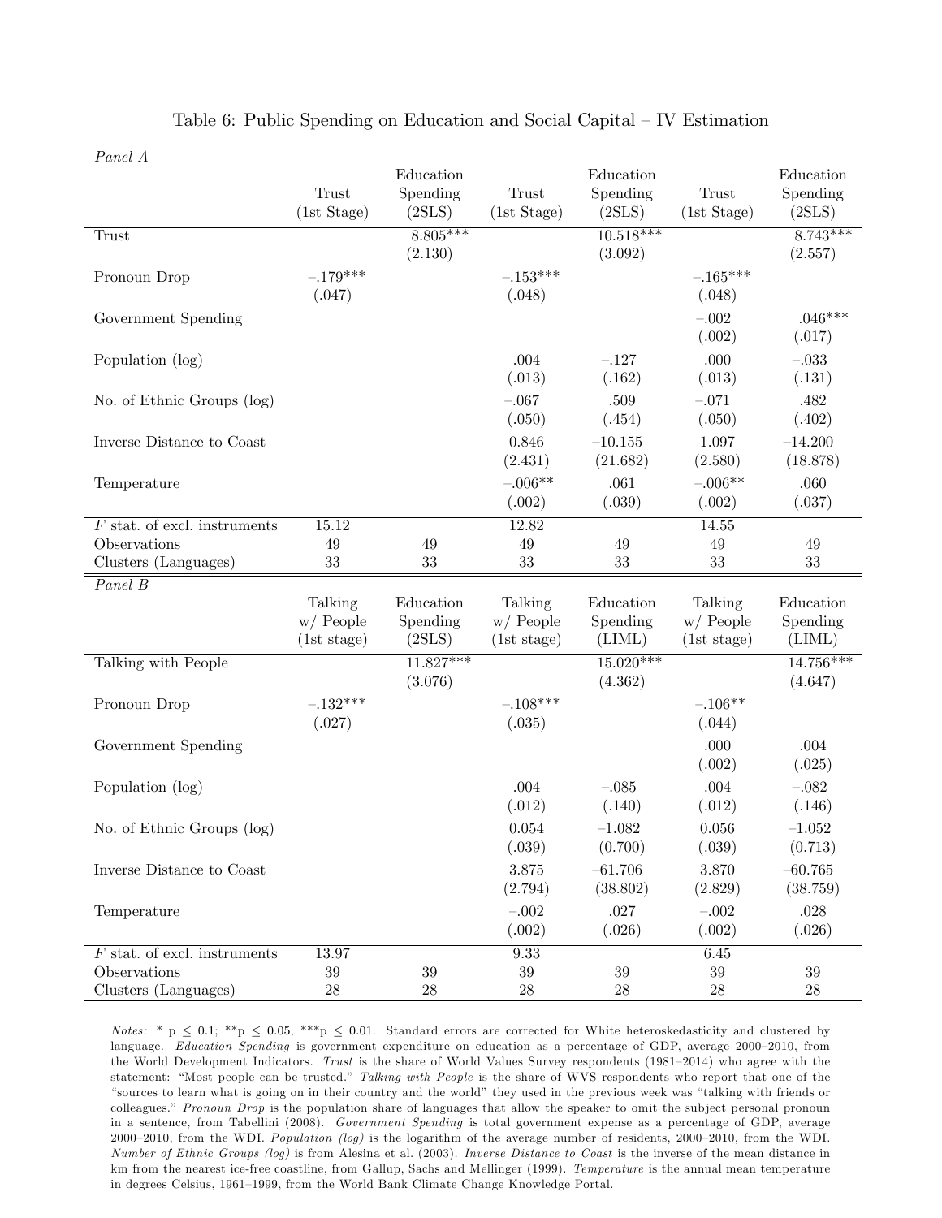Table 6: Public Spending on Education and Social Capital – IV Estimation

| *Panel A* | Trust (1st Stage) | Education Spending (2SLS) | Trust (1st Stage) | Education Spending (2SLS) | Trust (1st Stage) | Education Spending (2SLS) |
|---|---|---|---|---|---|---|
| Trust | | 8.805*** | | 10.518*** | | 8.743*** |
| | | (2.130) | | (3.092) | | (2.557) |
| Pronoun Drop | –.179*** | | –.153*** | | –.165*** | |
| | (.047) | | (.048) | | (.048) | |
| Government Spending | | | | | –.002 | .046*** |
| | | | | | (.002) | (.017) |
| Population (log) | | | .004 | –.127 | .000 | –.033 |
| | | | (.013) | (.162) | (.013) | (.131) |
| No. of Ethnic Groups (log) | | | –.067 | .509 | –.071 | .482 |
| | | | (.050) | (.454) | (.050) | (.402) |
| Inverse Distance to Coast | | | 0.846 | –10.155 | 1.097 | –14.200 |
| | | | (2.431) | (21.682) | (2.580) | (18.878) |
| Temperature | | | –.006** | .061 | –.006** | .060 |
| | | | (.002) | (.039) | (.002) | (.037) |
| $F$ stat. of excl. instruments | 15.12 | | 12.82 | | 14.55 | |
| Observations | 49 | 49 | 49 | 49 | 49 | 49 |
| Clusters (Languages) | 33 | 33 | 33 | 33 | 33 | 33 |

| *Panel B* | Talking w/ People (1st stage) | Education Spending (2SLS) | Talking w/ People (1st stage) | Education Spending (LIML) | Talking w/ People (1st stage) | Education Spending (LIML) |
|---|---|---|---|---|---|---|
| Talking with People | | 11.827*** | | 15.020*** | | 14.756*** |
| | | (3.076) | | (4.362) | | (4.647) |
| Pronoun Drop | –.132*** | | –.108*** | | –.106** | |
| | (.027) | | (.035) | | (.044) | |
| Government Spending | | | | | .000 | .004 |
| | | | | | (.002) | (.025) |
| Population (log) | | | .004 | –.085 | .004 | –.082 |
| | | | (.012) | (.140) | (.012) | (.146) |
| No. of Ethnic Groups (log) | | | 0.054 | –1.082 | 0.056 | –1.052 |
| | | | (.039) | (0.700) | (.039) | (0.713) |
| Inverse Distance to Coast | | | 3.875 | –61.706 | 3.870 | –60.765 |
| | | | (2.794) | (38.802) | (2.829) | (38.759) |
| Temperature | | | –.002 | .027 | –.002 | .028 |
| | | | (.002) | (.026) | (.002) | (.026) |
| $F$ stat. of excl. instruments | 13.97 | | 9.33 | | 6.45 | |
| Observations | 39 | 39 | 39 | 39 | 39 | 39 |
| Clusters (Languages) | 28 | 28 | 28 | 28 | 28 | 28 |

*Notes:* * p ≤ 0.1; **p ≤ 0.05; ***p ≤ 0.01. Standard errors are corrected for White heteroskedasticity and clustered by language. *Education Spending* is government expenditure on education as a percentage of GDP, average 2000–2010, from the World Development Indicators. *Trust* is the share of World Values Survey respondents (1981–2014) who agree with the statement: "Most people can be trusted." *Talking with People* is the share of WVS respondents who report that one of the "sources to learn what is going on in their country and the world" they used in the previous week was "talking with friends or colleagues." *Pronoun Drop* is the population share of languages that allow the speaker to omit the subject personal pronoun in a sentence, from Tabellini (2008). *Government Spending* is total government expense as a percentage of GDP, average 2000–2010, from the WDI. *Population (log)* is the logarithm of the average number of residents, 2000–2010, from the WDI. *Number of Ethnic Groups (log)* is from Alesina et al. (2003). *Inverse Distance to Coast* is the inverse of the mean distance in km from the nearest ice-free coastline, from Gallup, Sachs and Mellinger (1999). *Temperature* is the annual mean temperature in degrees Celsius, 1961–1999, from the World Bank Climate Change Knowledge Portal.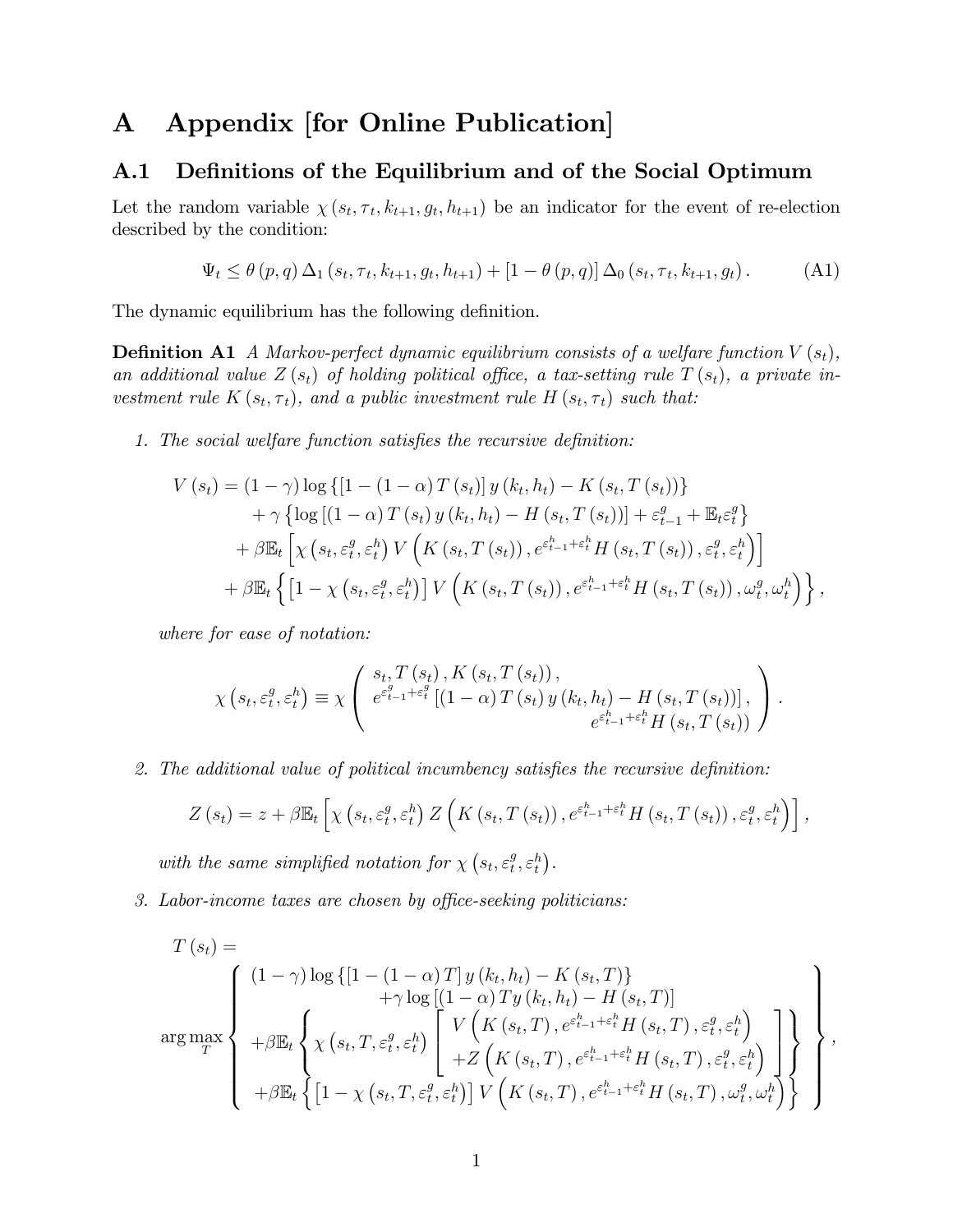# A Appendix [for Online Publication]

## A.1 Definitions of the Equilibrium and of the Social Optimum

Let the random variable $\chi(s_t, \tau_t, k_{t+1}, g_t, h_{t+1})$ be an indicator for the event of re-election described by the condition:

$$\Psi_t \leq \theta(p,q)\,\Delta_1(s_t, \tau_t, k_{t+1}, g_t, h_{t+1}) + [1-\theta(p,q)]\,\Delta_0(s_t, \tau_t, k_{t+1}, g_t). \tag{A1}$$

The dynamic equilibrium has the following definition.

**Definition A1** *A Markov-perfect dynamic equilibrium consists of a welfare function $V(s_t)$, an additional value $Z(s_t)$ of holding political office, a tax-setting rule $T(s_t)$, a private investment rule $K(s_t, \tau_t)$, and a public investment rule $H(s_t, \tau_t)$ such that:*

1. *The social welfare function satisfies the recursive definition:*

$$\begin{aligned}
V(s_t) = {} & (1-\gamma)\log\{[1-(1-\alpha)T(s_t)]\,y(k_t,h_t) - K(s_t, T(s_t))\} \\
& + \gamma\left\{\log\left[(1-\alpha)T(s_t)\,y(k_t,h_t) - H(s_t, T(s_t))\right] + \varepsilon_{t-1}^g + \mathbb{E}_t\varepsilon_t^g\right\} \\
& + \beta\mathbb{E}_t\left[\chi\left(s_t, \varepsilon_t^g, \varepsilon_t^h\right) V\left(K(s_t, T(s_t)), e^{\varepsilon_{t-1}^h + \varepsilon_t^h} H(s_t, T(s_t)), \varepsilon_t^g, \varepsilon_t^h\right)\right] \\
& + \beta\mathbb{E}_t\left\{\left[1-\chi\left(s_t, \varepsilon_t^g, \varepsilon_t^h\right)\right] V\left(K(s_t, T(s_t)), e^{\varepsilon_{t-1}^h + \varepsilon_t^h} H(s_t, T(s_t)), \omega_t^g, \omega_t^h\right)\right\},
\end{aligned}$$

*where for ease of notation:*

$$\chi\left(s_t, \varepsilon_t^g, \varepsilon_t^h\right) \equiv \chi\left(\begin{array}{c} s_t, T(s_t), K(s_t, T(s_t)), \\ e^{\varepsilon_{t-1}^g + \varepsilon_t^g}\left[(1-\alpha)T(s_t)\,y(k_t,h_t) - H(s_t, T(s_t))\right], \\ e^{\varepsilon_{t-1}^h + \varepsilon_t^h} H(s_t, T(s_t)) \end{array}\right).$$

2. *The additional value of political incumbency satisfies the recursive definition:*

$$Z(s_t) = z + \beta\mathbb{E}_t\left[\chi\left(s_t, \varepsilon_t^g, \varepsilon_t^h\right) Z\left(K(s_t, T(s_t)), e^{\varepsilon_{t-1}^h + \varepsilon_t^h} H(s_t, T(s_t)), \varepsilon_t^g, \varepsilon_t^h\right)\right],$$

*with the same simplified notation for $\chi\left(s_t, \varepsilon_t^g, \varepsilon_t^h\right)$.*

3. *Labor-income taxes are chosen by office-seeking politicians:*

$$T(s_t) = \arg\max_T \left\{\begin{array}{c}
(1-\gamma)\log\{[1-(1-\alpha)T]\,y(k_t,h_t) - K(s_t,T)\} \\
+\gamma\log\left[(1-\alpha)T y(k_t,h_t) - H(s_t,T)\right] \\
+\beta\mathbb{E}_t\left\{\chi\left(s_t, T, \varepsilon_t^g, \varepsilon_t^h\right)\left[\begin{array}{c} V\left(K(s_t,T), e^{\varepsilon_{t-1}^h + \varepsilon_t^h} H(s_t,T), \varepsilon_t^g, \varepsilon_t^h\right) \\ +Z\left(K(s_t,T), e^{\varepsilon_{t-1}^h + \varepsilon_t^h} H(s_t,T), \varepsilon_t^g, \varepsilon_t^h\right) \end{array}\right]\right\} \\
+\beta\mathbb{E}_t\left\{\left[1-\chi\left(s_t, T, \varepsilon_t^g, \varepsilon_t^h\right)\right] V\left(K(s_t,T), e^{\varepsilon_{t-1}^h + \varepsilon_t^h} H(s_t,T), \omega_t^g, \omega_t^h\right)\right\}
\end{array}\right\},$$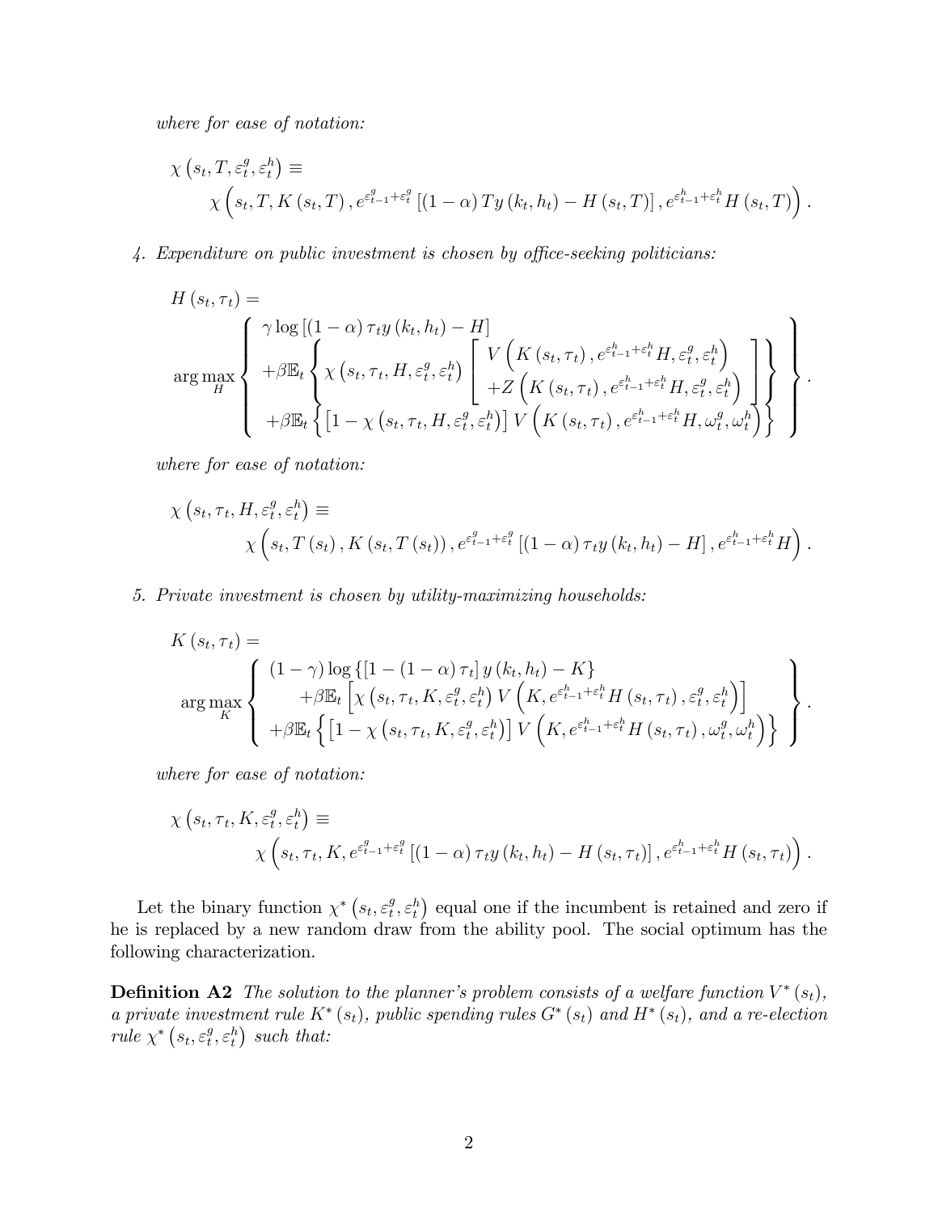*where for ease of notation:*

$$\chi\left(s_t, T, \varepsilon_t^g, \varepsilon_t^h\right) \equiv \\ \chi\left(s_t, T, K\left(s_t, T\right), e^{\varepsilon_{t-1}^g+\varepsilon_t^g}\left[(1-\alpha) T y\left(k_t, h_t\right)-H\left(s_t, T\right)\right], e^{\varepsilon_{t-1}^h+\varepsilon_t^h} H\left(s_t, T\right)\right).$$

4. *Expenditure on public investment is chosen by office-seeking politicians:*

$$H\left(s_t, \tau_t\right)= \\ \arg\max_H \left\{ \begin{array}{l} \gamma \log\left[(1-\alpha)\tau_t y\left(k_t, h_t\right)-H\right] \\ +\beta \mathbb{E}_t\left\{\chi\left(s_t, \tau_t, H, \varepsilon_t^g, \varepsilon_t^h\right)\left[\begin{array}{l} V\left(K\left(s_t, \tau_t\right), e^{\varepsilon_{t-1}^h+\varepsilon_t^h} H, \varepsilon_t^g, \varepsilon_t^h\right) \\ +Z\left(K\left(s_t, \tau_t\right), e^{\varepsilon_{t-1}^h+\varepsilon_t^h} H, \varepsilon_t^g, \varepsilon_t^h\right) \end{array}\right]\right\} \\ +\beta \mathbb{E}_t\left\{\left[1-\chi\left(s_t, \tau_t, H, \varepsilon_t^g, \varepsilon_t^h\right)\right] V\left(K\left(s_t, \tau_t\right), e^{\varepsilon_{t-1}^h+\varepsilon_t^h} H, \omega_t^g, \omega_t^h\right)\right\} \end{array} \right\}.$$

*where for ease of notation:*

$$\chi\left(s_t, \tau_t, H, \varepsilon_t^g, \varepsilon_t^h\right) \equiv \\ \chi\left(s_t, T\left(s_t\right), K\left(s_t, T\left(s_t\right)\right), e^{\varepsilon_{t-1}^g+\varepsilon_t^g}\left[(1-\alpha)\tau_t y\left(k_t, h_t\right)-H\right], e^{\varepsilon_{t-1}^h+\varepsilon_t^h} H\right).$$

5. *Private investment is chosen by utility-maximizing households:*

$$K\left(s_t, \tau_t\right)= \\ \arg\max_K \left\{ \begin{array}{l} (1-\gamma)\log\left\{\left[1-(1-\alpha)\tau_t\right] y\left(k_t, h_t\right)-K\right\} \\ \quad +\beta \mathbb{E}_t\left[\chi\left(s_t, \tau_t, K, \varepsilon_t^g, \varepsilon_t^h\right) V\left(K, e^{\varepsilon_{t-1}^h+\varepsilon_t^h} H\left(s_t, \tau_t\right), \varepsilon_t^g, \varepsilon_t^h\right)\right] \\ +\beta \mathbb{E}_t\left\{\left[1-\chi\left(s_t, \tau_t, K, \varepsilon_t^g, \varepsilon_t^h\right)\right] V\left(K, e^{\varepsilon_{t-1}^h+\varepsilon_t^h} H\left(s_t, \tau_t\right), \omega_t^g, \omega_t^h\right)\right\} \end{array} \right\}.$$

*where for ease of notation:*

$$\chi\left(s_t, \tau_t, K, \varepsilon_t^g, \varepsilon_t^h\right) \equiv \\ \chi\left(s_t, \tau_t, K, e^{\varepsilon_{t-1}^g+\varepsilon_t^g}\left[(1-\alpha)\tau_t y\left(k_t, h_t\right)-H\left(s_t, \tau_t\right)\right], e^{\varepsilon_{t-1}^h+\varepsilon_t^h} H\left(s_t, \tau_t\right)\right).$$

Let the binary function $\chi^*\left(s_t, \varepsilon_t^g, \varepsilon_t^h\right)$ equal one if the incumbent is retained and zero if he is replaced by a new random draw from the ability pool. The social optimum has the following characterization.

**Definition A2** *The solution to the planner's problem consists of a welfare function $V^*\left(s_t\right)$, a private investment rule $K^*\left(s_t\right)$, public spending rules $G^*\left(s_t\right)$ and $H^*\left(s_t\right)$, and a re-election rule $\chi^*\left(s_t, \varepsilon_t^g, \varepsilon_t^h\right)$ such that:*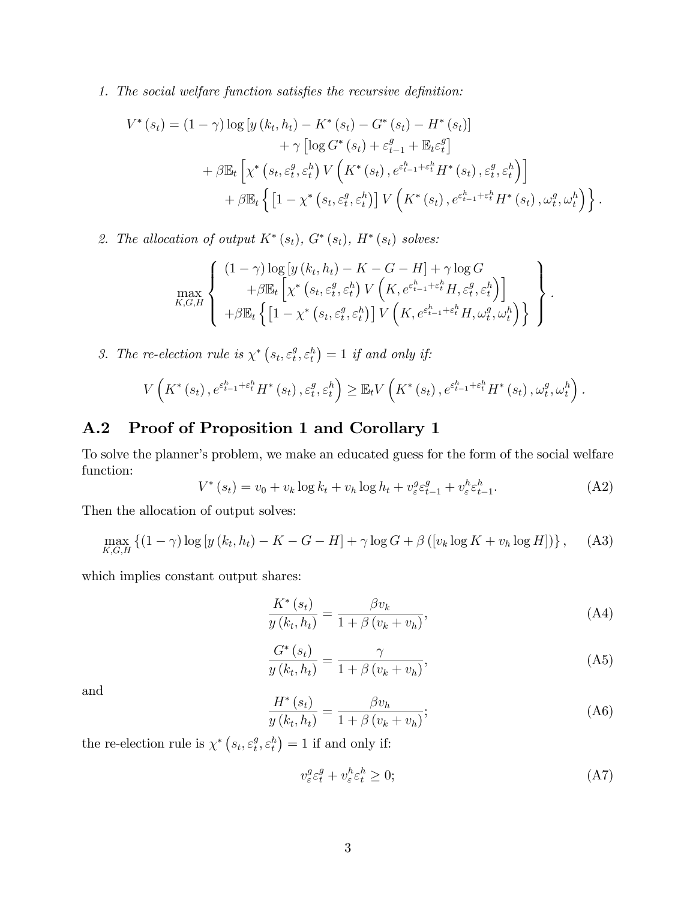1. *The social welfare function satisfies the recursive definition:*

$$
\begin{aligned}
V^*(s_t) = (1-\gamma)\log\left[y(k_t,h_t) - K^*(s_t) - G^*(s_t) - H^*(s_t)\right] \\
+ \gamma\left[\log G^*(s_t) + \varepsilon^g_{t-1} + \mathbb{E}_t\varepsilon^g_t\right] \\
+ \beta\mathbb{E}_t\left[\chi^*\left(s_t,\varepsilon^g_t,\varepsilon^h_t\right)V\left(K^*(s_t), e^{\varepsilon^h_{t-1}+\varepsilon^h_t}H^*(s_t), \varepsilon^g_t, \varepsilon^h_t\right)\right] \\
+ \beta\mathbb{E}_t\left\{\left[1-\chi^*\left(s_t,\varepsilon^g_t,\varepsilon^h_t\right)\right]V\left(K^*(s_t), e^{\varepsilon^h_{t-1}+\varepsilon^h_t}H^*(s_t), \omega^g_t, \omega^h_t\right)\right\}.
\end{aligned}
$$

2. *The allocation of output $K^*(s_t)$, $G^*(s_t)$, $H^*(s_t)$ solves:*

$$
\max_{K,G,H}\left\{\begin{array}{c}
(1-\gamma)\log\left[y(k_t,h_t) - K - G - H\right] + \gamma\log G \\
+\beta\mathbb{E}_t\left[\chi^*\left(s_t,\varepsilon^g_t,\varepsilon^h_t\right)V\left(K, e^{\varepsilon^h_{t-1}+\varepsilon^h_t}H, \varepsilon^g_t, \varepsilon^h_t\right)\right] \\
+\beta\mathbb{E}_t\left\{\left[1-\chi^*\left(s_t,\varepsilon^g_t,\varepsilon^h_t\right)\right]V\left(K, e^{\varepsilon^h_{t-1}+\varepsilon^h_t}H, \omega^g_t, \omega^h_t\right)\right\}
\end{array}\right\}.
$$

3. *The re-election rule is $\chi^*\left(s_t,\varepsilon^g_t,\varepsilon^h_t\right) = 1$ if and only if:*

$$
V\left(K^*(s_t), e^{\varepsilon^h_{t-1}+\varepsilon^h_t}H^*(s_t), \varepsilon^g_t, \varepsilon^h_t\right) \geq \mathbb{E}_t V\left(K^*(s_t), e^{\varepsilon^h_{t-1}+\varepsilon^h_t}H^*(s_t), \omega^g_t, \omega^h_t\right).
$$

## A.2 Proof of Proposition 1 and Corollary 1

To solve the planner's problem, we make an educated guess for the form of the social welfare function:

$$
V^*(s_t) = v_0 + v_k\log k_t + v_h\log h_t + v^g_\varepsilon\varepsilon^g_{t-1} + v^h_\varepsilon\varepsilon^h_{t-1}. \tag{A2}
$$

Then the allocation of output solves:

$$
\max_{K,G,H}\left\{(1-\gamma)\log\left[y(k_t,h_t) - K - G - H\right] + \gamma\log G + \beta\left(\left[v_k\log K + v_h\log H\right]\right)\right\}, \tag{A3}
$$

which implies constant output shares:

$$
\frac{K^*(s_t)}{y(k_t,h_t)} = \frac{\beta v_k}{1+\beta(v_k+v_h)}, \tag{A4}
$$

$$
\frac{G^*(s_t)}{y(k_t,h_t)} = \frac{\gamma}{1+\beta(v_k+v_h)}, \tag{A5}
$$

and

$$
\frac{H^*(s_t)}{y(k_t,h_t)} = \frac{\beta v_h}{1+\beta(v_k+v_h)}; \tag{A6}
$$

the re-election rule is $\chi^*\left(s_t,\varepsilon^g_t,\varepsilon^h_t\right) = 1$ if and only if:

$$
v^g_\varepsilon\varepsilon^g_t + v^h_\varepsilon\varepsilon^h_t \geq 0; \tag{A7}
$$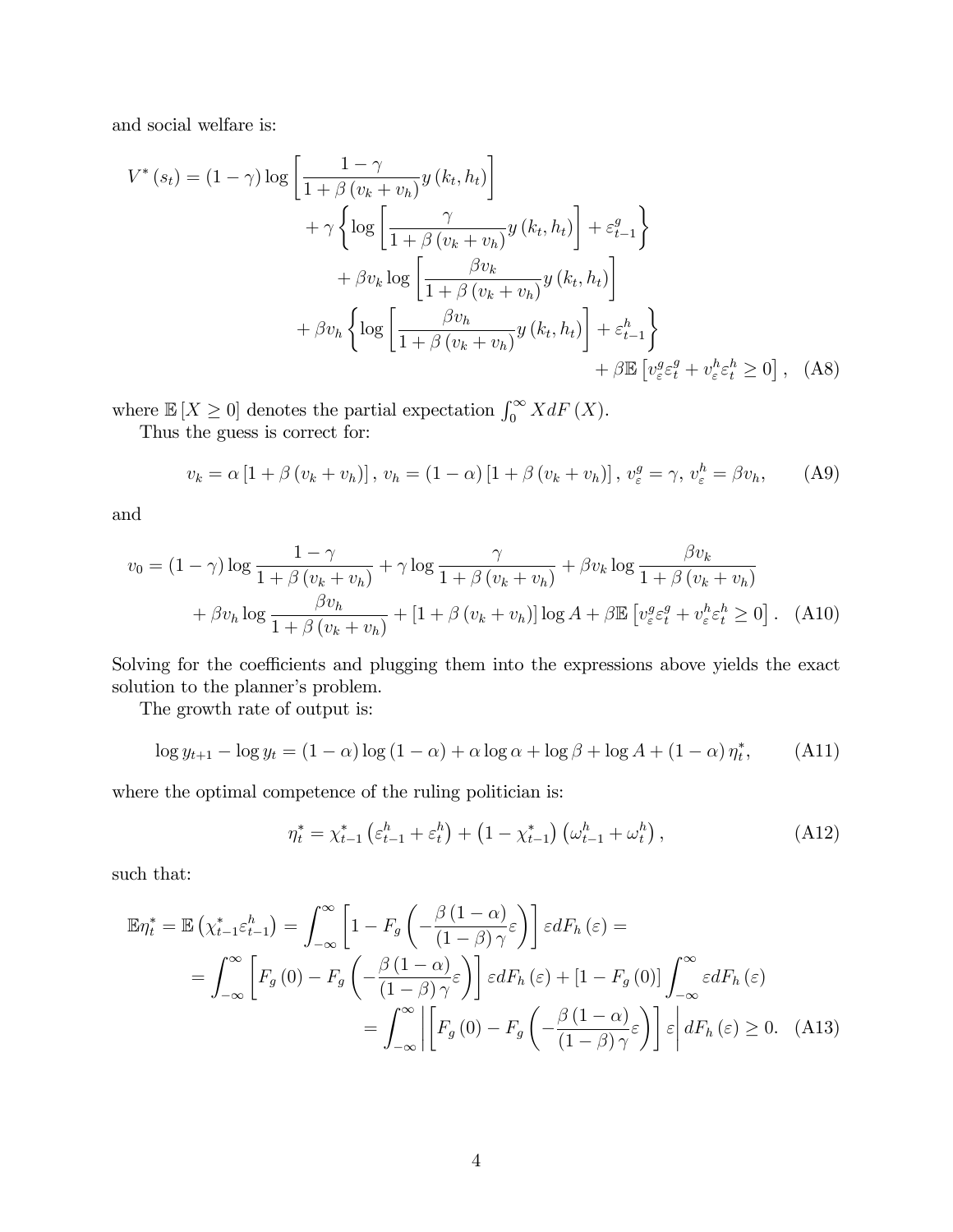and social welfare is:

$$
\begin{aligned}
V^*(s_t) = (1-\gamma)\log\left[\frac{1-\gamma}{1+\beta(v_k+v_h)}y(k_t,h_t)\right] \\
+\gamma\left\{\log\left[\frac{\gamma}{1+\beta(v_k+v_h)}y(k_t,h_t)\right]+\varepsilon_{t-1}^g\right\} \\
+\beta v_k\log\left[\frac{\beta v_k}{1+\beta(v_k+v_h)}y(k_t,h_t)\right] \\
+\beta v_h\left\{\log\left[\frac{\beta v_h}{1+\beta(v_k+v_h)}y(k_t,h_t)\right]+\varepsilon_{t-1}^h\right\} \\
+\beta\mathbb{E}\left[v_\varepsilon^g\varepsilon_t^g+v_\varepsilon^h\varepsilon_t^h\geq 0\right],
\end{aligned}
\tag{A8}
$$

where $\mathbb{E}[X\geq 0]$ denotes the partial expectation $\int_0^\infty XdF(X)$.

Thus the guess is correct for:

$$
v_k=\alpha\left[1+\beta(v_k+v_h)\right],\; v_h=(1-\alpha)\left[1+\beta(v_k+v_h)\right],\; v_\varepsilon^g=\gamma,\; v_\varepsilon^h=\beta v_h, \tag{A9}
$$

and

$$
\begin{aligned}
v_0 = (1-\gamma)\log\frac{1-\gamma}{1+\beta(v_k+v_h)}+\gamma\log\frac{\gamma}{1+\beta(v_k+v_h)}+\beta v_k\log\frac{\beta v_k}{1+\beta(v_k+v_h)} \\
+\beta v_h\log\frac{\beta v_h}{1+\beta(v_k+v_h)}+\left[1+\beta(v_k+v_h)\right]\log A+\beta\mathbb{E}\left[v_\varepsilon^g\varepsilon_t^g+v_\varepsilon^h\varepsilon_t^h\geq 0\right].
\end{aligned}
\tag{A10}
$$

Solving for the coefficients and plugging them into the expressions above yields the exact solution to the planner's problem.

The growth rate of output is:

$$
\log y_{t+1}-\log y_t=(1-\alpha)\log(1-\alpha)+\alpha\log\alpha+\log\beta+\log A+(1-\alpha)\eta_t^*, \tag{A11}
$$

where the optimal competence of the ruling politician is:

$$
\eta_t^*=\chi_{t-1}^*\left(\varepsilon_{t-1}^h+\varepsilon_t^h\right)+\left(1-\chi_{t-1}^*\right)\left(\omega_{t-1}^h+\omega_t^h\right), \tag{A12}
$$

such that:

$$
\begin{aligned}
\mathbb{E}\eta_t^* = \mathbb{E}\left(\chi_{t-1}^*\varepsilon_{t-1}^h\right) = \int_{-\infty}^{\infty}\left[1-F_g\left(-\frac{\beta(1-\alpha)}{(1-\beta)\gamma}\varepsilon\right)\right]\varepsilon dF_h(\varepsilon) = \\
= \int_{-\infty}^{\infty}\left[F_g(0)-F_g\left(-\frac{\beta(1-\alpha)}{(1-\beta)\gamma}\varepsilon\right)\right]\varepsilon dF_h(\varepsilon)+\left[1-F_g(0)\right]\int_{-\infty}^{\infty}\varepsilon dF_h(\varepsilon) \\
= \int_{-\infty}^{\infty}\left|\left[F_g(0)-F_g\left(-\frac{\beta(1-\alpha)}{(1-\beta)\gamma}\varepsilon\right)\right]\varepsilon\right| dF_h(\varepsilon)\geq 0.
\end{aligned}
\tag{A13}
$$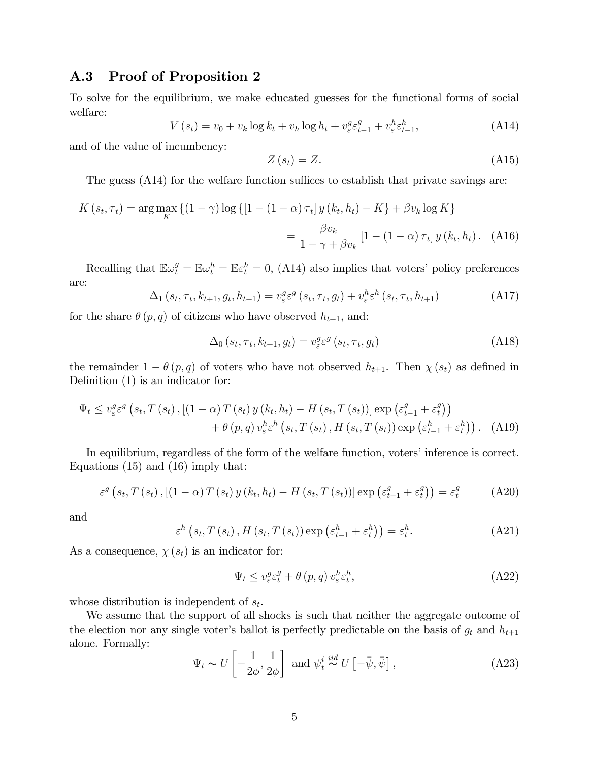## A.3 Proof of Proposition 2

To solve for the equilibrium, we make educated guesses for the functional forms of social welfare:

$$V(s_t) = v_0 + v_k \log k_t + v_h \log h_t + v_\varepsilon^g \varepsilon_{t-1}^g + v_\varepsilon^h \varepsilon_{t-1}^h, \tag{A14}$$

and of the value of incumbency:

$$Z(s_t) = Z. \tag{A15}$$

The guess (A14) for the welfare function suffices to establish that private savings are:

$$K(s_t, \tau_t) = \arg\max_K \left\{ (1-\gamma) \log \left\{ [1 - (1-\alpha)\tau_t] y(k_t, h_t) - K \right\} + \beta v_k \log K \right\}$$
$$= \frac{\beta v_k}{1 - \gamma + \beta v_k} [1 - (1-\alpha)\tau_t] y(k_t, h_t). \tag{A16}$$

Recalling that $\mathbb{E}\omega_t^g = \mathbb{E}\omega_t^h = \mathbb{E}\varepsilon_t^h = 0$, (A14) also implies that voters' policy preferences are:

$$\Delta_1(s_t, \tau_t, k_{t+1}, g_t, h_{t+1}) = v_\varepsilon^g \varepsilon^g(s_t, \tau_t, g_t) + v_\varepsilon^h \varepsilon^h(s_t, \tau_t, h_{t+1}) \tag{A17}$$

for the share $\theta(p, q)$ of citizens who have observed $h_{t+1}$, and:

$$\Delta_0(s_t, \tau_t, k_{t+1}, g_t) = v_\varepsilon^g \varepsilon^g(s_t, \tau_t, g_t) \tag{A18}$$

the remainder $1 - \theta(p, q)$ of voters who have not observed $h_{t+1}$. Then $\chi(s_t)$ as defined in Definition (1) is an indicator for:

$$\Psi_t \leq v_\varepsilon^g \varepsilon^g \left(s_t, T(s_t), [(1-\alpha) T(s_t) y(k_t, h_t) - H(s_t, T(s_t))] \exp\left(\varepsilon_{t-1}^g + \varepsilon_t^g\right)\right)$$
$$+ \theta(p, q) v_\varepsilon^h \varepsilon^h \left(s_t, T(s_t), H(s_t, T(s_t)) \exp\left(\varepsilon_{t-1}^h + \varepsilon_t^h\right)\right). \tag{A19}$$

In equilibrium, regardless of the form of the welfare function, voters' inference is correct. Equations (15) and (16) imply that:

$$\varepsilon^g \left(s_t, T(s_t), [(1-\alpha) T(s_t) y(k_t, h_t) - H(s_t, T(s_t))] \exp\left(\varepsilon_{t-1}^g + \varepsilon_t^g\right)\right) = \varepsilon_t^g \tag{A20}$$

and

$$\varepsilon^h \left(s_t, T(s_t), H(s_t, T(s_t)) \exp\left(\varepsilon_{t-1}^h + \varepsilon_t^h\right)\right) = \varepsilon_t^h. \tag{A21}$$

As a consequence, $\chi(s_t)$ is an indicator for:

$$\Psi_t \leq v_\varepsilon^g \varepsilon_t^g + \theta(p, q) v_\varepsilon^h \varepsilon_t^h, \tag{A22}$$

whose distribution is independent of $s_t$.

We assume that the support of all shocks is such that neither the aggregate outcome of the election nor any single voter's ballot is perfectly predictable on the basis of $g_t$ and $h_{t+1}$ alone. Formally:

$$\Psi_t \sim U\left[-\frac{1}{2\phi}, \frac{1}{2\phi}\right] \text{ and } \psi_t^i \overset{iid}{\sim} U\left[-\bar{\psi}, \bar{\psi}\right], \tag{A23}$$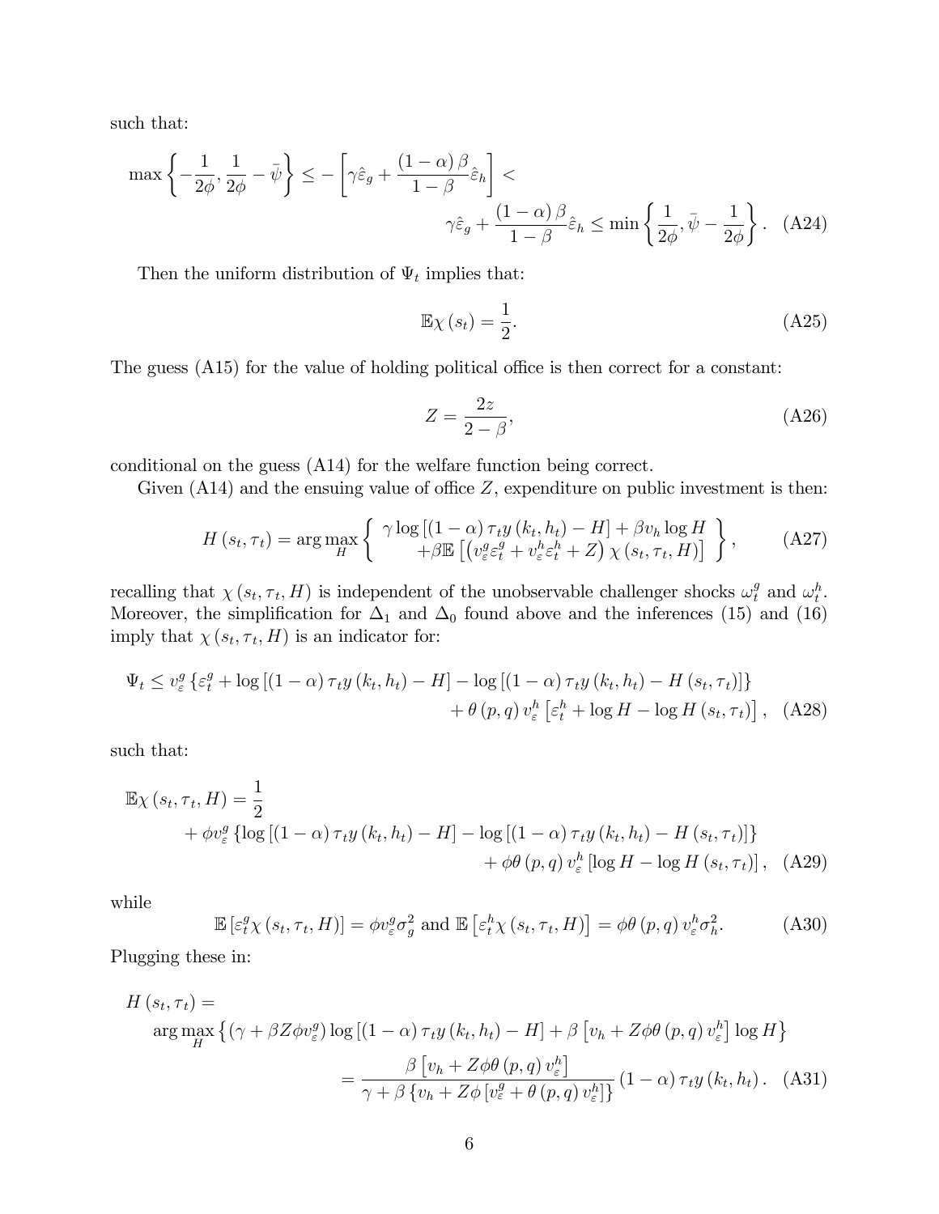such that:

$$\max\left\{-\frac{1}{2\phi},\frac{1}{2\phi}-\bar{\psi}\right\}\leq-\left[\gamma\hat{\varepsilon}_g+\frac{(1-\alpha)\beta}{1-\beta}\hat{\varepsilon}_h\right]<\gamma\hat{\varepsilon}_g+\frac{(1-\alpha)\beta}{1-\beta}\hat{\varepsilon}_h\leq\min\left\{\frac{1}{2\phi},\bar{\psi}-\frac{1}{2\phi}\right\}. \quad \text{(A24)}$$

Then the uniform distribution of $\Psi_t$ implies that:

$$\mathbb{E}\chi(s_t)=\frac{1}{2}. \quad \text{(A25)}$$

The guess (A15) for the value of holding political office is then correct for a constant:

$$Z=\frac{2z}{2-\beta}, \quad \text{(A26)}$$

conditional on the guess (A14) for the welfare function being correct.

Given (A14) and the ensuing value of office $Z$, expenditure on public investment is then:

$$H(s_t,\tau_t)=\arg\max_H\left\{\begin{array}{c}\gamma\log\left[(1-\alpha)\tau_t y(k_t,h_t)-H\right]+\beta v_h\log H\\+\beta\mathbb{E}\left[\left(v_\varepsilon^g\varepsilon_t^g+v_\varepsilon^h\varepsilon_t^h+Z\right)\chi(s_t,\tau_t,H)\right]\end{array}\right\}, \quad \text{(A27)}$$

recalling that $\chi(s_t,\tau_t,H)$ is independent of the unobservable challenger shocks $\omega_t^g$ and $\omega_t^h$. Moreover, the simplification for $\Delta_1$ and $\Delta_0$ found above and the inferences (15) and (16) imply that $\chi(s_t,\tau_t,H)$ is an indicator for:

$$\Psi_t\leq v_\varepsilon^g\left\{\varepsilon_t^g+\log\left[(1-\alpha)\tau_t y(k_t,h_t)-H\right]-\log\left[(1-\alpha)\tau_t y(k_t,h_t)-H(s_t,\tau_t)\right]\right\}+\theta(p,q)\,v_\varepsilon^h\left[\varepsilon_t^h+\log H-\log H(s_t,\tau_t)\right], \quad \text{(A28)}$$

such that:

$$\mathbb{E}\chi(s_t,\tau_t,H)=\frac{1}{2}+\phi v_\varepsilon^g\left\{\log\left[(1-\alpha)\tau_t y(k_t,h_t)-H\right]-\log\left[(1-\alpha)\tau_t y(k_t,h_t)-H(s_t,\tau_t)\right]\right\}+\phi\theta(p,q)\,v_\varepsilon^h\left[\log H-\log H(s_t,\tau_t)\right], \quad \text{(A29)}$$

while

$$\mathbb{E}\left[\varepsilon_t^g\chi(s_t,\tau_t,H)\right]=\phi v_\varepsilon^g\sigma_g^2\text{ and }\mathbb{E}\left[\varepsilon_t^h\chi(s_t,\tau_t,H)\right]=\phi\theta(p,q)\,v_\varepsilon^h\sigma_h^2. \quad \text{(A30)}$$

Plugging these in:

$$\begin{aligned}H(s_t,\tau_t)&=\arg\max_H\left\{(\gamma+\beta Z\phi v_\varepsilon^g)\log\left[(1-\alpha)\tau_t y(k_t,h_t)-H\right]+\beta\left[v_h+Z\phi\theta(p,q)\,v_\varepsilon^h\right]\log H\right\}\\&=\frac{\beta\left[v_h+Z\phi\theta(p,q)\,v_\varepsilon^h\right]}{\gamma+\beta\left\{v_h+Z\phi\left[v_\varepsilon^g+\theta(p,q)\,v_\varepsilon^h\right]\right\}}(1-\alpha)\tau_t y(k_t,h_t).\end{aligned} \quad \text{(A31)}$$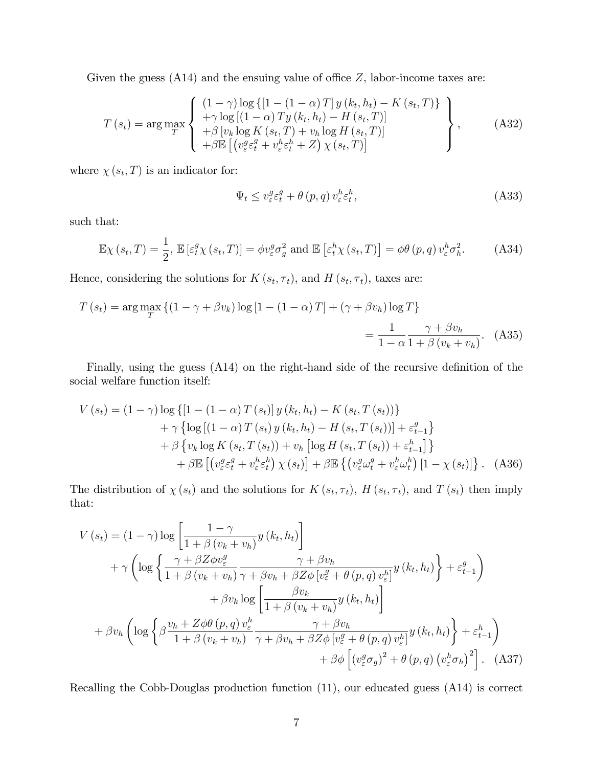Given the guess (A14) and the ensuing value of office $Z$, labor-income taxes are:

$$T(s_t) = \arg\max_T \left\{ \begin{array}{l} (1-\gamma)\log\{[1-(1-\alpha)T]\,y(k_t,h_t) - K(s_t,T)\} \\ +\gamma\log[(1-\alpha)Ty(k_t,h_t) - H(s_t,T)] \\ +\beta[v_k\log K(s_t,T) + v_h\log H(s_t,T)] \\ +\beta\mathbb{E}\left[\left(v_\varepsilon^g\varepsilon_t^g + v_\varepsilon^h\varepsilon_t^h + Z\right)\chi(s_t,T)\right] \end{array} \right\}, \tag{A32}$$

where $\chi(s_t,T)$ is an indicator for:

$$\Psi_t \leq v_\varepsilon^g\varepsilon_t^g + \theta(p,q)\,v_\varepsilon^h\varepsilon_t^h, \tag{A33}$$

such that:

$$\mathbb{E}\chi(s_t,T) = \frac{1}{2},\ \mathbb{E}\left[\varepsilon_t^g\chi(s_t,T)\right] = \phi v_\varepsilon^g\sigma_g^2 \text{ and } \mathbb{E}\left[\varepsilon_t^h\chi(s_t,T)\right] = \phi\theta(p,q)\,v_\varepsilon^h\sigma_h^2. \tag{A34}$$

Hence, considering the solutions for $K(s_t,\tau_t)$, and $H(s_t,\tau_t)$, taxes are:

$$\begin{aligned} T(s_t) &= \arg\max_T\{(1-\gamma+\beta v_k)\log[1-(1-\alpha)T] + (\gamma+\beta v_h)\log T\} \\ &= \frac{1}{1-\alpha}\frac{\gamma+\beta v_h}{1+\beta(v_k+v_h)}. \end{aligned} \tag{A35}$$

Finally, using the guess (A14) on the right-hand side of the recursive definition of the social welfare function itself:

$$\begin{aligned} V(s_t) &= (1-\gamma)\log\{[1-(1-\alpha)T(s_t)]\,y(k_t,h_t) - K(s_t,T(s_t))\} \\ &\quad + \gamma\left\{\log[(1-\alpha)T(s_t)\,y(k_t,h_t) - H(s_t,T(s_t))] + \varepsilon_{t-1}^g\right\} \\ &\quad + \beta\left\{v_k\log K(s_t,T(s_t)) + v_h\left[\log H(s_t,T(s_t)) + \varepsilon_{t-1}^h\right]\right\} \\ &\qquad + \beta\mathbb{E}\left[\left(v_\varepsilon^g\varepsilon_t^g + v_\varepsilon^h\varepsilon_t^h\right)\chi(s_t)\right] + \beta\mathbb{E}\left\{\left(v_\varepsilon^g\omega_t^g + v_\varepsilon^h\omega_t^h\right)[1-\chi(s_t)]\right\}. \end{aligned} \tag{A36}$$

The distribution of $\chi(s_t)$ and the solutions for $K(s_t,\tau_t)$, $H(s_t,\tau_t)$, and $T(s_t)$ then imply that:

$$\begin{aligned} V(s_t) &= (1-\gamma)\log\left[\frac{1-\gamma}{1+\beta(v_k+v_h)}y(k_t,h_t)\right] \\ &\quad + \gamma\left(\log\left\{\frac{\gamma+\beta Z\phi v_\varepsilon^g}{1+\beta(v_k+v_h)}\frac{\gamma+\beta v_h}{\gamma+\beta v_h+\beta Z\phi\left[v_\varepsilon^g+\theta(p,q)\,v_\varepsilon^h\right]}y(k_t,h_t)\right\} + \varepsilon_{t-1}^g\right) \\ &\qquad + \beta v_k\log\left[\frac{\beta v_k}{1+\beta(v_k+v_h)}y(k_t,h_t)\right] \\ &\quad + \beta v_h\left(\log\left\{\beta\frac{v_h+Z\phi\theta(p,q)\,v_\varepsilon^h}{1+\beta(v_k+v_h)}\frac{\gamma+\beta v_h}{\gamma+\beta v_h+\beta Z\phi\left[v_\varepsilon^g+\theta(p,q)\,v_\varepsilon^h\right]}y(k_t,h_t)\right\} + \varepsilon_{t-1}^h\right) \\ &\qquad + \beta\phi\left[\left(v_\varepsilon^g\sigma_g\right)^2 + \theta(p,q)\left(v_\varepsilon^h\sigma_h\right)^2\right]. \end{aligned} \tag{A37}$$

Recalling the Cobb-Douglas production function (11), our educated guess (A14) is correct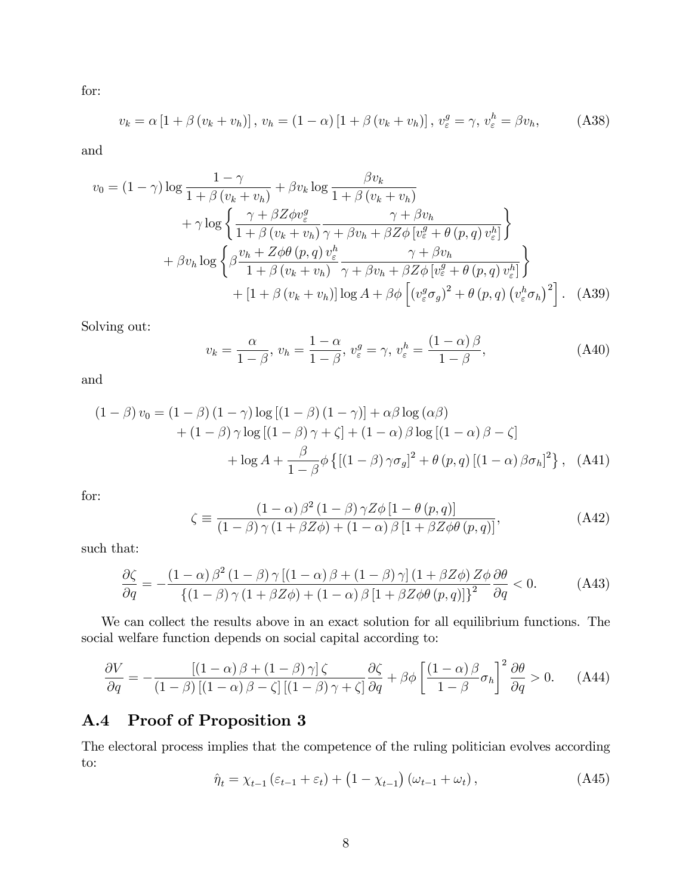for:

$$v_k = \alpha \left[1 + \beta \left(v_k + v_h\right)\right], \; v_h = \left(1 - \alpha\right) \left[1 + \beta \left(v_k + v_h\right)\right], \; v_\varepsilon^g = \gamma, \; v_\varepsilon^h = \beta v_h, \tag{A38}$$

and

$$\begin{aligned} v_0 = (1-\gamma) \log \frac{1-\gamma}{1+\beta(v_k+v_h)} + \beta v_k \log \frac{\beta v_k}{1+\beta(v_k+v_h)} \\ + \gamma \log \left\{ \frac{\gamma + \beta Z \phi v_\varepsilon^g}{1+\beta(v_k+v_h)} \frac{\gamma + \beta v_h}{\gamma + \beta v_h + \beta Z \phi \left[v_\varepsilon^g + \theta(p,q) v_\varepsilon^h\right]} \right\} \\ + \beta v_h \log \left\{ \beta \frac{v_h + Z\phi \theta(p,q) v_\varepsilon^h}{1+\beta(v_k+v_h)} \frac{\gamma + \beta v_h}{\gamma + \beta v_h + \beta Z \phi \left[v_\varepsilon^g + \theta(p,q) v_\varepsilon^h\right]} \right\} \\ + \left[1+\beta(v_k+v_h)\right] \log A + \beta \phi \left[ \left(v_\varepsilon^g \sigma_g\right)^2 + \theta(p,q) \left(v_\varepsilon^h \sigma_h\right)^2 \right]. \end{aligned} \tag{A39}$$

Solving out:

$$v_k = \frac{\alpha}{1-\beta}, \; v_h = \frac{1-\alpha}{1-\beta}, \; v_\varepsilon^g = \gamma, \; v_\varepsilon^h = \frac{(1-\alpha)\beta}{1-\beta}, \tag{A40}$$

and

$$\begin{aligned} (1-\beta) v_0 = (1-\beta)(1-\gamma) \log\left[(1-\beta)(1-\gamma)\right] + \alpha\beta \log(\alpha\beta) \\ + (1-\beta)\gamma \log\left[(1-\beta)\gamma + \zeta\right] + (1-\alpha)\beta \log\left[(1-\alpha)\beta - \zeta\right] \\ + \log A + \frac{\beta}{1-\beta} \phi \left\{ \left[(1-\beta)\gamma\sigma_g\right]^2 + \theta(p,q) \left[(1-\alpha)\beta\sigma_h\right]^2 \right\}, \end{aligned} \tag{A41}$$

for:

$$\zeta \equiv \frac{(1-\alpha)\beta^2(1-\beta)\gamma Z\phi\left[1-\theta(p,q)\right]}{(1-\beta)\gamma(1+\beta Z\phi) + (1-\alpha)\beta\left[1+\beta Z\phi\theta(p,q)\right]}, \tag{A42}$$

such that:

$$\frac{\partial \zeta}{\partial q} = -\frac{(1-\alpha)\beta^2(1-\beta)\gamma\left[(1-\alpha)\beta + (1-\beta)\gamma\right](1+\beta Z\phi) Z\phi}{\left\{(1-\beta)\gamma(1+\beta Z\phi) + (1-\alpha)\beta\left[1+\beta Z\phi\theta(p,q)\right]\right\}^2} \frac{\partial \theta}{\partial q} < 0. \tag{A43}$$

We can collect the results above in an exact solution for all equilibrium functions. The social welfare function depends on social capital according to:

$$\frac{\partial V}{\partial q} = -\frac{\left[(1-\alpha)\beta + (1-\beta)\gamma\right]\zeta}{(1-\beta)\left[(1-\alpha)\beta - \zeta\right]\left[(1-\beta)\gamma + \zeta\right]} \frac{\partial \zeta}{\partial q} + \beta\phi \left[\frac{(1-\alpha)\beta}{1-\beta}\sigma_h\right]^2 \frac{\partial \theta}{\partial q} > 0. \tag{A44}$$

## A.4 Proof of Proposition 3

The electoral process implies that the competence of the ruling politician evolves according to:

$$\hat{\eta}_t = \chi_{t-1}\left(\varepsilon_{t-1} + \varepsilon_t\right) + \left(1 - \chi_{t-1}\right)\left(\omega_{t-1} + \omega_t\right), \tag{A45}$$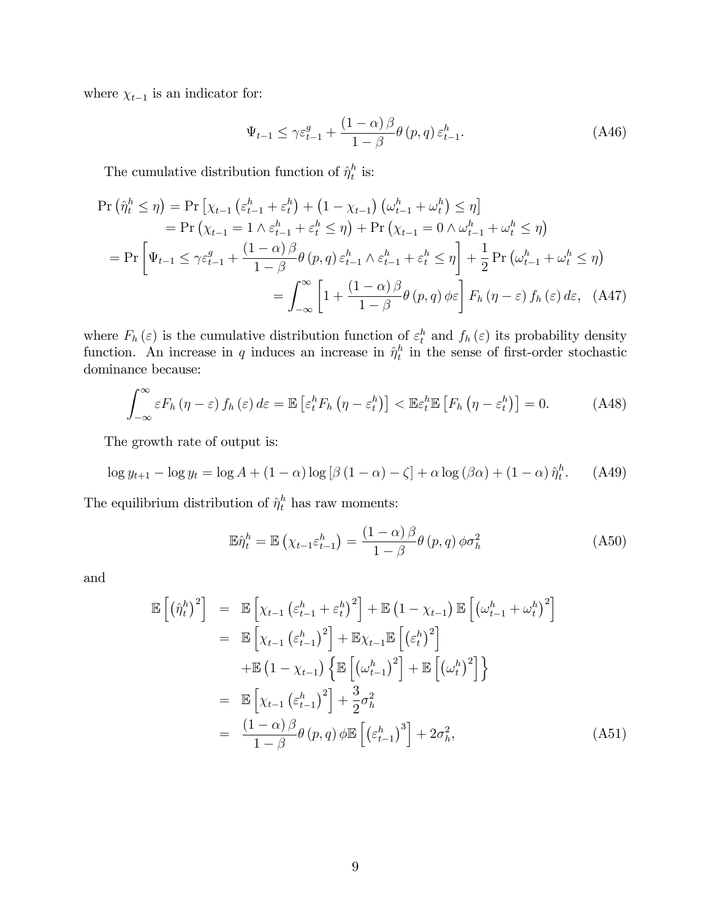where $\chi_{t-1}$ is an indicator for:

$$\Psi_{t-1} \leq \gamma \varepsilon_{t-1}^{g} + \frac{(1-\alpha)\beta}{1-\beta}\theta(p,q)\varepsilon_{t-1}^{h}. \tag{A46}$$

The cumulative distribution function of $\hat{\eta}_t^h$ is:

$$\begin{aligned}
\Pr\left(\hat{\eta}_t^h \leq \eta\right) &= \Pr\left[\chi_{t-1}\left(\varepsilon_{t-1}^h + \varepsilon_t^h\right) + \left(1-\chi_{t-1}\right)\left(\omega_{t-1}^h + \omega_t^h\right) \leq \eta\right] \\
&= \Pr\left(\chi_{t-1} = 1 \wedge \varepsilon_{t-1}^h + \varepsilon_t^h \leq \eta\right) + \Pr\left(\chi_{t-1} = 0 \wedge \omega_{t-1}^h + \omega_t^h \leq \eta\right) \\
= \Pr&\left[\Psi_{t-1} \leq \gamma\varepsilon_{t-1}^g + \frac{(1-\alpha)\beta}{1-\beta}\theta(p,q)\varepsilon_{t-1}^h \wedge \varepsilon_{t-1}^h + \varepsilon_t^h \leq \eta\right] + \frac{1}{2}\Pr\left(\omega_{t-1}^h + \omega_t^h \leq \eta\right) \\
&= \int_{-\infty}^{\infty}\left[1 + \frac{(1-\alpha)\beta}{1-\beta}\theta(p,q)\phi\varepsilon\right]F_h(\eta-\varepsilon)f_h(\varepsilon)\,d\varepsilon, \quad \text{(A47)}
\end{aligned}$$

where $F_h(\varepsilon)$ is the cumulative distribution function of $\varepsilon_t^h$ and $f_h(\varepsilon)$ its probability density function. An increase in $q$ induces an increase in $\hat{\eta}_t^h$ in the sense of first-order stochastic dominance because:

$$\int_{-\infty}^{\infty}\varepsilon F_h(\eta-\varepsilon)f_h(\varepsilon)\,d\varepsilon = \mathbb{E}\left[\varepsilon_t^h F_h\left(\eta-\varepsilon_t^h\right)\right] < \mathbb{E}\varepsilon_t^h\mathbb{E}\left[F_h\left(\eta-\varepsilon_t^h\right)\right] = 0. \tag{A48}$$

The growth rate of output is:

$$\log y_{t+1} - \log y_t = \log A + (1-\alpha)\log\left[\beta(1-\alpha)-\zeta\right] + \alpha\log(\beta\alpha) + (1-\alpha)\hat{\eta}_t^h. \tag{A49}$$

The equilibrium distribution of $\hat{\eta}_t^h$ has raw moments:

$$\mathbb{E}\hat{\eta}_t^h = \mathbb{E}\left(\chi_{t-1}\varepsilon_{t-1}^h\right) = \frac{(1-\alpha)\beta}{1-\beta}\theta(p,q)\phi\sigma_h^2 \tag{A50}$$

and

$$\begin{aligned}
\mathbb{E}\left[\left(\hat{\eta}_t^h\right)^2\right] &= \mathbb{E}\left[\chi_{t-1}\left(\varepsilon_{t-1}^h + \varepsilon_t^h\right)^2\right] + \mathbb{E}\left(1-\chi_{t-1}\right)\mathbb{E}\left[\left(\omega_{t-1}^h + \omega_t^h\right)^2\right] \\
&= \mathbb{E}\left[\chi_{t-1}\left(\varepsilon_{t-1}^h\right)^2\right] + \mathbb{E}\chi_{t-1}\mathbb{E}\left[\left(\varepsilon_t^h\right)^2\right] \\
&\quad + \mathbb{E}\left(1-\chi_{t-1}\right)\left\{\mathbb{E}\left[\left(\omega_{t-1}^h\right)^2\right] + \mathbb{E}\left[\left(\omega_t^h\right)^2\right]\right\} \\
&= \mathbb{E}\left[\chi_{t-1}\left(\varepsilon_{t-1}^h\right)^2\right] + \frac{3}{2}\sigma_h^2 \\
&= \frac{(1-\alpha)\beta}{1-\beta}\theta(p,q)\phi\mathbb{E}\left[\left(\varepsilon_{t-1}^h\right)^3\right] + 2\sigma_h^2,
\end{aligned} \tag{A51}$$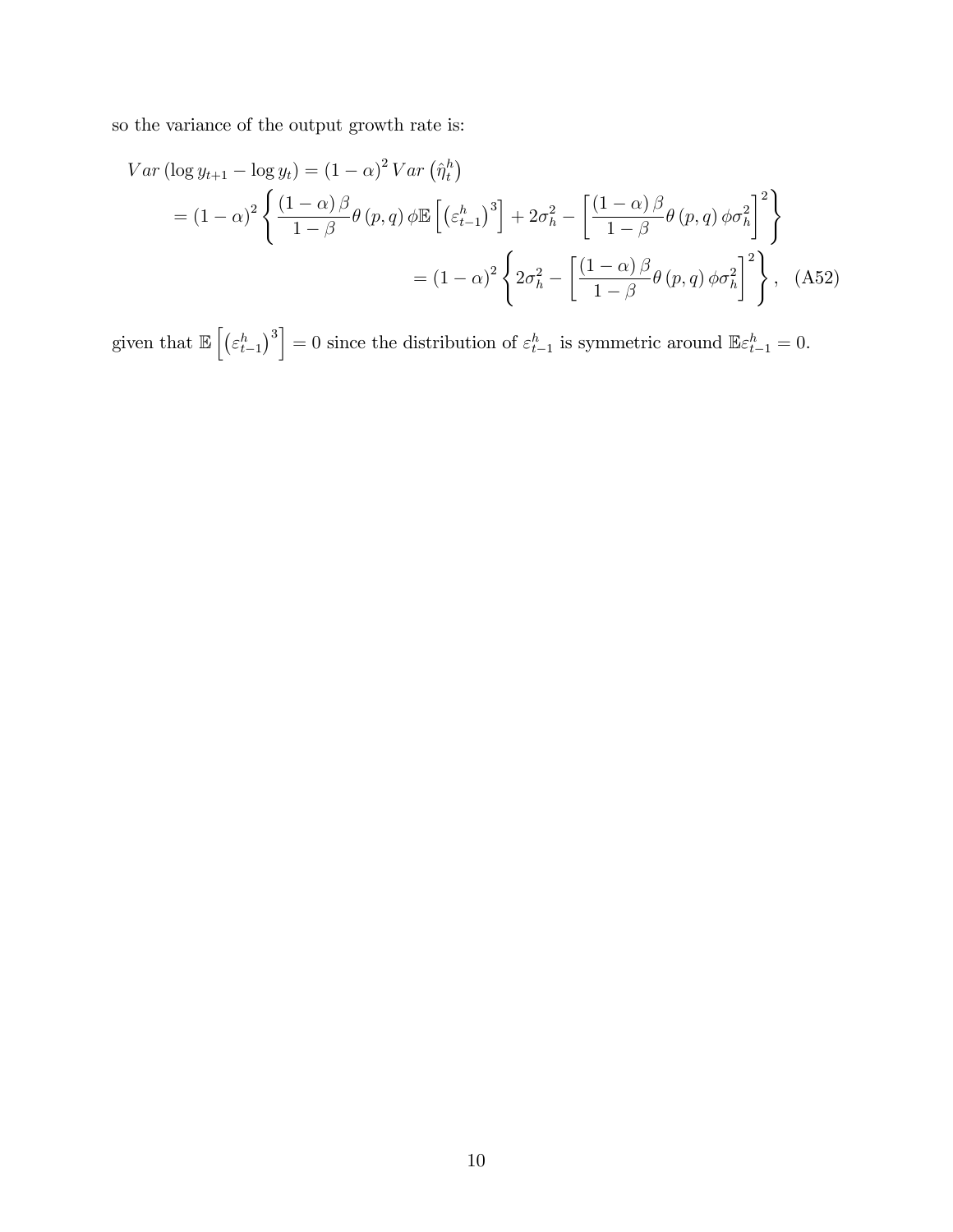so the variance of the output growth rate is:

$$
\begin{aligned}
Var\left(\log y_{t+1} - \log y_t\right) &= (1-\alpha)^2 Var\left(\hat{\eta}_t^h\right) \\
&= (1-\alpha)^2 \left\{ \frac{(1-\alpha)\beta}{1-\beta}\theta(p,q)\,\phi\mathbb{E}\left[\left(\varepsilon_{t-1}^h\right)^3\right] + 2\sigma_h^2 - \left[\frac{(1-\alpha)\beta}{1-\beta}\theta(p,q)\,\phi\sigma_h^2\right]^2 \right\} \\
&= (1-\alpha)^2 \left\{ 2\sigma_h^2 - \left[\frac{(1-\alpha)\beta}{1-\beta}\theta(p,q)\,\phi\sigma_h^2\right]^2 \right\}, \quad \text{(A52)}
\end{aligned}
$$

given that $\mathbb{E}\left[\left(\varepsilon_{t-1}^h\right)^3\right] = 0$ since the distribution of $\varepsilon_{t-1}^h$ is symmetric around $\mathbb{E}\varepsilon_{t-1}^h = 0$.